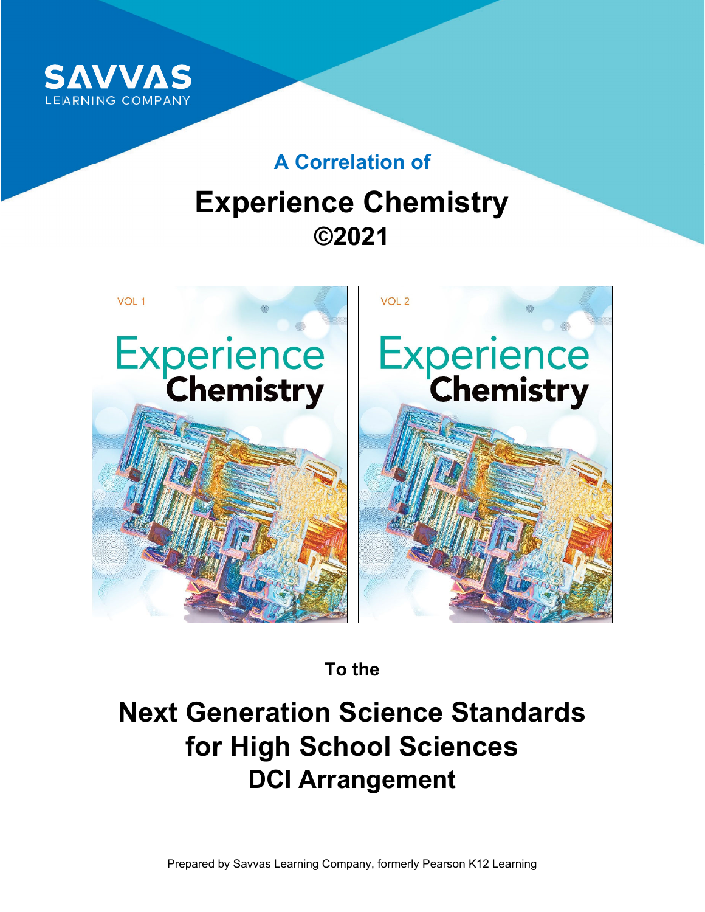SAVVAS LEARNING COMPANY

## A Correlation of

# Experience Chemistry ©2021

VOL 1

Experience Chemistry

VOL 2

Experience Chemistry

### To the

# Next Generation Science Standards for High School Sciences DCI Arrangement

Prepared by Savvas Learning Company, formerly Pearson K12 Learning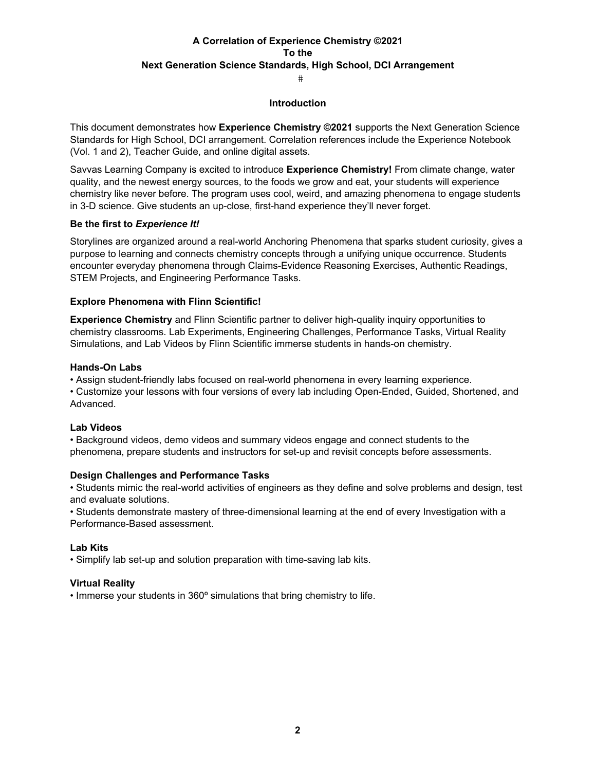**A Correlation of Experience Chemistry ©2021**
**To the**
**Next Generation Science Standards, High School, DCI Arrangement**

#

## Introduction

This document demonstrates how **Experience Chemistry ©2021** supports the Next Generation Science Standards for High School, DCI arrangement. Correlation references include the Experience Notebook (Vol. 1 and 2), Teacher Guide, and online digital assets.

Savvas Learning Company is excited to introduce **Experience Chemistry!** From climate change, water quality, and the newest energy sources, to the foods we grow and eat, your students will experience chemistry like never before. The program uses cool, weird, and amazing phenomena to engage students in 3-D science. Give students an up-close, first-hand experience they'll never forget.

**Be the first to *Experience It!***

Storylines are organized around a real-world Anchoring Phenomena that sparks student curiosity, gives a purpose to learning and connects chemistry concepts through a unifying unique occurrence. Students encounter everyday phenomena through Claims-Evidence Reasoning Exercises, Authentic Readings, STEM Projects, and Engineering Performance Tasks.

**Explore Phenomena with Flinn Scientific!**

**Experience Chemistry** and Flinn Scientific partner to deliver high-quality inquiry opportunities to chemistry classrooms. Lab Experiments, Engineering Challenges, Performance Tasks, Virtual Reality Simulations, and Lab Videos by Flinn Scientific immerse students in hands-on chemistry.

**Hands-On Labs**

- Assign student-friendly labs focused on real-world phenomena in every learning experience.
- Customize your lessons with four versions of every lab including Open-Ended, Guided, Shortened, and Advanced.

**Lab Videos**

- Background videos, demo videos and summary videos engage and connect students to the phenomena, prepare students and instructors for set-up and revisit concepts before assessments.

**Design Challenges and Performance Tasks**

- Students mimic the real-world activities of engineers as they define and solve problems and design, test and evaluate solutions.
- Students demonstrate mastery of three-dimensional learning at the end of every Investigation with a Performance-Based assessment.

**Lab Kits**

- Simplify lab set-up and solution preparation with time-saving lab kits.

**Virtual Reality**

- Immerse your students in 360º simulations that bring chemistry to life.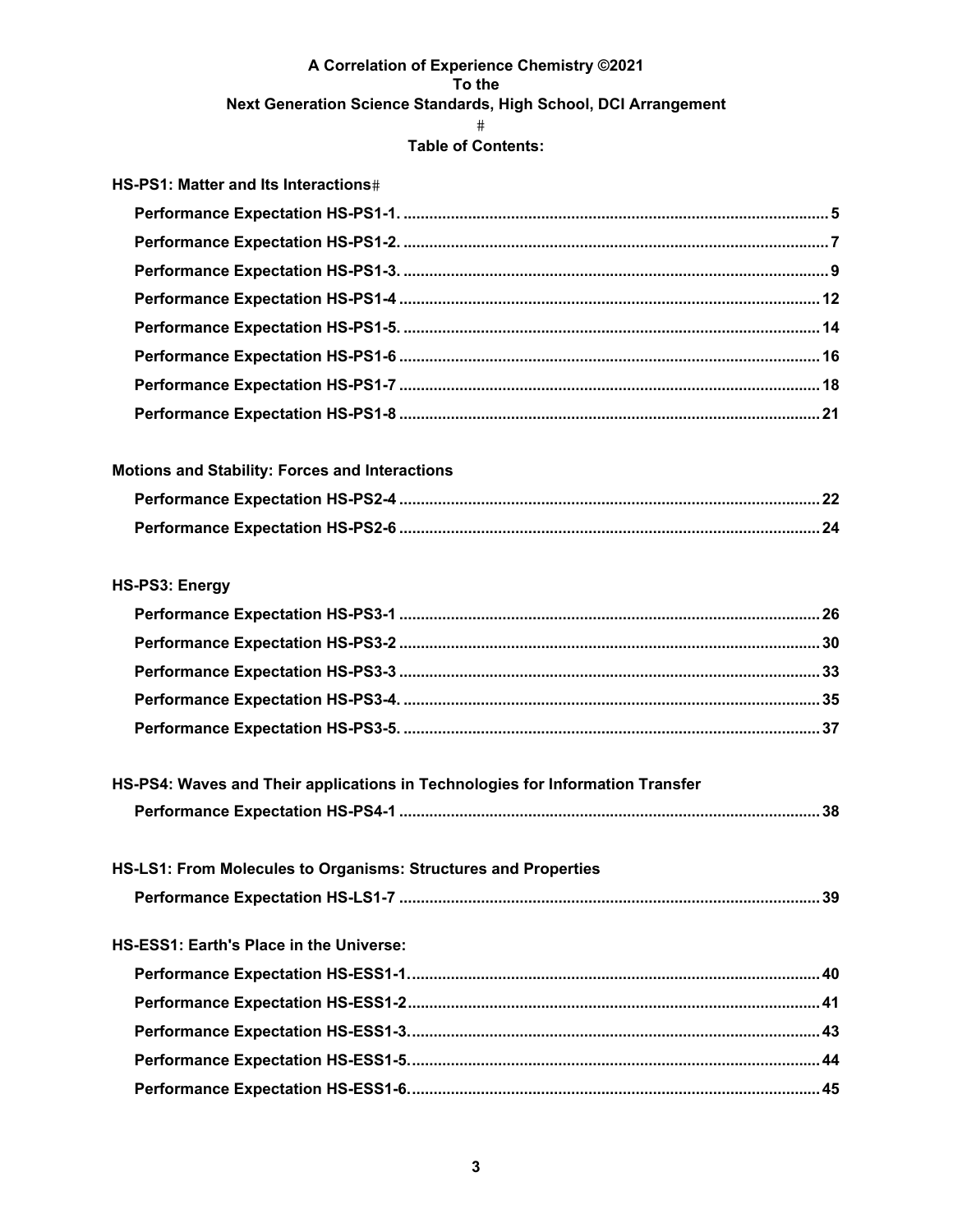**A Correlation of Experience Chemistry ©2021**
**To the**
**Next Generation Science Standards, High School, DCI Arrangement**

#

**Table of Contents:**

**HS-PS1: Matter and Its Interactions**#

**Performance Expectation HS-PS1-1. .......... 5**
**Performance Expectation HS-PS1-2. .......... 7**
**Performance Expectation HS-PS1-3. .......... 9**
**Performance Expectation HS-PS1-4 .......... 12**
**Performance Expectation HS-PS1-5. .......... 14**
**Performance Expectation HS-PS1-6 .......... 16**
**Performance Expectation HS-PS1-7 .......... 18**
**Performance Expectation HS-PS1-8 .......... 21**

**Motions and Stability: Forces and Interactions**

**Performance Expectation HS-PS2-4 .......... 22**
**Performance Expectation HS-PS2-6 .......... 24**

**HS-PS3: Energy**

**Performance Expectation HS-PS3-1 .......... 26**
**Performance Expectation HS-PS3-2 .......... 30**
**Performance Expectation HS-PS3-3 .......... 33**
**Performance Expectation HS-PS3-4. .......... 35**
**Performance Expectation HS-PS3-5. .......... 37**

**HS-PS4: Waves and Their applications in Technologies for Information Transfer**

**Performance Expectation HS-PS4-1 .......... 38**

**HS-LS1: From Molecules to Organisms: Structures and Properties**

**Performance Expectation HS-LS1-7 .......... 39**

**HS-ESS1: Earth's Place in the Universe:**

**Performance Expectation HS-ESS1-1. .......... 40**
**Performance Expectation HS-ESS1-2 .......... 41**
**Performance Expectation HS-ESS1-3. .......... 43**
**Performance Expectation HS-ESS1-5. .......... 44**
**Performance Expectation HS-ESS1-6. .......... 45**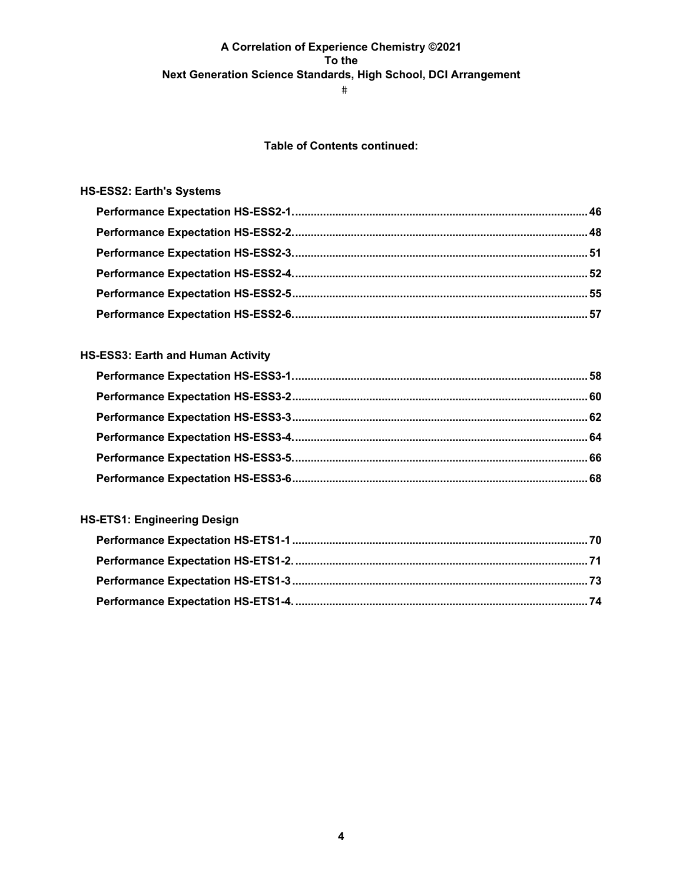# A Correlation of Experience Chemistry ©2021
# To the
# Next Generation Science Standards, High School, DCI Arrangement

#

**Table of Contents continued:**

**HS-ESS2: Earth's Systems**

**Performance Expectation HS-ESS2-1.......................................................................................46**
**Performance Expectation HS-ESS2-2.......................................................................................48**
**Performance Expectation HS-ESS2-3.......................................................................................51**
**Performance Expectation HS-ESS2-4.......................................................................................52**
**Performance Expectation HS-ESS2-5.......................................................................................55**
**Performance Expectation HS-ESS2-6.......................................................................................57**

**HS-ESS3: Earth and Human Activity**

**Performance Expectation HS-ESS3-1.......................................................................................58**
**Performance Expectation HS-ESS3-2.......................................................................................60**
**Performance Expectation HS-ESS3-3.......................................................................................62**
**Performance Expectation HS-ESS3-4.......................................................................................64**
**Performance Expectation HS-ESS3-5.......................................................................................66**
**Performance Expectation HS-ESS3-6.......................................................................................68**

**HS-ETS1: Engineering Design**

**Performance Expectation HS-ETS1-1.......................................................................................70**
**Performance Expectation HS-ETS1-2.......................................................................................71**
**Performance Expectation HS-ETS1-3.......................................................................................73**
**Performance Expectation HS-ETS1-4.......................................................................................74**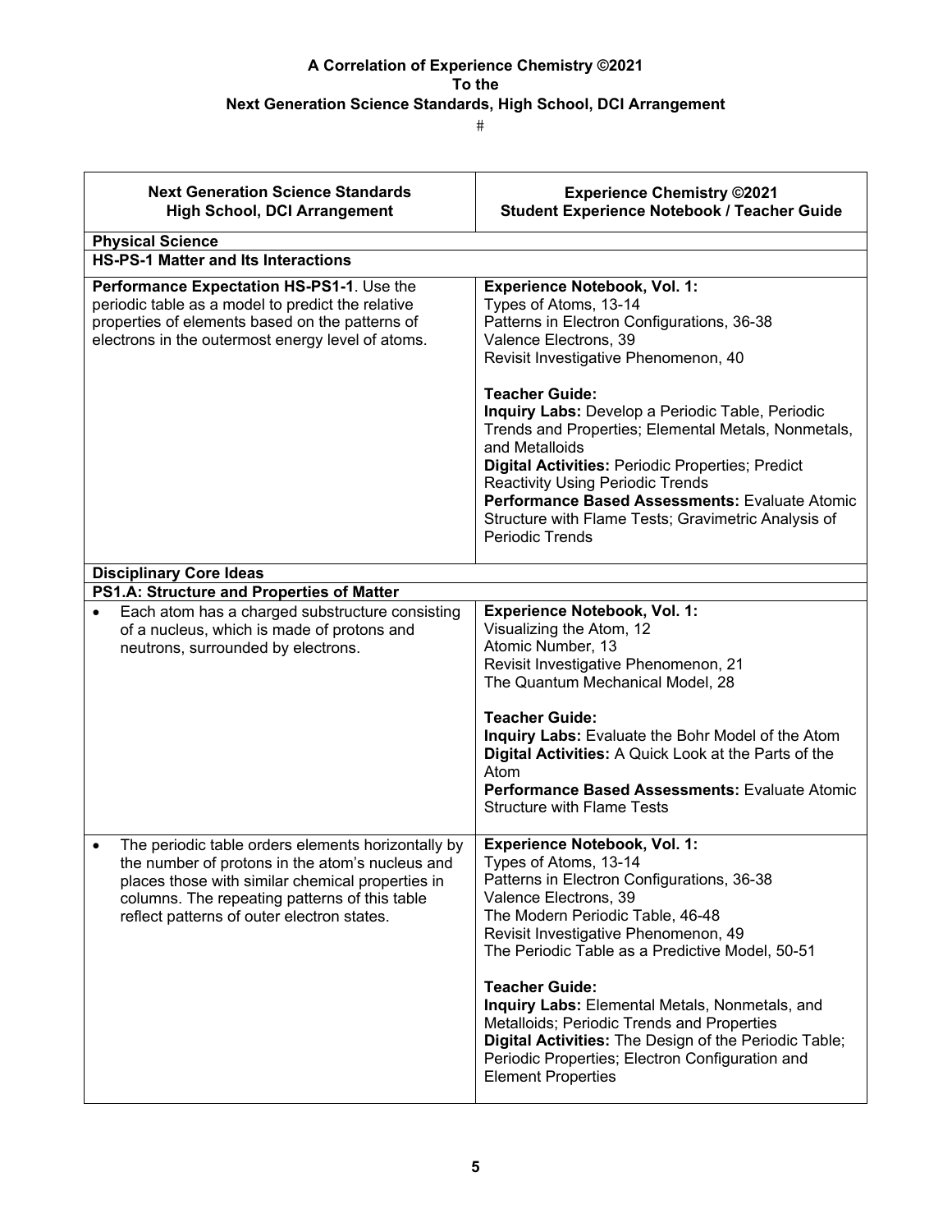**A Correlation of Experience Chemistry ©2021**
**To the**
**Next Generation Science Standards, High School, DCI Arrangement**

#

| Next Generation Science Standards<br>High School, DCI Arrangement | Experience Chemistry ©2021<br>Student Experience Notebook / Teacher Guide |
|---|---|
| **Physical Science** | |
| **HS-PS-1 Matter and Its Interactions** | |
| **Performance Expectation HS-PS1-1**. Use the periodic table as a model to predict the relative properties of elements based on the patterns of electrons in the outermost energy level of atoms. | **Experience Notebook, Vol. 1:**<br>Types of Atoms, 13-14<br>Patterns in Electron Configurations, 36-38<br>Valence Electrons, 39<br>Revisit Investigative Phenomenon, 40<br><br>**Teacher Guide:**<br>**Inquiry Labs:** Develop a Periodic Table, Periodic Trends and Properties; Elemental Metals, Nonmetals, and Metalloids<br>**Digital Activities:** Periodic Properties; Predict Reactivity Using Periodic Trends<br>**Performance Based Assessments:** Evaluate Atomic Structure with Flame Tests; Gravimetric Analysis of Periodic Trends |
| **Disciplinary Core Ideas** | |
| **PS1.A: Structure and Properties of Matter** | |
| • Each atom has a charged substructure consisting of a nucleus, which is made of protons and neutrons, surrounded by electrons. | **Experience Notebook, Vol. 1:**<br>Visualizing the Atom, 12<br>Atomic Number, 13<br>Revisit Investigative Phenomenon, 21<br>The Quantum Mechanical Model, 28<br><br>**Teacher Guide:**<br>**Inquiry Labs:** Evaluate the Bohr Model of the Atom<br>**Digital Activities:** A Quick Look at the Parts of the Atom<br>**Performance Based Assessments:** Evaluate Atomic Structure with Flame Tests |
| • The periodic table orders elements horizontally by the number of protons in the atom's nucleus and places those with similar chemical properties in columns. The repeating patterns of this table reflect patterns of outer electron states. | **Experience Notebook, Vol. 1:**<br>Types of Atoms, 13-14<br>Patterns in Electron Configurations, 36-38<br>Valence Electrons, 39<br>The Modern Periodic Table, 46-48<br>Revisit Investigative Phenomenon, 49<br>The Periodic Table as a Predictive Model, 50-51<br><br>**Teacher Guide:**<br>**Inquiry Labs:** Elemental Metals, Nonmetals, and Metalloids; Periodic Trends and Properties<br>**Digital Activities:** The Design of the Periodic Table; Periodic Properties; Electron Configuration and Element Properties |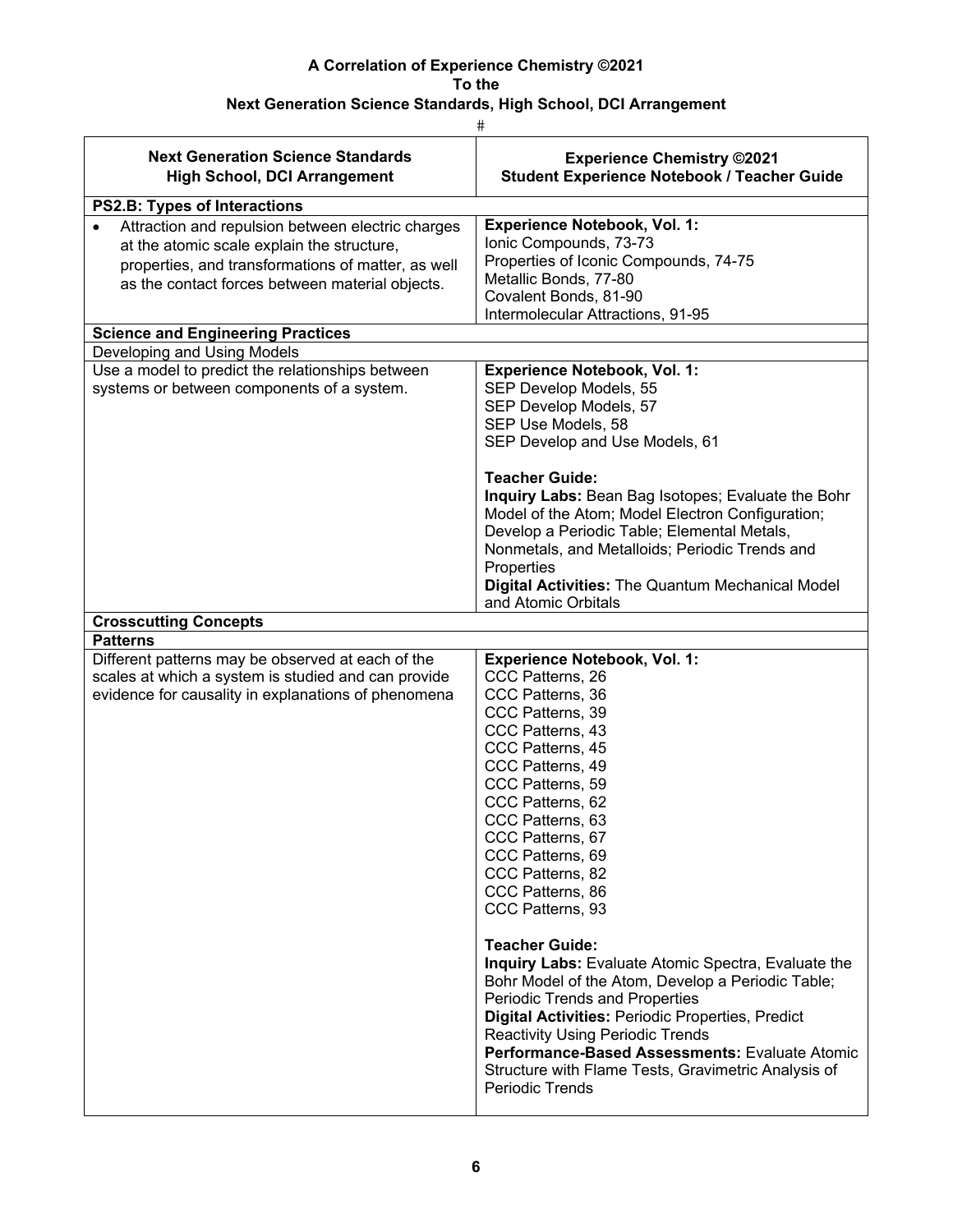**A Correlation of Experience Chemistry ©2021**
**To the**
**Next Generation Science Standards, High School, DCI Arrangement**

#

| Next Generation Science Standards<br>High School, DCI Arrangement | Experience Chemistry ©2021<br>Student Experience Notebook / Teacher Guide |
|---|---|
| **PS2.B: Types of Interactions** | |
| • Attraction and repulsion between electric charges at the atomic scale explain the structure, properties, and transformations of matter, as well as the contact forces between material objects. | **Experience Notebook, Vol. 1:**<br>Ionic Compounds, 73-73<br>Properties of Iconic Compounds, 74-75<br>Metallic Bonds, 77-80<br>Covalent Bonds, 81-90<br>Intermolecular Attractions, 91-95 |
| **Science and Engineering Practices** | |
| Developing and Using Models | |
| Use a model to predict the relationships between systems or between components of a system. | **Experience Notebook, Vol. 1:**<br>SEP Develop Models, 55<br>SEP Develop Models, 57<br>SEP Use Models, 58<br>SEP Develop and Use Models, 61<br><br>**Teacher Guide:**<br>**Inquiry Labs:** Bean Bag Isotopes; Evaluate the Bohr Model of the Atom; Model Electron Configuration; Develop a Periodic Table; Elemental Metals, Nonmetals, and Metalloids; Periodic Trends and Properties<br>**Digital Activities:** The Quantum Mechanical Model and Atomic Orbitals |
| **Crosscutting Concepts** | |
| **Patterns** | |
| Different patterns may be observed at each of the scales at which a system is studied and can provide evidence for causality in explanations of phenomena | **Experience Notebook, Vol. 1:**<br>CCC Patterns, 26<br>CCC Patterns, 36<br>CCC Patterns, 39<br>CCC Patterns, 43<br>CCC Patterns, 45<br>CCC Patterns, 49<br>CCC Patterns, 59<br>CCC Patterns, 62<br>CCC Patterns, 63<br>CCC Patterns, 67<br>CCC Patterns, 69<br>CCC Patterns, 82<br>CCC Patterns, 86<br>CCC Patterns, 93<br><br>**Teacher Guide:**<br>**Inquiry Labs:** Evaluate Atomic Spectra, Evaluate the Bohr Model of the Atom, Develop a Periodic Table; Periodic Trends and Properties<br>**Digital Activities:** Periodic Properties, Predict Reactivity Using Periodic Trends<br>**Performance-Based Assessments:** Evaluate Atomic Structure with Flame Tests, Gravimetric Analysis of Periodic Trends |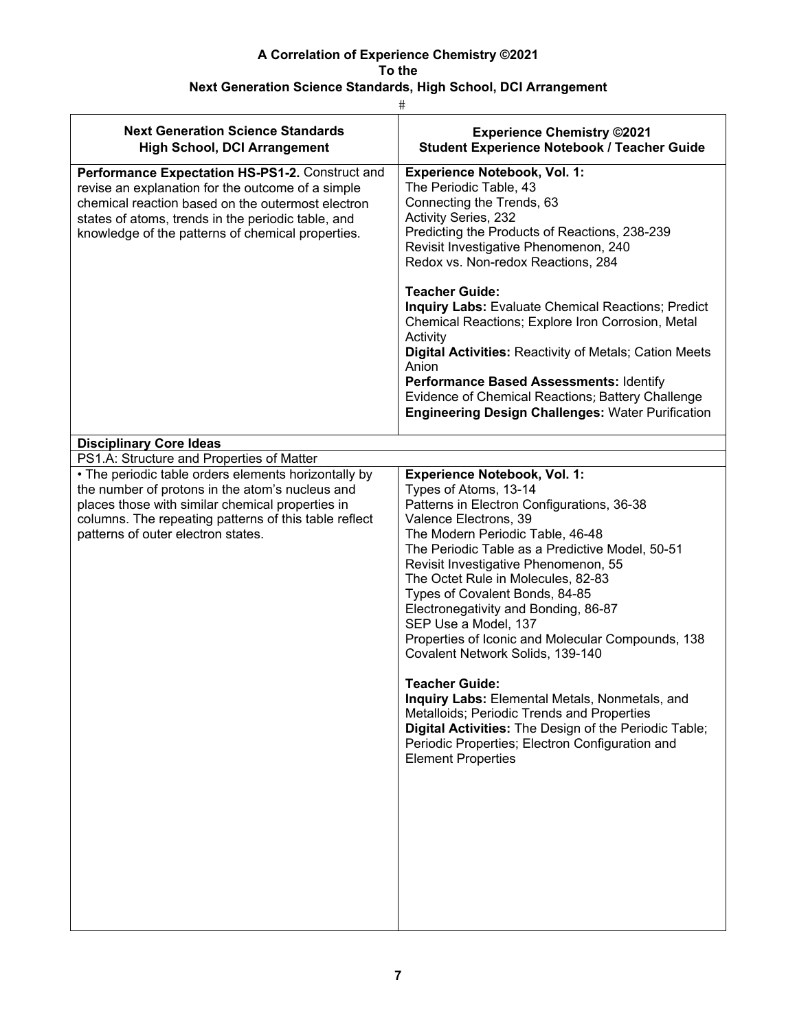**A Correlation of Experience Chemistry ©2021**
**To the**
**Next Generation Science Standards, High School, DCI Arrangement**

#

| Next Generation Science Standards<br>High School, DCI Arrangement | Experience Chemistry ©2021<br>Student Experience Notebook / Teacher Guide |
|---|---|
| **Performance Expectation HS-PS1-2.** Construct and revise an explanation for the outcome of a simple chemical reaction based on the outermost electron states of atoms, trends in the periodic table, and knowledge of the patterns of chemical properties. | **Experience Notebook, Vol. 1:**<br>The Periodic Table, 43<br>Connecting the Trends, 63<br>Activity Series, 232<br>Predicting the Products of Reactions, 238-239<br>Revisit Investigative Phenomenon, 240<br>Redox vs. Non-redox Reactions, 284<br><br>**Teacher Guide:**<br>**Inquiry Labs:** Evaluate Chemical Reactions; Predict Chemical Reactions; Explore Iron Corrosion, Metal Activity<br>**Digital Activities:** Reactivity of Metals; Cation Meets Anion<br>**Performance Based Assessments:** Identify Evidence of Chemical Reactions; Battery Challenge<br>**Engineering Design Challenges:** Water Purification |
| **Disciplinary Core Ideas** | |
| PS1.A: Structure and Properties of Matter | |
| • The periodic table orders elements horizontally by the number of protons in the atom's nucleus and places those with similar chemical properties in columns. The repeating patterns of this table reflect patterns of outer electron states. | **Experience Notebook, Vol. 1:**<br>Types of Atoms, 13-14<br>Patterns in Electron Configurations, 36-38<br>Valence Electrons, 39<br>The Modern Periodic Table, 46-48<br>The Periodic Table as a Predictive Model, 50-51<br>Revisit Investigative Phenomenon, 55<br>The Octet Rule in Molecules, 82-83<br>Types of Covalent Bonds, 84-85<br>Electronegativity and Bonding, 86-87<br>SEP Use a Model, 137<br>Properties of Iconic and Molecular Compounds, 138<br>Covalent Network Solids, 139-140<br><br>**Teacher Guide:**<br>**Inquiry Labs:** Elemental Metals, Nonmetals, and Metalloids; Periodic Trends and Properties<br>**Digital Activities:** The Design of the Periodic Table; Periodic Properties; Electron Configuration and Element Properties |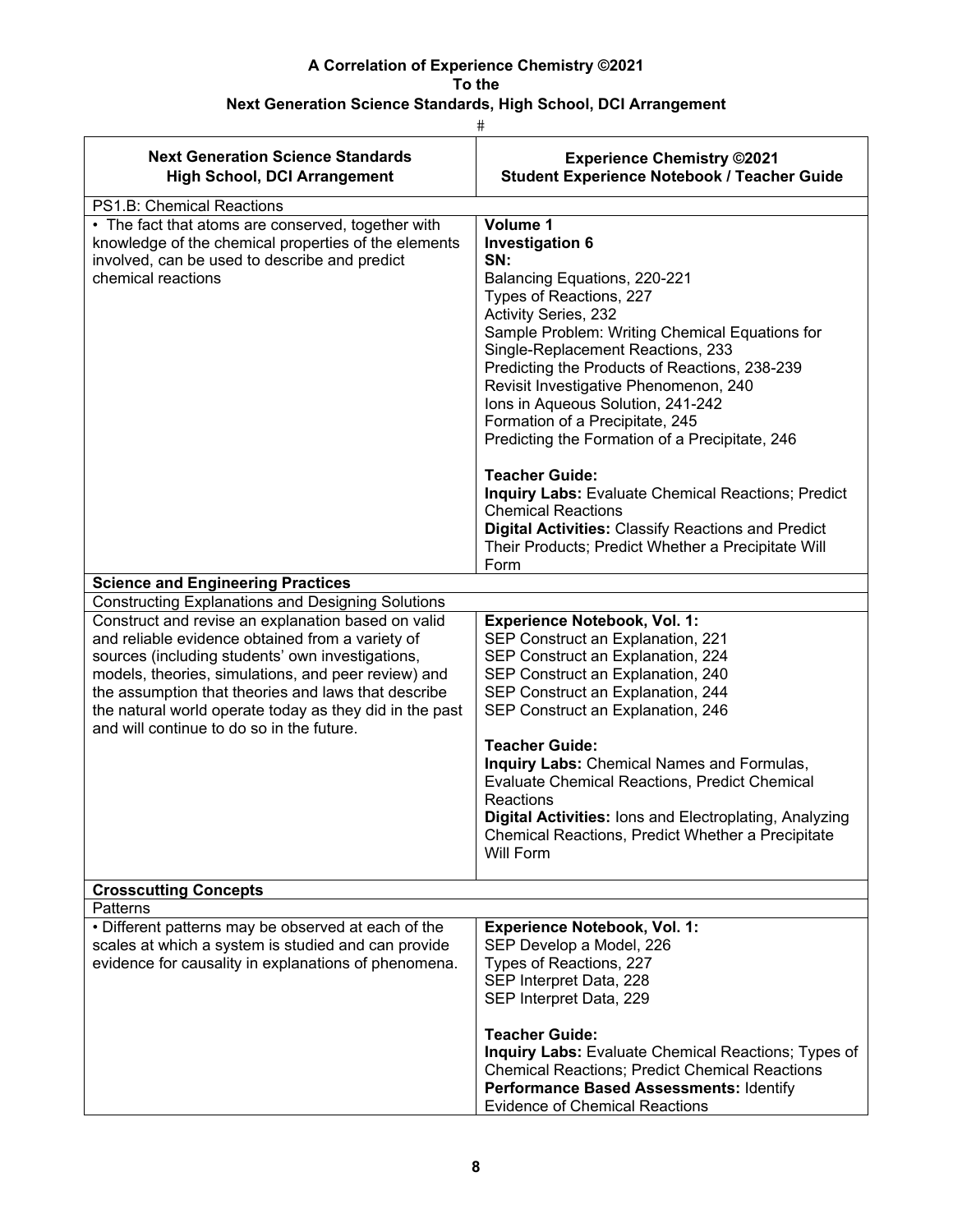**A Correlation of Experience Chemistry ©2021**
**To the**
**Next Generation Science Standards, High School, DCI Arrangement**

#

| Next Generation Science Standards High School, DCI Arrangement | Experience Chemistry ©2021 Student Experience Notebook / Teacher Guide |
|---|---|
| PS1.B: Chemical Reactions | |
| • The fact that atoms are conserved, together with knowledge of the chemical properties of the elements involved, can be used to describe and predict chemical reactions | **Volume 1**<br>**Investigation 6**<br>**SN:**<br>Balancing Equations, 220-221<br>Types of Reactions, 227<br>Activity Series, 232<br>Sample Problem: Writing Chemical Equations for Single-Replacement Reactions, 233<br>Predicting the Products of Reactions, 238-239<br>Revisit Investigative Phenomenon, 240<br>Ions in Aqueous Solution, 241-242<br>Formation of a Precipitate, 245<br>Predicting the Formation of a Precipitate, 246<br><br>**Teacher Guide:**<br>**Inquiry Labs:** Evaluate Chemical Reactions; Predict Chemical Reactions<br>**Digital Activities:** Classify Reactions and Predict Their Products; Predict Whether a Precipitate Will Form |
| **Science and Engineering Practices** | |
| Constructing Explanations and Designing Solutions | |
| Construct and revise an explanation based on valid and reliable evidence obtained from a variety of sources (including students' own investigations, models, theories, simulations, and peer review) and the assumption that theories and laws that describe the natural world operate today as they did in the past and will continue to do so in the future. | **Experience Notebook, Vol. 1:**<br>SEP Construct an Explanation, 221<br>SEP Construct an Explanation, 224<br>SEP Construct an Explanation, 240<br>SEP Construct an Explanation, 244<br>SEP Construct an Explanation, 246<br><br>**Teacher Guide:**<br>**Inquiry Labs:** Chemical Names and Formulas, Evaluate Chemical Reactions, Predict Chemical Reactions<br>**Digital Activities:** Ions and Electroplating, Analyzing Chemical Reactions, Predict Whether a Precipitate Will Form |
| **Crosscutting Concepts** | |
| Patterns | |
| • Different patterns may be observed at each of the scales at which a system is studied and can provide evidence for causality in explanations of phenomena. | **Experience Notebook, Vol. 1:**<br>SEP Develop a Model, 226<br>Types of Reactions, 227<br>SEP Interpret Data, 228<br>SEP Interpret Data, 229<br><br>**Teacher Guide:**<br>**Inquiry Labs:** Evaluate Chemical Reactions; Types of Chemical Reactions; Predict Chemical Reactions<br>**Performance Based Assessments:** Identify Evidence of Chemical Reactions |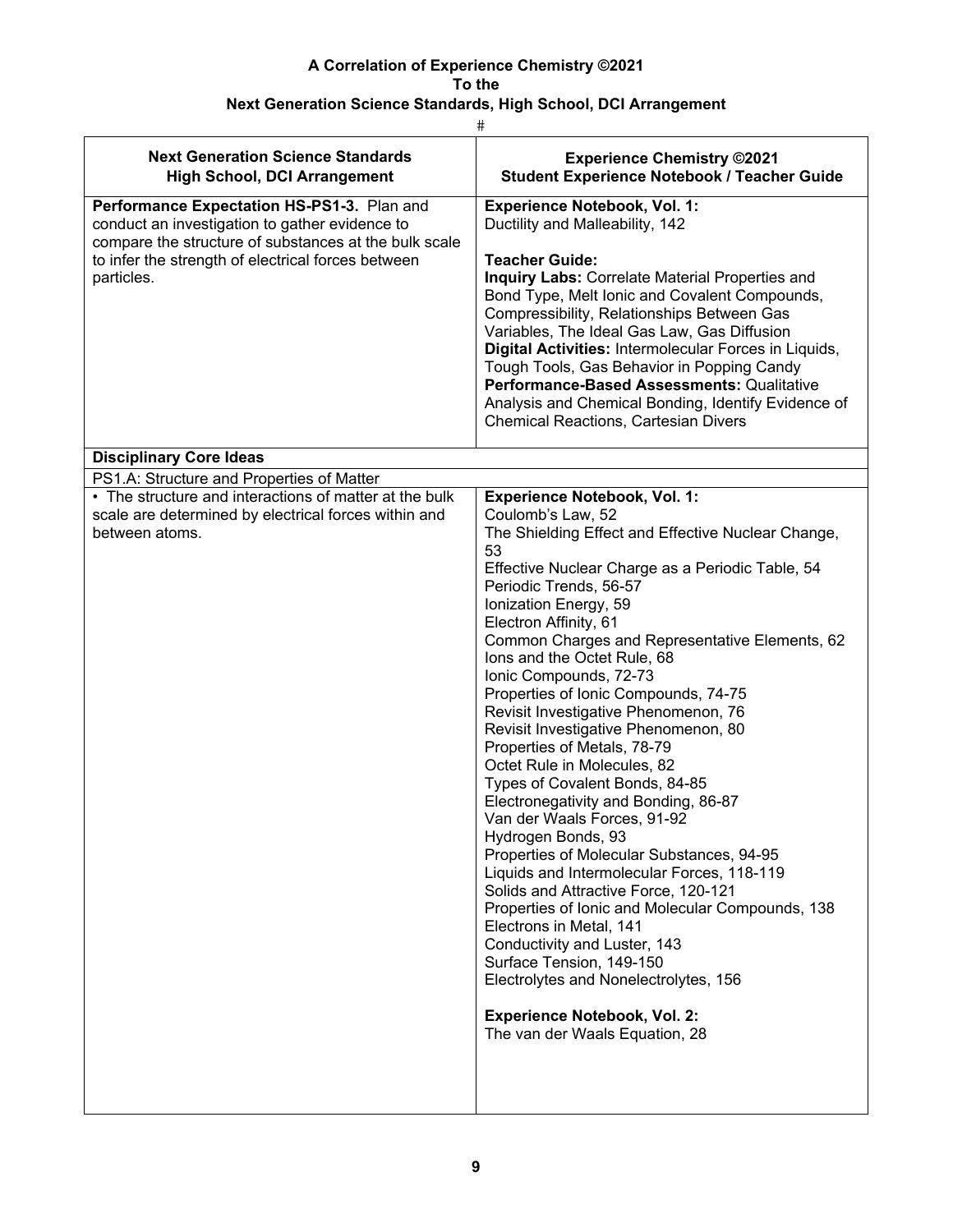**A Correlation of Experience Chemistry ©2021**
**To the**
**Next Generation Science Standards, High School, DCI Arrangement**

#

| Next Generation Science Standards High School, DCI Arrangement | Experience Chemistry ©2021 Student Experience Notebook / Teacher Guide |
|---|---|
| **Performance Expectation HS-PS1-3.** Plan and conduct an investigation to gather evidence to compare the structure of substances at the bulk scale to infer the strength of electrical forces between particles. | **Experience Notebook, Vol. 1:**<br>Ductility and Malleability, 142<br><br>**Teacher Guide:**<br>**Inquiry Labs:** Correlate Material Properties and Bond Type, Melt Ionic and Covalent Compounds, Compressibility, Relationships Between Gas Variables, The Ideal Gas Law, Gas Diffusion<br>**Digital Activities:** Intermolecular Forces in Liquids, Tough Tools, Gas Behavior in Popping Candy<br>**Performance-Based Assessments:** Qualitative Analysis and Chemical Bonding, Identify Evidence of Chemical Reactions, Cartesian Divers |
| **Disciplinary Core Ideas** | |
| PS1.A: Structure and Properties of Matter | |
| • The structure and interactions of matter at the bulk scale are determined by electrical forces within and between atoms. | **Experience Notebook, Vol. 1:**<br>Coulomb's Law, 52<br>The Shielding Effect and Effective Nuclear Change, 53<br>Effective Nuclear Charge as a Periodic Table, 54<br>Periodic Trends, 56-57<br>Ionization Energy, 59<br>Electron Affinity, 61<br>Common Charges and Representative Elements, 62<br>Ions and the Octet Rule, 68<br>Ionic Compounds, 72-73<br>Properties of Ionic Compounds, 74-75<br>Revisit Investigative Phenomenon, 76<br>Revisit Investigative Phenomenon, 80<br>Properties of Metals, 78-79<br>Octet Rule in Molecules, 82<br>Types of Covalent Bonds, 84-85<br>Electronegativity and Bonding, 86-87<br>Van der Waals Forces, 91-92<br>Hydrogen Bonds, 93<br>Properties of Molecular Substances, 94-95<br>Liquids and Intermolecular Forces, 118-119<br>Solids and Attractive Force, 120-121<br>Properties of Ionic and Molecular Compounds, 138<br>Electrons in Metal, 141<br>Conductivity and Luster, 143<br>Surface Tension, 149-150<br>Electrolytes and Nonelectrolytes, 156<br><br>**Experience Notebook, Vol. 2:**<br>The van der Waals Equation, 28 |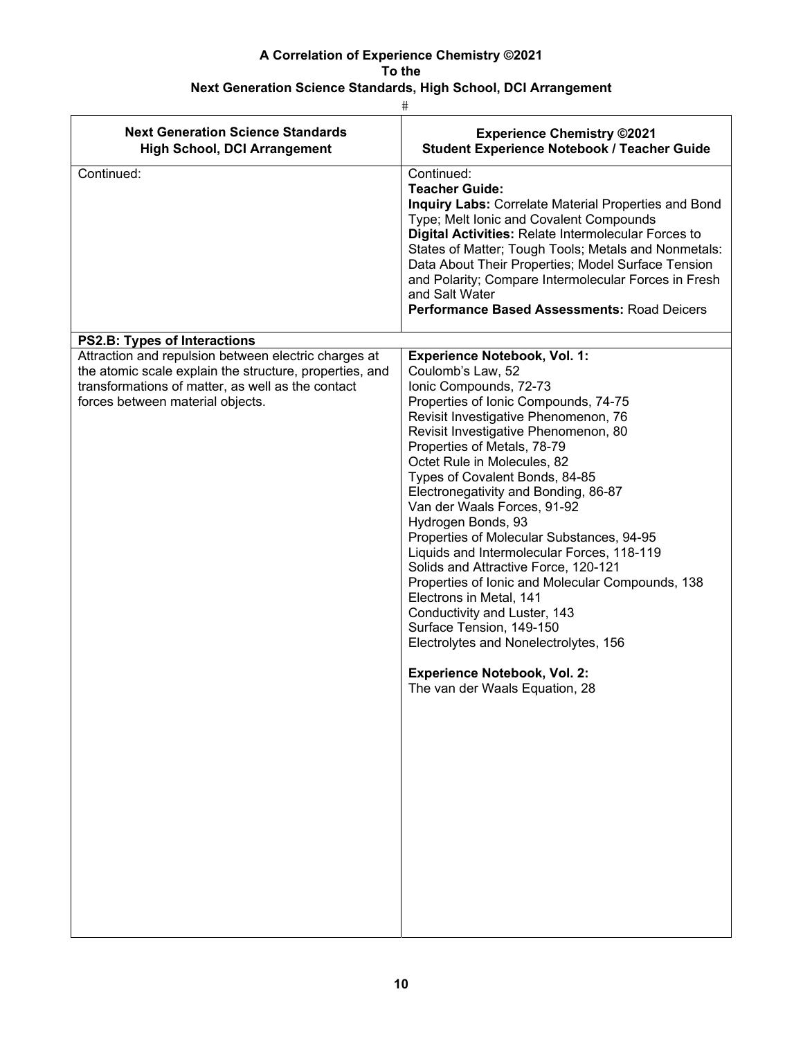**A Correlation of Experience Chemistry ©2021**
**To the**
**Next Generation Science Standards, High School, DCI Arrangement**

#

| Next Generation Science Standards<br>High School, DCI Arrangement | Experience Chemistry ©2021<br>Student Experience Notebook / Teacher Guide |
|---|---|
| Continued: | Continued:<br>**Teacher Guide:**<br>**Inquiry Labs:** Correlate Material Properties and Bond Type; Melt Ionic and Covalent Compounds<br>**Digital Activities:** Relate Intermolecular Forces to States of Matter; Tough Tools; Metals and Nonmetals: Data About Their Properties; Model Surface Tension and Polarity; Compare Intermolecular Forces in Fresh and Salt Water<br>**Performance Based Assessments:** Road Deicers |
| **PS2.B: Types of Interactions** | |
| Attraction and repulsion between electric charges at the atomic scale explain the structure, properties, and transformations of matter, as well as the contact forces between material objects. | **Experience Notebook, Vol. 1:**<br>Coulomb's Law, 52<br>Ionic Compounds, 72-73<br>Properties of Ionic Compounds, 74-75<br>Revisit Investigative Phenomenon, 76<br>Revisit Investigative Phenomenon, 80<br>Properties of Metals, 78-79<br>Octet Rule in Molecules, 82<br>Types of Covalent Bonds, 84-85<br>Electronegativity and Bonding, 86-87<br>Van der Waals Forces, 91-92<br>Hydrogen Bonds, 93<br>Properties of Molecular Substances, 94-95<br>Liquids and Intermolecular Forces, 118-119<br>Solids and Attractive Force, 120-121<br>Properties of Ionic and Molecular Compounds, 138<br>Electrons in Metal, 141<br>Conductivity and Luster, 143<br>Surface Tension, 149-150<br>Electrolytes and Nonelectrolytes, 156<br><br>**Experience Notebook, Vol. 2:**<br>The van der Waals Equation, 28 |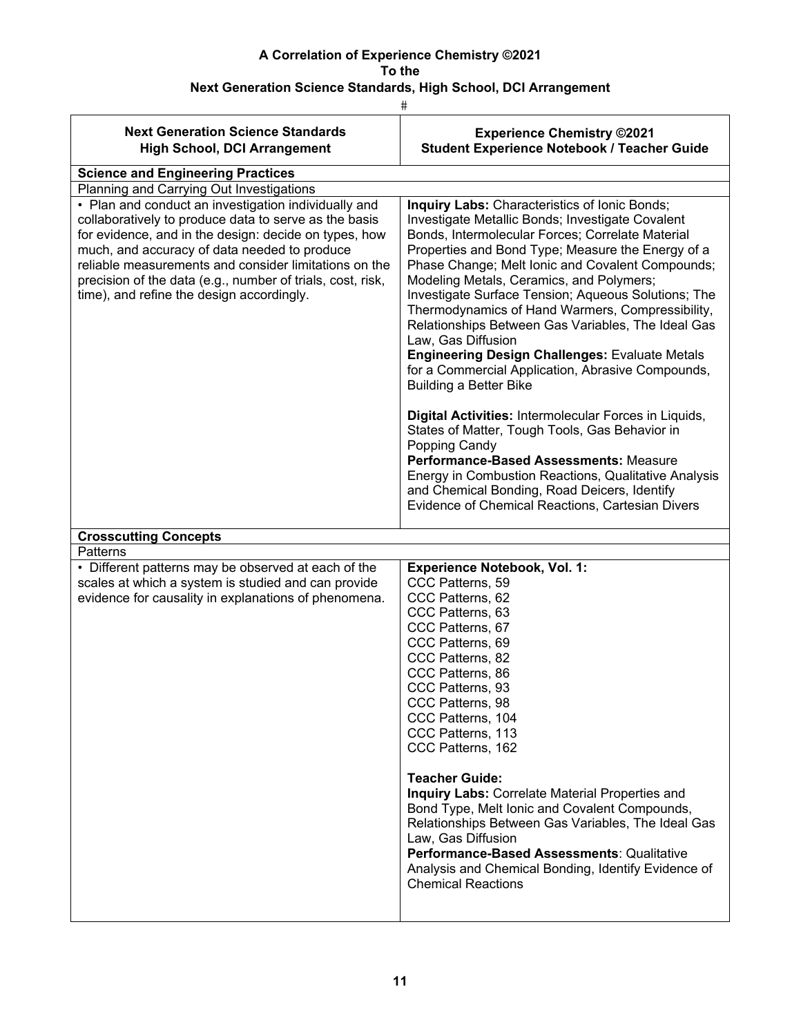**A Correlation of Experience Chemistry ©2021**
**To the**
**Next Generation Science Standards, High School, DCI Arrangement**

#

| Next Generation Science Standards<br>High School, DCI Arrangement | Experience Chemistry ©2021<br>Student Experience Notebook / Teacher Guide |
|---|---|
| **Science and Engineering Practices** | |
| Planning and Carrying Out Investigations | |
| • Plan and conduct an investigation individually and collaboratively to produce data to serve as the basis for evidence, and in the design: decide on types, how much, and accuracy of data needed to produce reliable measurements and consider limitations on the precision of the data (e.g., number of trials, cost, risk, time), and refine the design accordingly. | **Inquiry Labs:** Characteristics of Ionic Bonds; Investigate Metallic Bonds; Investigate Covalent Bonds, Intermolecular Forces; Correlate Material Properties and Bond Type; Measure the Energy of a Phase Change; Melt Ionic and Covalent Compounds; Modeling Metals, Ceramics, and Polymers; Investigate Surface Tension; Aqueous Solutions; The Thermodynamics of Hand Warmers, Compressibility, Relationships Between Gas Variables, The Ideal Gas Law, Gas Diffusion<br>**Engineering Design Challenges:** Evaluate Metals for a Commercial Application, Abrasive Compounds, Building a Better Bike<br><br>**Digital Activities:** Intermolecular Forces in Liquids, States of Matter, Tough Tools, Gas Behavior in Popping Candy<br>**Performance-Based Assessments:** Measure Energy in Combustion Reactions, Qualitative Analysis and Chemical Bonding, Road Deicers, Identify Evidence of Chemical Reactions, Cartesian Divers |
| **Crosscutting Concepts** | |
| Patterns | |
| • Different patterns may be observed at each of the scales at which a system is studied and can provide evidence for causality in explanations of phenomena. | **Experience Notebook, Vol. 1:**<br>CCC Patterns, 59<br>CCC Patterns, 62<br>CCC Patterns, 63<br>CCC Patterns, 67<br>CCC Patterns, 69<br>CCC Patterns, 82<br>CCC Patterns, 86<br>CCC Patterns, 93<br>CCC Patterns, 98<br>CCC Patterns, 104<br>CCC Patterns, 113<br>CCC Patterns, 162<br><br>**Teacher Guide:**<br>**Inquiry Labs:** Correlate Material Properties and Bond Type, Melt Ionic and Covalent Compounds, Relationships Between Gas Variables, The Ideal Gas Law, Gas Diffusion<br>**Performance-Based Assessments**: Qualitative Analysis and Chemical Bonding, Identify Evidence of Chemical Reactions |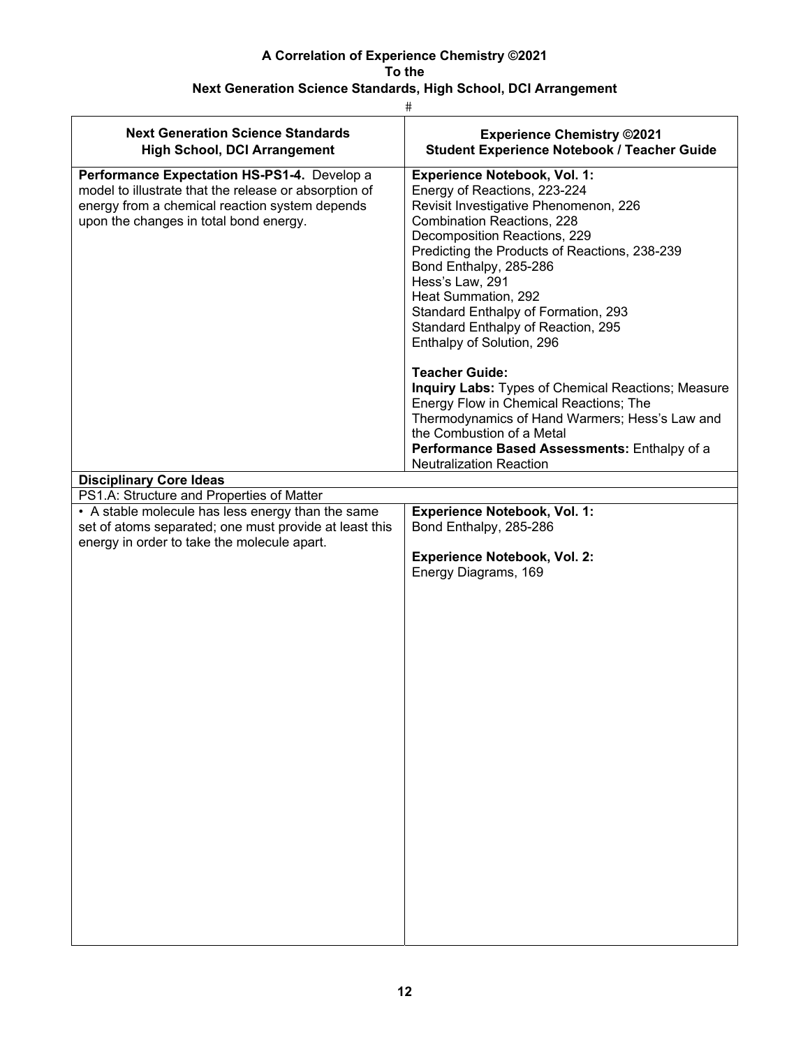**A Correlation of Experience Chemistry ©2021**
**To the**
**Next Generation Science Standards, High School, DCI Arrangement**

#

| Next Generation Science Standards<br>High School, DCI Arrangement | Experience Chemistry ©2021<br>Student Experience Notebook / Teacher Guide |
|---|---|
| **Performance Expectation HS-PS1-4.** Develop a model to illustrate that the release or absorption of energy from a chemical reaction system depends upon the changes in total bond energy. | **Experience Notebook, Vol. 1:**<br>Energy of Reactions, 223-224<br>Revisit Investigative Phenomenon, 226<br>Combination Reactions, 228<br>Decomposition Reactions, 229<br>Predicting the Products of Reactions, 238-239<br>Bond Enthalpy, 285-286<br>Hess's Law, 291<br>Heat Summation, 292<br>Standard Enthalpy of Formation, 293<br>Standard Enthalpy of Reaction, 295<br>Enthalpy of Solution, 296<br><br>**Teacher Guide:**<br>**Inquiry Labs:** Types of Chemical Reactions; Measure Energy Flow in Chemical Reactions; The Thermodynamics of Hand Warmers; Hess's Law and the Combustion of a Metal<br>**Performance Based Assessments:** Enthalpy of a Neutralization Reaction |
| **Disciplinary Core Ideas** | |
| PS1.A: Structure and Properties of Matter | |
| • A stable molecule has less energy than the same set of atoms separated; one must provide at least this energy in order to take the molecule apart. | **Experience Notebook, Vol. 1:**<br>Bond Enthalpy, 285-286<br><br>**Experience Notebook, Vol. 2:**<br>Energy Diagrams, 169 |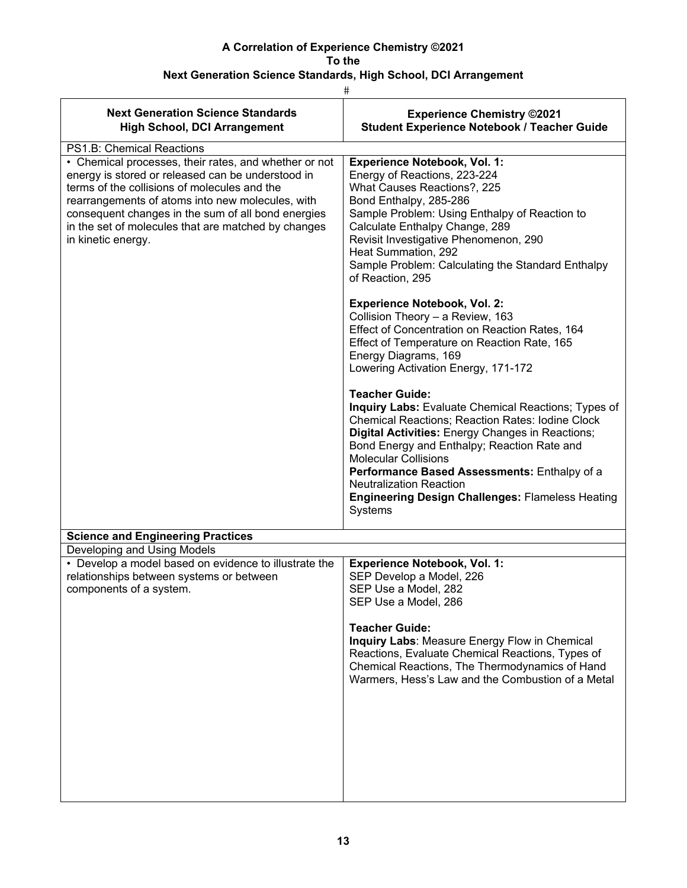**A Correlation of Experience Chemistry ©2021**
**To the**
**Next Generation Science Standards, High School, DCI Arrangement**

#

| Next Generation Science Standards High School, DCI Arrangement | Experience Chemistry ©2021 Student Experience Notebook / Teacher Guide |
|---|---|
| PS1.B: Chemical Reactions | |
| • Chemical processes, their rates, and whether or not energy is stored or released can be understood in terms of the collisions of molecules and the rearrangements of atoms into new molecules, with consequent changes in the sum of all bond energies in the set of molecules that are matched by changes in kinetic energy. | **Experience Notebook, Vol. 1:**<br>Energy of Reactions, 223-224<br>What Causes Reactions?, 225<br>Bond Enthalpy, 285-286<br>Sample Problem: Using Enthalpy of Reaction to Calculate Enthalpy Change, 289<br>Revisit Investigative Phenomenon, 290<br>Heat Summation, 292<br>Sample Problem: Calculating the Standard Enthalpy of Reaction, 295<br><br>**Experience Notebook, Vol. 2:**<br>Collision Theory – a Review, 163<br>Effect of Concentration on Reaction Rates, 164<br>Effect of Temperature on Reaction Rate, 165<br>Energy Diagrams, 169<br>Lowering Activation Energy, 171-172<br><br>**Teacher Guide:**<br>**Inquiry Labs:** Evaluate Chemical Reactions; Types of Chemical Reactions; Reaction Rates: Iodine Clock<br>**Digital Activities:** Energy Changes in Reactions; Bond Energy and Enthalpy; Reaction Rate and Molecular Collisions<br>**Performance Based Assessments:** Enthalpy of a Neutralization Reaction<br>**Engineering Design Challenges:** Flameless Heating Systems |
| **Science and Engineering Practices** | |
| Developing and Using Models | |
| • Develop a model based on evidence to illustrate the relationships between systems or between components of a system. | **Experience Notebook, Vol. 1:**<br>SEP Develop a Model, 226<br>SEP Use a Model, 282<br>SEP Use a Model, 286<br><br>**Teacher Guide:**<br>**Inquiry Labs**: Measure Energy Flow in Chemical Reactions, Evaluate Chemical Reactions, Types of Chemical Reactions, The Thermodynamics of Hand Warmers, Hess's Law and the Combustion of a Metal |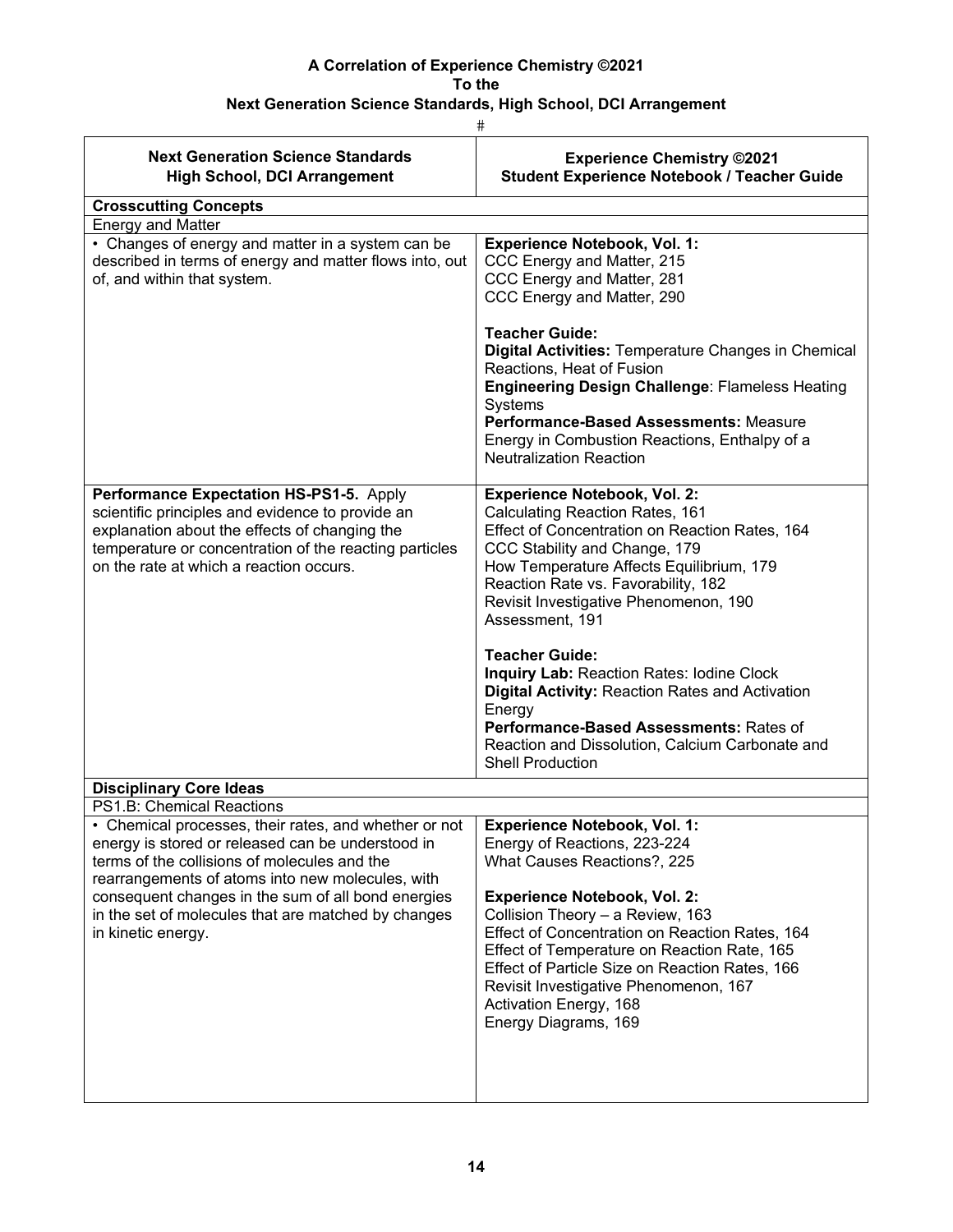**A Correlation of Experience Chemistry ©2021**
**To the**
**Next Generation Science Standards, High School, DCI Arrangement**

#

| Next Generation Science Standards<br>High School, DCI Arrangement | Experience Chemistry ©2021<br>Student Experience Notebook / Teacher Guide |
|---|---|
| **Crosscutting Concepts** | |
| Energy and Matter | |
| • Changes of energy and matter in a system can be described in terms of energy and matter flows into, out of, and within that system. | **Experience Notebook, Vol. 1:**<br>CCC Energy and Matter, 215<br>CCC Energy and Matter, 281<br>CCC Energy and Matter, 290<br><br>**Teacher Guide:**<br>**Digital Activities:** Temperature Changes in Chemical Reactions, Heat of Fusion<br>**Engineering Design Challenge**: Flameless Heating Systems<br>**Performance-Based Assessments:** Measure Energy in Combustion Reactions, Enthalpy of a Neutralization Reaction |
| **Performance Expectation HS-PS1-5.** Apply scientific principles and evidence to provide an explanation about the effects of changing the temperature or concentration of the reacting particles on the rate at which a reaction occurs. | **Experience Notebook, Vol. 2:**<br>Calculating Reaction Rates, 161<br>Effect of Concentration on Reaction Rates, 164<br>CCC Stability and Change, 179<br>How Temperature Affects Equilibrium, 179<br>Reaction Rate vs. Favorability, 182<br>Revisit Investigative Phenomenon, 190<br>Assessment, 191<br><br>**Teacher Guide:**<br>**Inquiry Lab:** Reaction Rates: Iodine Clock<br>**Digital Activity:** Reaction Rates and Activation Energy<br>**Performance-Based Assessments:** Rates of Reaction and Dissolution, Calcium Carbonate and Shell Production |
| **Disciplinary Core Ideas** | |
| PS1.B: Chemical Reactions | |
| • Chemical processes, their rates, and whether or not energy is stored or released can be understood in terms of the collisions of molecules and the rearrangements of atoms into new molecules, with consequent changes in the sum of all bond energies in the set of molecules that are matched by changes in kinetic energy. | **Experience Notebook, Vol. 1:**<br>Energy of Reactions, 223-224<br>What Causes Reactions?, 225<br><br>**Experience Notebook, Vol. 2:**<br>Collision Theory – a Review, 163<br>Effect of Concentration on Reaction Rates, 164<br>Effect of Temperature on Reaction Rate, 165<br>Effect of Particle Size on Reaction Rates, 166<br>Revisit Investigative Phenomenon, 167<br>Activation Energy, 168<br>Energy Diagrams, 169 |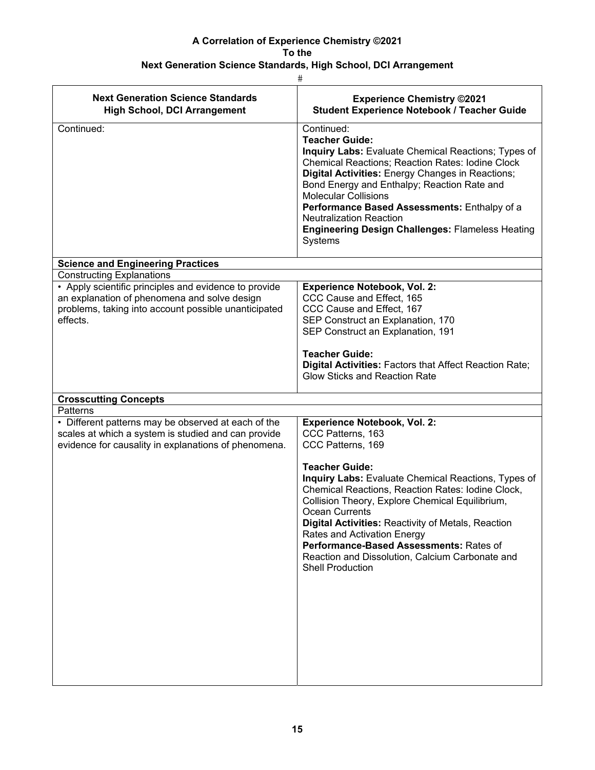**A Correlation of Experience Chemistry ©2021**
**To the**
**Next Generation Science Standards, High School, DCI Arrangement**

#

| Next Generation Science Standards High School, DCI Arrangement | Experience Chemistry ©2021 Student Experience Notebook / Teacher Guide |
|---|---|
| Continued: | Continued:<br>**Teacher Guide:**<br>**Inquiry Labs:** Evaluate Chemical Reactions; Types of Chemical Reactions; Reaction Rates: Iodine Clock<br>**Digital Activities:** Energy Changes in Reactions; Bond Energy and Enthalpy; Reaction Rate and Molecular Collisions<br>**Performance Based Assessments:** Enthalpy of a Neutralization Reaction<br>**Engineering Design Challenges:** Flameless Heating Systems |
| **Science and Engineering Practices** | |
| Constructing Explanations | |
| • Apply scientific principles and evidence to provide an explanation of phenomena and solve design problems, taking into account possible unanticipated effects. | **Experience Notebook, Vol. 2:**<br>CCC Cause and Effect, 165<br>CCC Cause and Effect, 167<br>SEP Construct an Explanation, 170<br>SEP Construct an Explanation, 191<br><br>**Teacher Guide:**<br>**Digital Activities:** Factors that Affect Reaction Rate; Glow Sticks and Reaction Rate |
| **Crosscutting Concepts** | |
| Patterns | |
| • Different patterns may be observed at each of the scales at which a system is studied and can provide evidence for causality in explanations of phenomena. | **Experience Notebook, Vol. 2:**<br>CCC Patterns, 163<br>CCC Patterns, 169<br><br>**Teacher Guide:**<br>**Inquiry Labs:** Evaluate Chemical Reactions, Types of Chemical Reactions, Reaction Rates: Iodine Clock, Collision Theory, Explore Chemical Equilibrium, Ocean Currents<br>**Digital Activities:** Reactivity of Metals, Reaction Rates and Activation Energy<br>**Performance-Based Assessments:** Rates of Reaction and Dissolution, Calcium Carbonate and Shell Production |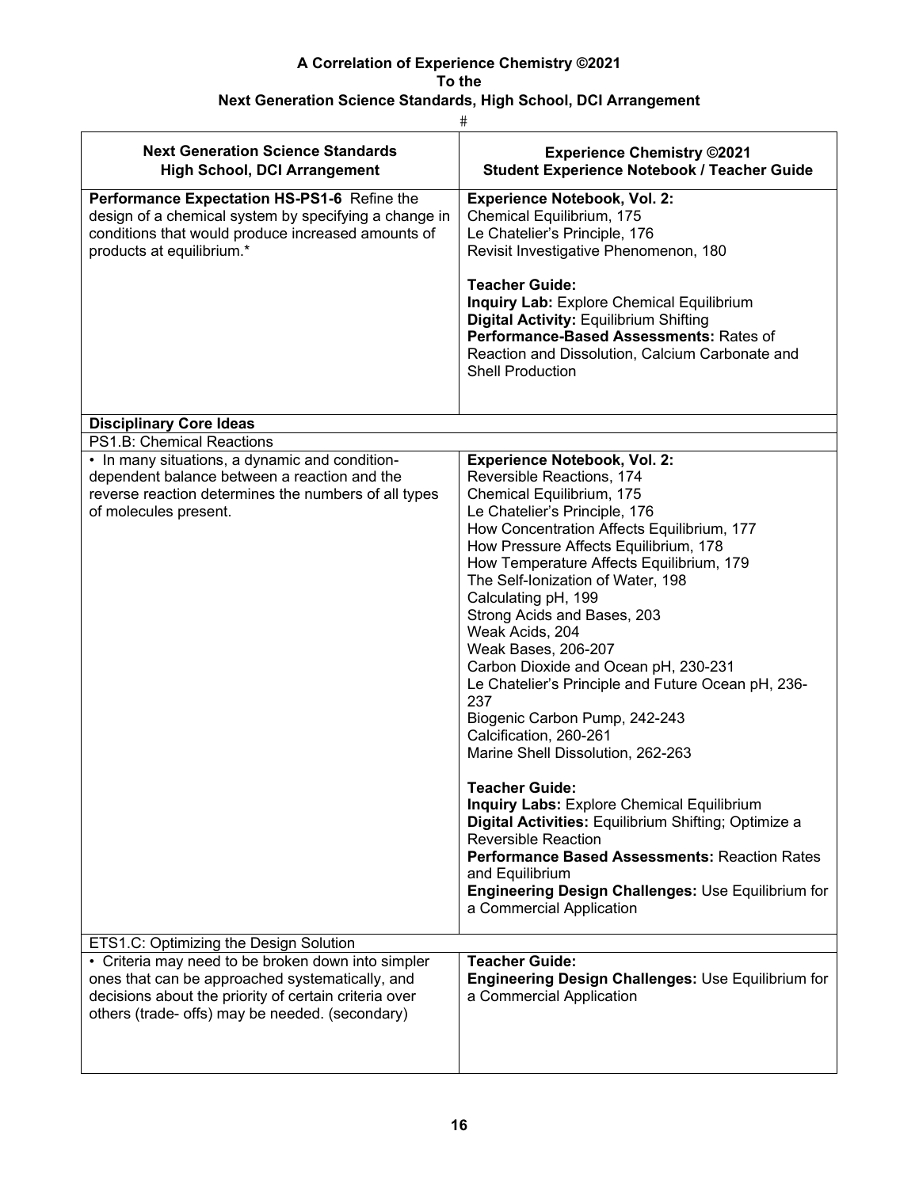**A Correlation of Experience Chemistry ©2021**
**To the**
**Next Generation Science Standards, High School, DCI Arrangement**

#

| Next Generation Science Standards<br>High School, DCI Arrangement | Experience Chemistry ©2021<br>Student Experience Notebook / Teacher Guide |
|---|---|
| **Performance Expectation HS-PS1-6** Refine the design of a chemical system by specifying a change in conditions that would produce increased amounts of products at equilibrium.* | **Experience Notebook, Vol. 2:**<br>Chemical Equilibrium, 175<br>Le Chatelier's Principle, 176<br>Revisit Investigative Phenomenon, 180<br><br>**Teacher Guide:**<br>**Inquiry Lab:** Explore Chemical Equilibrium<br>**Digital Activity:** Equilibrium Shifting<br>**Performance-Based Assessments:** Rates of Reaction and Dissolution, Calcium Carbonate and Shell Production |
| **Disciplinary Core Ideas** | |
| PS1.B: Chemical Reactions | |
| • In many situations, a dynamic and condition-dependent balance between a reaction and the reverse reaction determines the numbers of all types of molecules present. | **Experience Notebook, Vol. 2:**<br>Reversible Reactions, 174<br>Chemical Equilibrium, 175<br>Le Chatelier's Principle, 176<br>How Concentration Affects Equilibrium, 177<br>How Pressure Affects Equilibrium, 178<br>How Temperature Affects Equilibrium, 179<br>The Self-Ionization of Water, 198<br>Calculating pH, 199<br>Strong Acids and Bases, 203<br>Weak Acids, 204<br>Weak Bases, 206-207<br>Carbon Dioxide and Ocean pH, 230-231<br>Le Chatelier's Principle and Future Ocean pH, 236-237<br>Biogenic Carbon Pump, 242-243<br>Calcification, 260-261<br>Marine Shell Dissolution, 262-263<br><br>**Teacher Guide:**<br>**Inquiry Labs:** Explore Chemical Equilibrium<br>**Digital Activities:** Equilibrium Shifting; Optimize a Reversible Reaction<br>**Performance Based Assessments:** Reaction Rates and Equilibrium<br>**Engineering Design Challenges:** Use Equilibrium for a Commercial Application |
| ETS1.C: Optimizing the Design Solution | |
| • Criteria may need to be broken down into simpler ones that can be approached systematically, and decisions about the priority of certain criteria over others (trade- offs) may be needed. (secondary) | **Teacher Guide:**<br>**Engineering Design Challenges:** Use Equilibrium for a Commercial Application |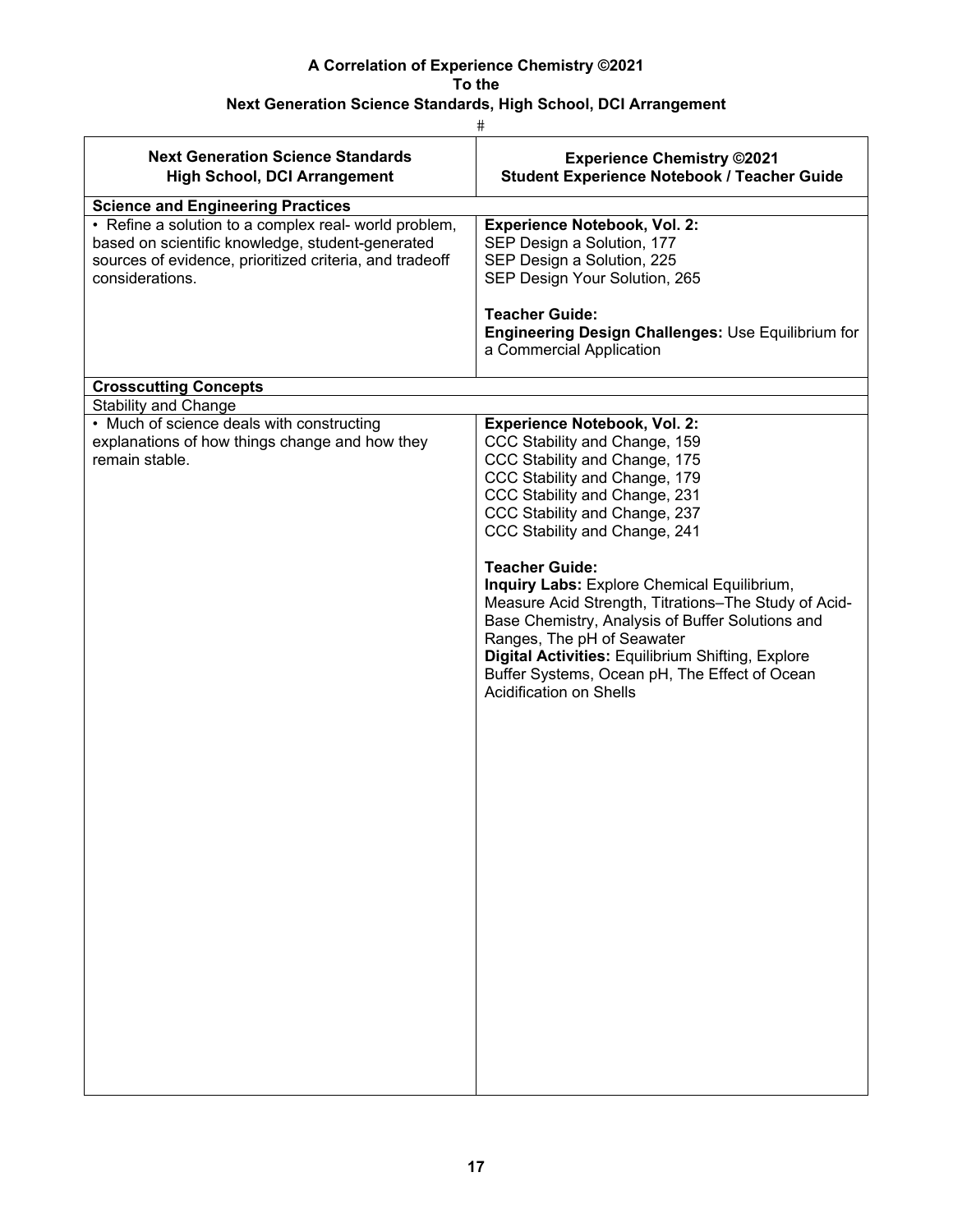**A Correlation of Experience Chemistry ©2021**
**To the**
**Next Generation Science Standards, High School, DCI Arrangement**

#

| Next Generation Science Standards<br>High School, DCI Arrangement | Experience Chemistry ©2021<br>Student Experience Notebook / Teacher Guide |
|---|---|
| **Science and Engineering Practices** | |
| • Refine a solution to a complex real- world problem, based on scientific knowledge, student-generated sources of evidence, prioritized criteria, and tradeoff considerations. | **Experience Notebook, Vol. 2:**<br>SEP Design a Solution, 177<br>SEP Design a Solution, 225<br>SEP Design Your Solution, 265<br><br>**Teacher Guide:**<br>**Engineering Design Challenges:** Use Equilibrium for a Commercial Application |
| **Crosscutting Concepts** | |
| Stability and Change | |
| • Much of science deals with constructing explanations of how things change and how they remain stable. | **Experience Notebook, Vol. 2:**<br>CCC Stability and Change, 159<br>CCC Stability and Change, 175<br>CCC Stability and Change, 179<br>CCC Stability and Change, 231<br>CCC Stability and Change, 237<br>CCC Stability and Change, 241<br><br>**Teacher Guide:**<br>**Inquiry Labs:** Explore Chemical Equilibrium, Measure Acid Strength, Titrations–The Study of Acid-Base Chemistry, Analysis of Buffer Solutions and Ranges, The pH of Seawater<br>**Digital Activities:** Equilibrium Shifting, Explore Buffer Systems, Ocean pH, The Effect of Ocean Acidification on Shells |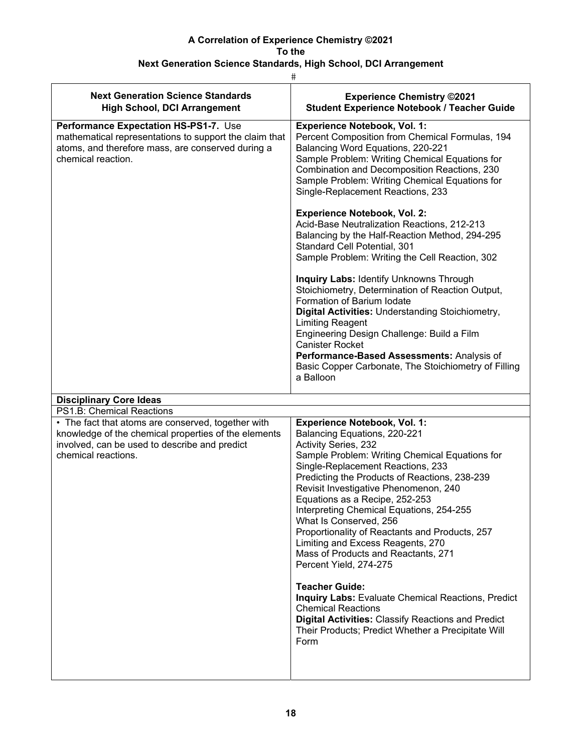**A Correlation of Experience Chemistry ©2021**
**To the**
**Next Generation Science Standards, High School, DCI Arrangement**

#

| Next Generation Science Standards<br>High School, DCI Arrangement | Experience Chemistry ©2021<br>Student Experience Notebook / Teacher Guide |
|---|---|
| **Performance Expectation HS-PS1-7.** Use mathematical representations to support the claim that atoms, and therefore mass, are conserved during a chemical reaction. | **Experience Notebook, Vol. 1:**<br>Percent Composition from Chemical Formulas, 194<br>Balancing Word Equations, 220-221<br>Sample Problem: Writing Chemical Equations for Combination and Decomposition Reactions, 230<br>Sample Problem: Writing Chemical Equations for Single-Replacement Reactions, 233<br><br>**Experience Notebook, Vol. 2:**<br>Acid-Base Neutralization Reactions, 212-213<br>Balancing by the Half-Reaction Method, 294-295<br>Standard Cell Potential, 301<br>Sample Problem: Writing the Cell Reaction, 302<br><br>**Inquiry Labs:** Identify Unknowns Through Stoichiometry, Determination of Reaction Output, Formation of Barium Iodate<br>**Digital Activities:** Understanding Stoichiometry, Limiting Reagent<br>Engineering Design Challenge: Build a Film Canister Rocket<br>**Performance-Based Assessments:** Analysis of Basic Copper Carbonate, The Stoichiometry of Filling a Balloon |
| **Disciplinary Core Ideas** | |
| PS1.B: Chemical Reactions | |
| • The fact that atoms are conserved, together with knowledge of the chemical properties of the elements involved, can be used to describe and predict chemical reactions. | **Experience Notebook, Vol. 1:**<br>Balancing Equations, 220-221<br>Activity Series, 232<br>Sample Problem: Writing Chemical Equations for Single-Replacement Reactions, 233<br>Predicting the Products of Reactions, 238-239<br>Revisit Investigative Phenomenon, 240<br>Equations as a Recipe, 252-253<br>Interpreting Chemical Equations, 254-255<br>What Is Conserved, 256<br>Proportionality of Reactants and Products, 257<br>Limiting and Excess Reagents, 270<br>Mass of Products and Reactants, 271<br>Percent Yield, 274-275<br><br>**Teacher Guide:**<br>**Inquiry Labs:** Evaluate Chemical Reactions, Predict Chemical Reactions<br>**Digital Activities:** Classify Reactions and Predict Their Products; Predict Whether a Precipitate Will Form |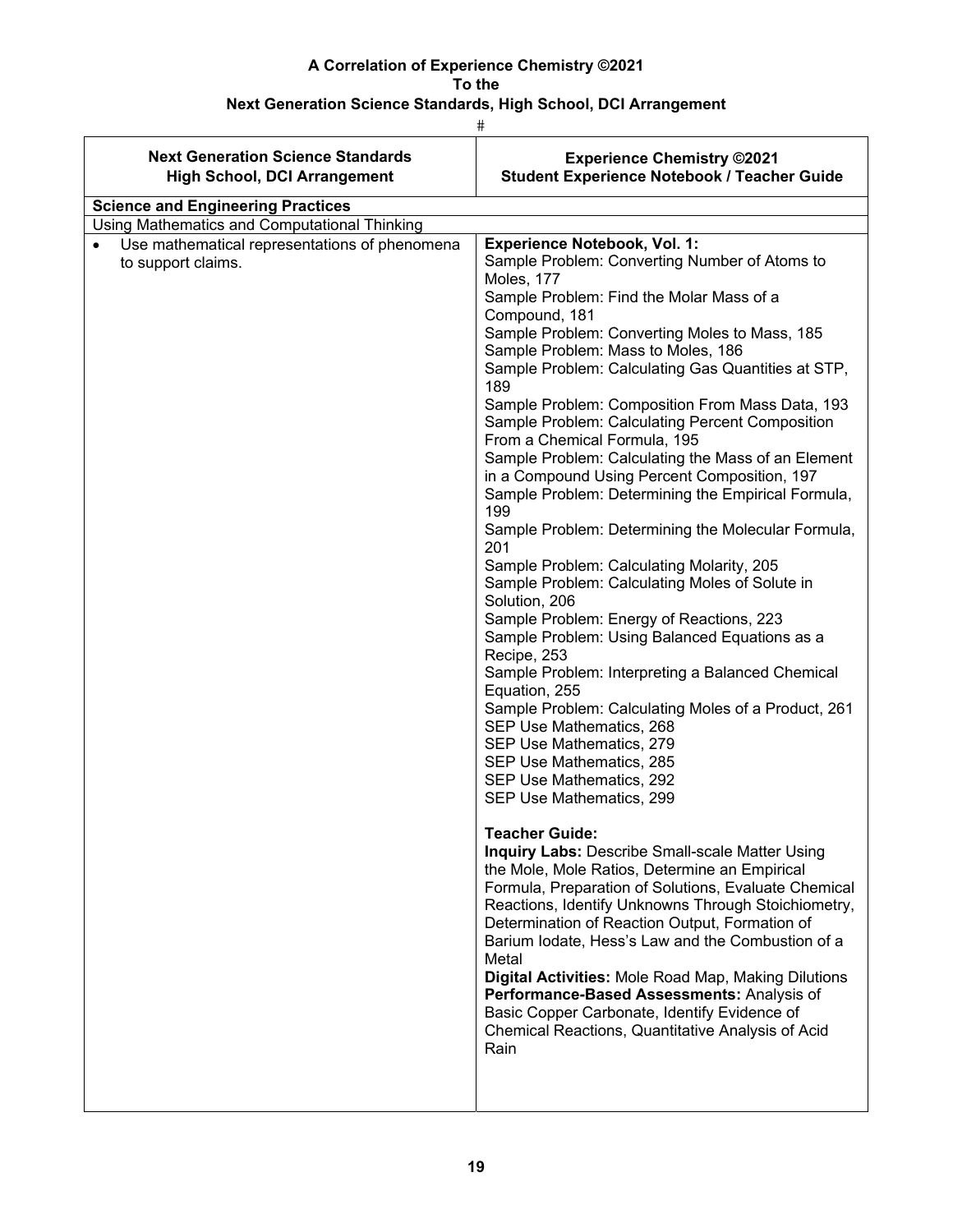**A Correlation of Experience Chemistry ©2021**
**To the**
**Next Generation Science Standards, High School, DCI Arrangement**

#

| Next Generation Science Standards<br>High School, DCI Arrangement | Experience Chemistry ©2021<br>Student Experience Notebook / Teacher Guide |
|---|---|
| **Science and Engineering Practices** | |
| Using Mathematics and Computational Thinking | |
| • Use mathematical representations of phenomena to support claims. | **Experience Notebook, Vol. 1:**<br>Sample Problem: Converting Number of Atoms to Moles, 177<br>Sample Problem: Find the Molar Mass of a Compound, 181<br>Sample Problem: Converting Moles to Mass, 185<br>Sample Problem: Mass to Moles, 186<br>Sample Problem: Calculating Gas Quantities at STP, 189<br>Sample Problem: Composition From Mass Data, 193<br>Sample Problem: Calculating Percent Composition From a Chemical Formula, 195<br>Sample Problem: Calculating the Mass of an Element in a Compound Using Percent Composition, 197<br>Sample Problem: Determining the Empirical Formula, 199<br>Sample Problem: Determining the Molecular Formula, 201<br>Sample Problem: Calculating Molarity, 205<br>Sample Problem: Calculating Moles of Solute in Solution, 206<br>Sample Problem: Energy of Reactions, 223<br>Sample Problem: Using Balanced Equations as a Recipe, 253<br>Sample Problem: Interpreting a Balanced Chemical Equation, 255<br>Sample Problem: Calculating Moles of a Product, 261<br>SEP Use Mathematics, 268<br>SEP Use Mathematics, 279<br>SEP Use Mathematics, 285<br>SEP Use Mathematics, 292<br>SEP Use Mathematics, 299<br><br>**Teacher Guide:**<br>**Inquiry Labs:** Describe Small-scale Matter Using the Mole, Mole Ratios, Determine an Empirical Formula, Preparation of Solutions, Evaluate Chemical Reactions, Identify Unknowns Through Stoichiometry, Determination of Reaction Output, Formation of Barium Iodate, Hess's Law and the Combustion of a Metal<br>**Digital Activities:** Mole Road Map, Making Dilutions<br>**Performance-Based Assessments:** Analysis of Basic Copper Carbonate, Identify Evidence of Chemical Reactions, Quantitative Analysis of Acid Rain |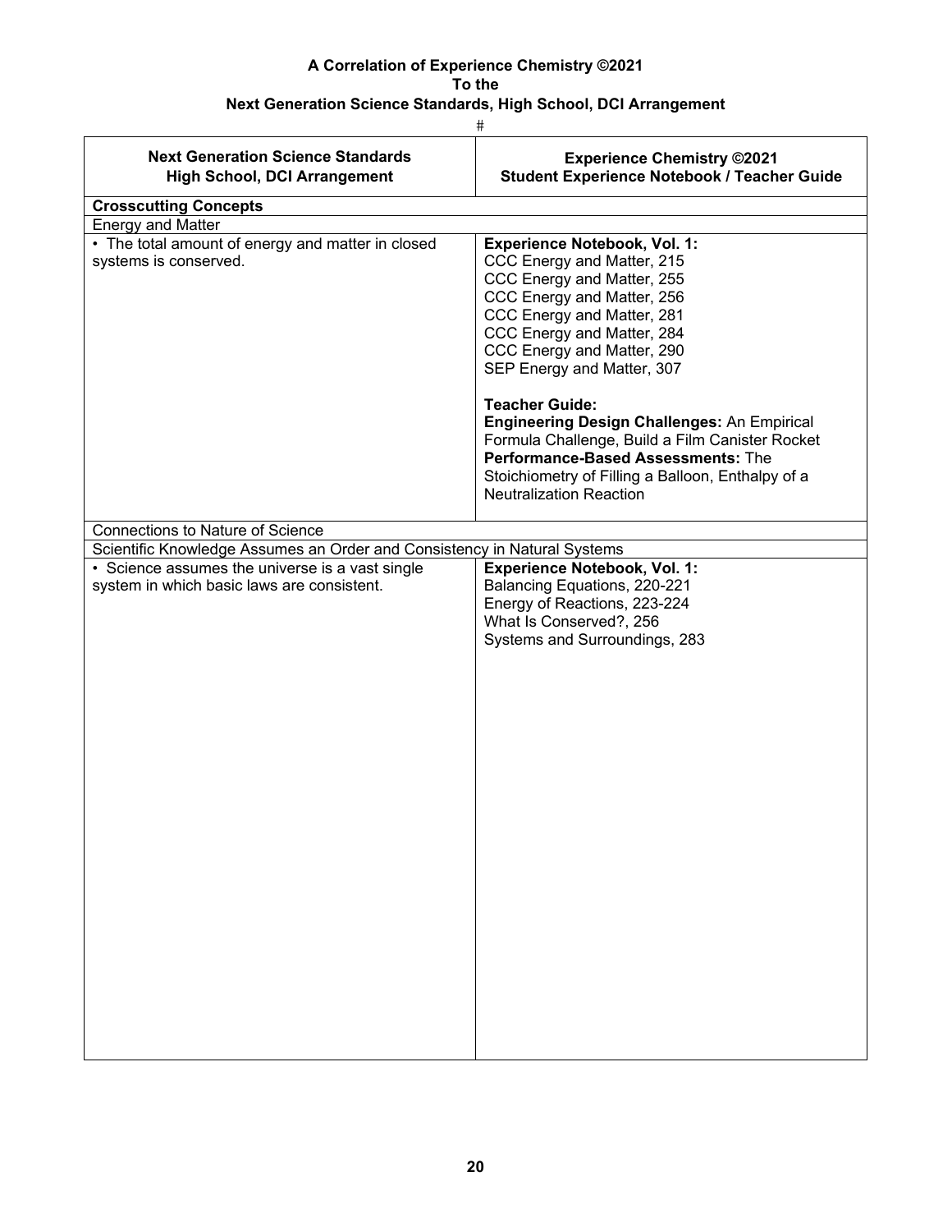**A Correlation of Experience Chemistry ©2021**
**To the**
**Next Generation Science Standards, High School, DCI Arrangement**

#

| Next Generation Science Standards High School, DCI Arrangement | Experience Chemistry ©2021 Student Experience Notebook / Teacher Guide |
|---|---|
| **Crosscutting Concepts** | |
| Energy and Matter | |
| • The total amount of energy and matter in closed systems is conserved. | **Experience Notebook, Vol. 1:**<br>CCC Energy and Matter, 215<br>CCC Energy and Matter, 255<br>CCC Energy and Matter, 256<br>CCC Energy and Matter, 281<br>CCC Energy and Matter, 284<br>CCC Energy and Matter, 290<br>SEP Energy and Matter, 307<br><br>**Teacher Guide:**<br>**Engineering Design Challenges:** An Empirical Formula Challenge, Build a Film Canister Rocket<br>**Performance-Based Assessments:** The Stoichiometry of Filling a Balloon, Enthalpy of a Neutralization Reaction |
| Connections to Nature of Science | |
| Scientific Knowledge Assumes an Order and Consistency in Natural Systems | |
| • Science assumes the universe is a vast single system in which basic laws are consistent. | **Experience Notebook, Vol. 1:**<br>Balancing Equations, 220-221<br>Energy of Reactions, 223-224<br>What Is Conserved?, 256<br>Systems and Surroundings, 283 |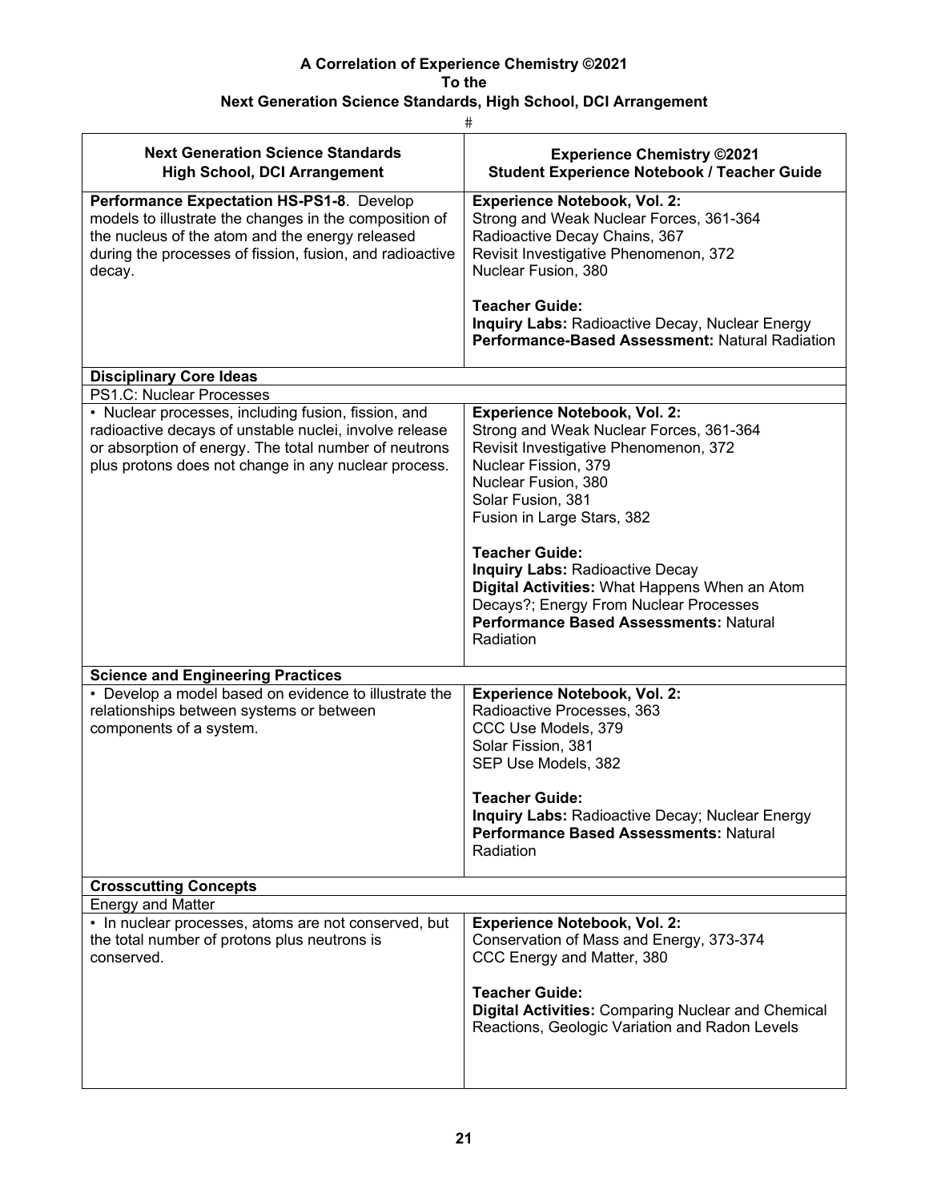**A Correlation of Experience Chemistry ©2021**
**To the**
**Next Generation Science Standards, High School, DCI Arrangement**

#

| Next Generation Science Standards<br>High School, DCI Arrangement | Experience Chemistry ©2021<br>Student Experience Notebook / Teacher Guide |
|---|---|
| **Performance Expectation HS-PS1-8**. Develop models to illustrate the changes in the composition of the nucleus of the atom and the energy released during the processes of fission, fusion, and radioactive decay. | **Experience Notebook, Vol. 2:**<br>Strong and Weak Nuclear Forces, 361-364<br>Radioactive Decay Chains, 367<br>Revisit Investigative Phenomenon, 372<br>Nuclear Fusion, 380<br><br>**Teacher Guide:**<br>**Inquiry Labs:** Radioactive Decay, Nuclear Energy<br>**Performance-Based Assessment:** Natural Radiation |
| **Disciplinary Core Ideas** | |
| PS1.C: Nuclear Processes | |
| • Nuclear processes, including fusion, fission, and radioactive decays of unstable nuclei, involve release or absorption of energy. The total number of neutrons plus protons does not change in any nuclear process. | **Experience Notebook, Vol. 2:**<br>Strong and Weak Nuclear Forces, 361-364<br>Revisit Investigative Phenomenon, 372<br>Nuclear Fission, 379<br>Nuclear Fusion, 380<br>Solar Fusion, 381<br>Fusion in Large Stars, 382<br><br>**Teacher Guide:**<br>**Inquiry Labs:** Radioactive Decay<br>**Digital Activities:** What Happens When an Atom Decays?; Energy From Nuclear Processes<br>**Performance Based Assessments:** Natural Radiation |
| **Science and Engineering Practices** | |
| • Develop a model based on evidence to illustrate the relationships between systems or between components of a system. | **Experience Notebook, Vol. 2:**<br>Radioactive Processes, 363<br>CCC Use Models, 379<br>Solar Fission, 381<br>SEP Use Models, 382<br><br>**Teacher Guide:**<br>**Inquiry Labs:** Radioactive Decay; Nuclear Energy<br>**Performance Based Assessments:** Natural Radiation |
| **Crosscutting Concepts** | |
| Energy and Matter | |
| • In nuclear processes, atoms are not conserved, but the total number of protons plus neutrons is conserved. | **Experience Notebook, Vol. 2:**<br>Conservation of Mass and Energy, 373-374<br>CCC Energy and Matter, 380<br><br>**Teacher Guide:**<br>**Digital Activities:** Comparing Nuclear and Chemical Reactions, Geologic Variation and Radon Levels |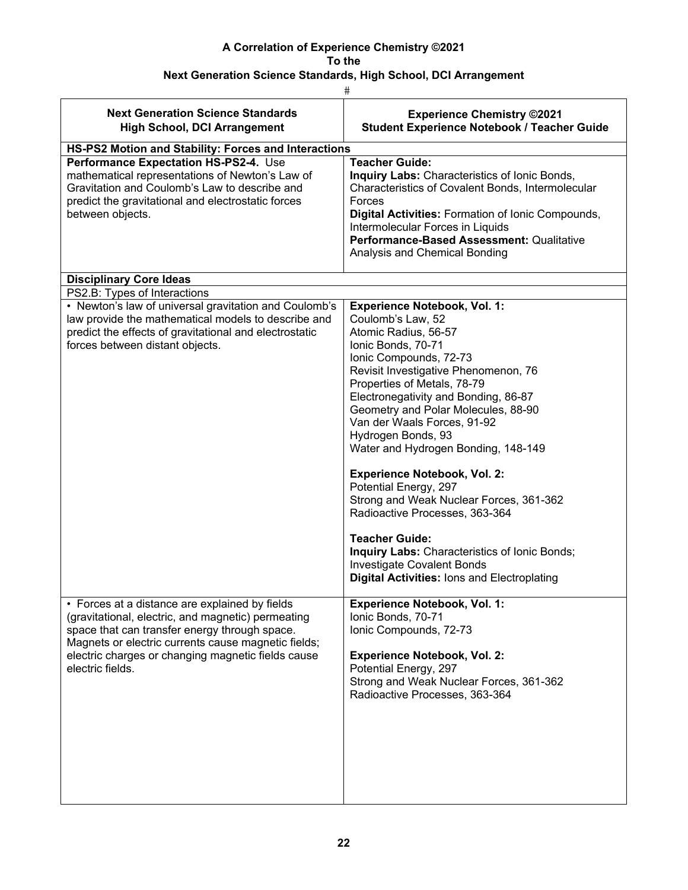**A Correlation of Experience Chemistry ©2021**
**To the**
**Next Generation Science Standards, High School, DCI Arrangement**

#

| Next Generation Science Standards High School, DCI Arrangement | Experience Chemistry ©2021 Student Experience Notebook / Teacher Guide |
|---|---|
| **HS-PS2 Motion and Stability: Forces and Interactions** | |
| **Performance Expectation HS-PS2-4.** Use mathematical representations of Newton's Law of Gravitation and Coulomb's Law to describe and predict the gravitational and electrostatic forces between objects. | **Teacher Guide:**<br>**Inquiry Labs:** Characteristics of Ionic Bonds, Characteristics of Covalent Bonds, Intermolecular Forces<br>**Digital Activities:** Formation of Ionic Compounds, Intermolecular Forces in Liquids<br>**Performance-Based Assessment:** Qualitative Analysis and Chemical Bonding |
| **Disciplinary Core Ideas** | |
| PS2.B: Types of Interactions | |
| • Newton's law of universal gravitation and Coulomb's law provide the mathematical models to describe and predict the effects of gravitational and electrostatic forces between distant objects. | **Experience Notebook, Vol. 1:**<br>Coulomb's Law, 52<br>Atomic Radius, 56-57<br>Ionic Bonds, 70-71<br>Ionic Compounds, 72-73<br>Revisit Investigative Phenomenon, 76<br>Properties of Metals, 78-79<br>Electronegativity and Bonding, 86-87<br>Geometry and Polar Molecules, 88-90<br>Van der Waals Forces, 91-92<br>Hydrogen Bonds, 93<br>Water and Hydrogen Bonding, 148-149<br><br>**Experience Notebook, Vol. 2:**<br>Potential Energy, 297<br>Strong and Weak Nuclear Forces, 361-362<br>Radioactive Processes, 363-364<br><br>**Teacher Guide:**<br>**Inquiry Labs:** Characteristics of Ionic Bonds; Investigate Covalent Bonds<br>**Digital Activities:** Ions and Electroplating |
| • Forces at a distance are explained by fields (gravitational, electric, and magnetic) permeating space that can transfer energy through space. Magnets or electric currents cause magnetic fields; electric charges or changing magnetic fields cause electric fields. | **Experience Notebook, Vol. 1:**<br>Ionic Bonds, 70-71<br>Ionic Compounds, 72-73<br><br>**Experience Notebook, Vol. 2:**<br>Potential Energy, 297<br>Strong and Weak Nuclear Forces, 361-362<br>Radioactive Processes, 363-364 |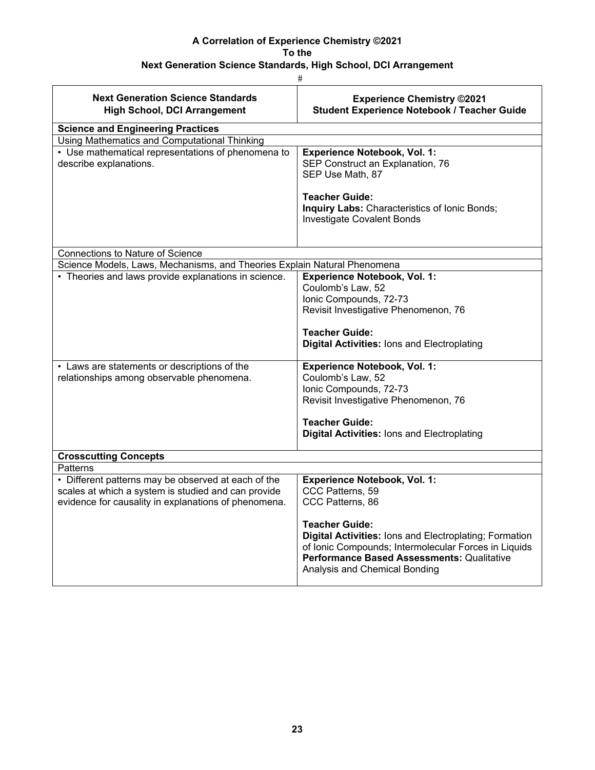**A Correlation of Experience Chemistry ©2021**
**To the**
**Next Generation Science Standards, High School, DCI Arrangement**

#

| Next Generation Science Standards High School, DCI Arrangement | Experience Chemistry ©2021 Student Experience Notebook / Teacher Guide |
|---|---|
| **Science and Engineering Practices** | |
| Using Mathematics and Computational Thinking | |
| • Use mathematical representations of phenomena to describe explanations. | **Experience Notebook, Vol. 1:**<br>SEP Construct an Explanation, 76<br>SEP Use Math, 87<br><br>**Teacher Guide:**<br>**Inquiry Labs:** Characteristics of Ionic Bonds; Investigate Covalent Bonds |
| Connections to Nature of Science | |
| Science Models, Laws, Mechanisms, and Theories Explain Natural Phenomena | |
| • Theories and laws provide explanations in science. | **Experience Notebook, Vol. 1:**<br>Coulomb's Law, 52<br>Ionic Compounds, 72-73<br>Revisit Investigative Phenomenon, 76<br><br>**Teacher Guide:**<br>**Digital Activities:** Ions and Electroplating |
| • Laws are statements or descriptions of the relationships among observable phenomena. | **Experience Notebook, Vol. 1:**<br>Coulomb's Law, 52<br>Ionic Compounds, 72-73<br>Revisit Investigative Phenomenon, 76<br><br>**Teacher Guide:**<br>**Digital Activities:** Ions and Electroplating |
| **Crosscutting Concepts** | |
| Patterns | |
| • Different patterns may be observed at each of the scales at which a system is studied and can provide evidence for causality in explanations of phenomena. | **Experience Notebook, Vol. 1:**<br>CCC Patterns, 59<br>CCC Patterns, 86<br><br>**Teacher Guide:**<br>**Digital Activities:** Ions and Electroplating; Formation of Ionic Compounds; Intermolecular Forces in Liquids<br>**Performance Based Assessments:** Qualitative Analysis and Chemical Bonding |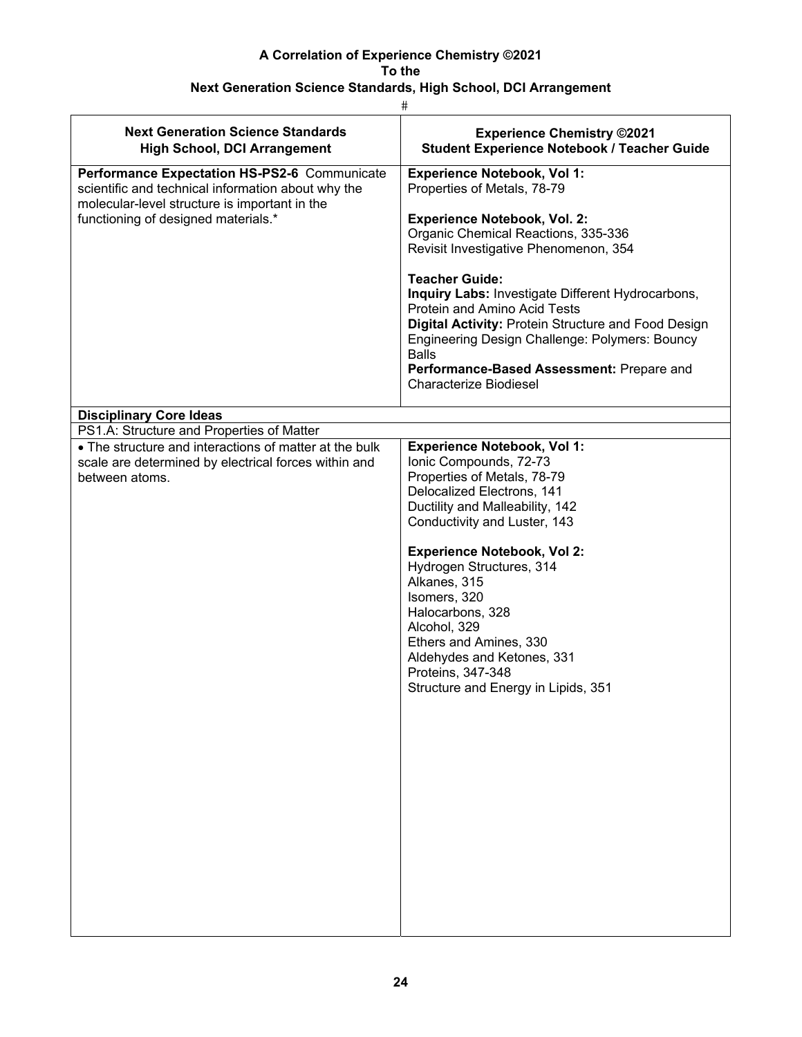**A Correlation of Experience Chemistry ©2021**
**To the**
**Next Generation Science Standards, High School, DCI Arrangement**

#

| Next Generation Science Standards High School, DCI Arrangement | Experience Chemistry ©2021 Student Experience Notebook / Teacher Guide |
|---|---|
| **Performance Expectation HS-PS2-6** Communicate scientific and technical information about why the molecular-level structure is important in the functioning of designed materials.* | **Experience Notebook, Vol 1:**<br>Properties of Metals, 78-79<br><br>**Experience Notebook, Vol. 2:**<br>Organic Chemical Reactions, 335-336<br>Revisit Investigative Phenomenon, 354<br><br>**Teacher Guide:**<br>**Inquiry Labs:** Investigate Different Hydrocarbons, Protein and Amino Acid Tests<br>**Digital Activity:** Protein Structure and Food Design<br>Engineering Design Challenge: Polymers: Bouncy Balls<br>**Performance-Based Assessment:** Prepare and Characterize Biodiesel |
| **Disciplinary Core Ideas** | |
| PS1.A: Structure and Properties of Matter | |
| • The structure and interactions of matter at the bulk scale are determined by electrical forces within and between atoms. | **Experience Notebook, Vol 1:**<br>Ionic Compounds, 72-73<br>Properties of Metals, 78-79<br>Delocalized Electrons, 141<br>Ductility and Malleability, 142<br>Conductivity and Luster, 143<br><br>**Experience Notebook, Vol 2:**<br>Hydrogen Structures, 314<br>Alkanes, 315<br>Isomers, 320<br>Halocarbons, 328<br>Alcohol, 329<br>Ethers and Amines, 330<br>Aldehydes and Ketones, 331<br>Proteins, 347-348<br>Structure and Energy in Lipids, 351 |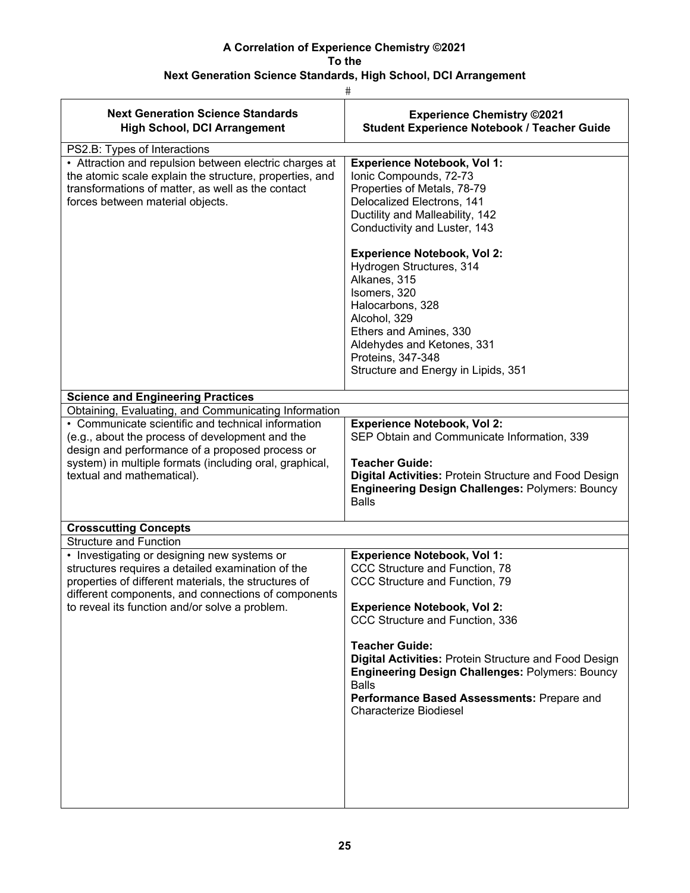**A Correlation of Experience Chemistry ©2021**
**To the**
**Next Generation Science Standards, High School, DCI Arrangement**

#

| Next Generation Science Standards<br>High School, DCI Arrangement | Experience Chemistry ©2021<br>Student Experience Notebook / Teacher Guide |
|---|---|
| PS2.B: Types of Interactions | |
| • Attraction and repulsion between electric charges at the atomic scale explain the structure, properties, and transformations of matter, as well as the contact forces between material objects. | **Experience Notebook, Vol 1:**<br>Ionic Compounds, 72-73<br>Properties of Metals, 78-79<br>Delocalized Electrons, 141<br>Ductility and Malleability, 142<br>Conductivity and Luster, 143<br><br>**Experience Notebook, Vol 2:**<br>Hydrogen Structures, 314<br>Alkanes, 315<br>Isomers, 320<br>Halocarbons, 328<br>Alcohol, 329<br>Ethers and Amines, 330<br>Aldehydes and Ketones, 331<br>Proteins, 347-348<br>Structure and Energy in Lipids, 351 |
| **Science and Engineering Practices** | |
| Obtaining, Evaluating, and Communicating Information | |
| • Communicate scientific and technical information (e.g., about the process of development and the design and performance of a proposed process or system) in multiple formats (including oral, graphical, textual and mathematical). | **Experience Notebook, Vol 2:**<br>SEP Obtain and Communicate Information, 339<br><br>**Teacher Guide:**<br>**Digital Activities:** Protein Structure and Food Design<br>**Engineering Design Challenges:** Polymers: Bouncy Balls |
| **Crosscutting Concepts** | |
| Structure and Function | |
| • Investigating or designing new systems or structures requires a detailed examination of the properties of different materials, the structures of different components, and connections of components to reveal its function and/or solve a problem. | **Experience Notebook, Vol 1:**<br>CCC Structure and Function, 78<br>CCC Structure and Function, 79<br><br>**Experience Notebook, Vol 2:**<br>CCC Structure and Function, 336<br><br>**Teacher Guide:**<br>**Digital Activities:** Protein Structure and Food Design<br>**Engineering Design Challenges:** Polymers: Bouncy Balls<br>**Performance Based Assessments:** Prepare and Characterize Biodiesel |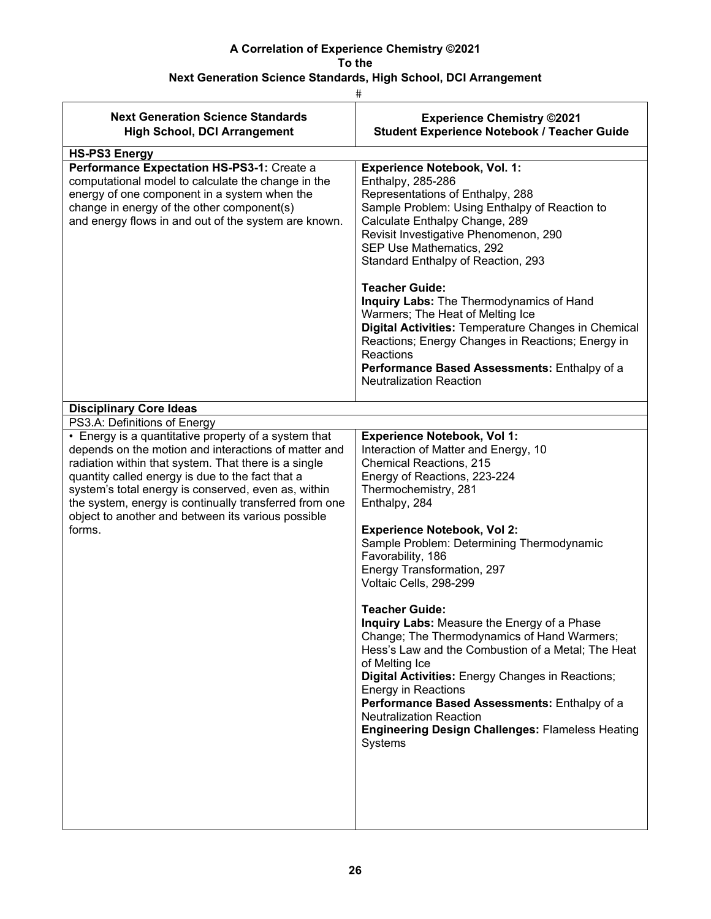**A Correlation of Experience Chemistry ©2021**
**To the**
**Next Generation Science Standards, High School, DCI Arrangement**

#

| Next Generation Science Standards High School, DCI Arrangement | Experience Chemistry ©2021 Student Experience Notebook / Teacher Guide |
|---|---|
| **HS-PS3 Energy** | |
| **Performance Expectation HS-PS3-1:** Create a computational model to calculate the change in the energy of one component in a system when the change in energy of the other component(s) and energy flows in and out of the system are known. | **Experience Notebook, Vol. 1:**<br>Enthalpy, 285-286<br>Representations of Enthalpy, 288<br>Sample Problem: Using Enthalpy of Reaction to Calculate Enthalpy Change, 289<br>Revisit Investigative Phenomenon, 290<br>SEP Use Mathematics, 292<br>Standard Enthalpy of Reaction, 293<br><br>**Teacher Guide:**<br>**Inquiry Labs:** The Thermodynamics of Hand Warmers; The Heat of Melting Ice<br>**Digital Activities:** Temperature Changes in Chemical Reactions; Energy Changes in Reactions; Energy in Reactions<br>**Performance Based Assessments:** Enthalpy of a Neutralization Reaction |
| **Disciplinary Core Ideas** | |
| PS3.A: Definitions of Energy | |
| • Energy is a quantitative property of a system that depends on the motion and interactions of matter and radiation within that system. That there is a single quantity called energy is due to the fact that a system's total energy is conserved, even as, within the system, energy is continually transferred from one object to another and between its various possible forms. | **Experience Notebook, Vol 1:**<br>Interaction of Matter and Energy, 10<br>Chemical Reactions, 215<br>Energy of Reactions, 223-224<br>Thermochemistry, 281<br>Enthalpy, 284<br><br>**Experience Notebook, Vol 2:**<br>Sample Problem: Determining Thermodynamic Favorability, 186<br>Energy Transformation, 297<br>Voltaic Cells, 298-299<br><br>**Teacher Guide:**<br>**Inquiry Labs:** Measure the Energy of a Phase Change; The Thermodynamics of Hand Warmers; Hess's Law and the Combustion of a Metal; The Heat of Melting Ice<br>**Digital Activities:** Energy Changes in Reactions; Energy in Reactions<br>**Performance Based Assessments:** Enthalpy of a Neutralization Reaction<br>**Engineering Design Challenges:** Flameless Heating Systems |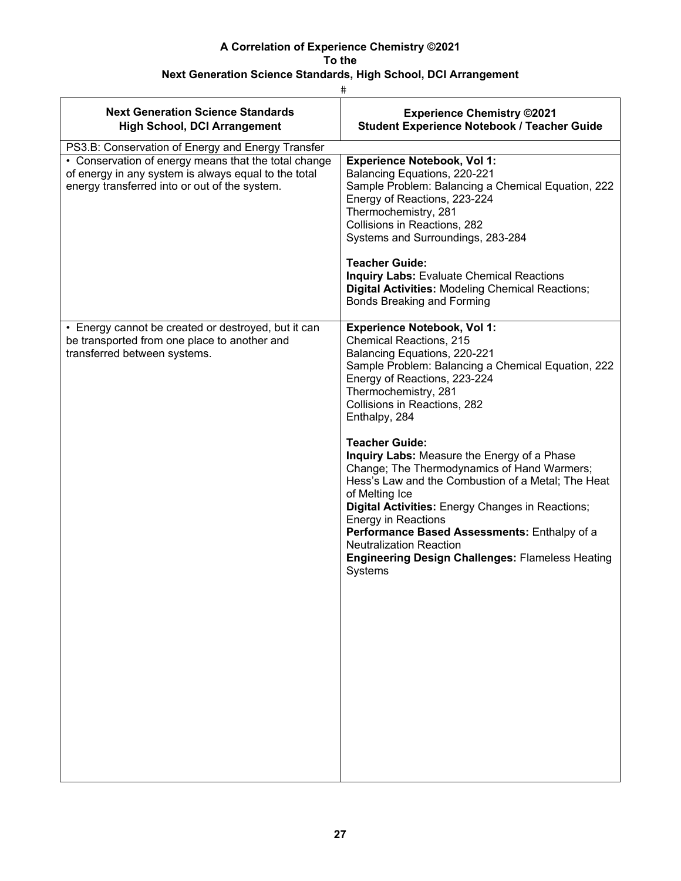**A Correlation of Experience Chemistry ©2021**
**To the**
**Next Generation Science Standards, High School, DCI Arrangement**

| Next Generation Science Standards<br>High School, DCI Arrangement | Experience Chemistry ©2021<br>Student Experience Notebook / Teacher Guide |
|---|---|
| PS3.B: Conservation of Energy and Energy Transfer | |
| • Conservation of energy means that the total change of energy in any system is always equal to the total energy transferred into or out of the system. | **Experience Notebook, Vol 1:**<br>Balancing Equations, 220-221<br>Sample Problem: Balancing a Chemical Equation, 222<br>Energy of Reactions, 223-224<br>Thermochemistry, 281<br>Collisions in Reactions, 282<br>Systems and Surroundings, 283-284<br><br>**Teacher Guide:**<br>**Inquiry Labs:** Evaluate Chemical Reactions<br>**Digital Activities:** Modeling Chemical Reactions; Bonds Breaking and Forming |
| • Energy cannot be created or destroyed, but it can be transported from one place to another and transferred between systems. | **Experience Notebook, Vol 1:**<br>Chemical Reactions, 215<br>Balancing Equations, 220-221<br>Sample Problem: Balancing a Chemical Equation, 222<br>Energy of Reactions, 223-224<br>Thermochemistry, 281<br>Collisions in Reactions, 282<br>Enthalpy, 284<br><br>**Teacher Guide:**<br>**Inquiry Labs:** Measure the Energy of a Phase Change; The Thermodynamics of Hand Warmers; Hess's Law and the Combustion of a Metal; The Heat of Melting Ice<br>**Digital Activities:** Energy Changes in Reactions; Energy in Reactions<br>**Performance Based Assessments:** Enthalpy of a Neutralization Reaction<br>**Engineering Design Challenges:** Flameless Heating Systems |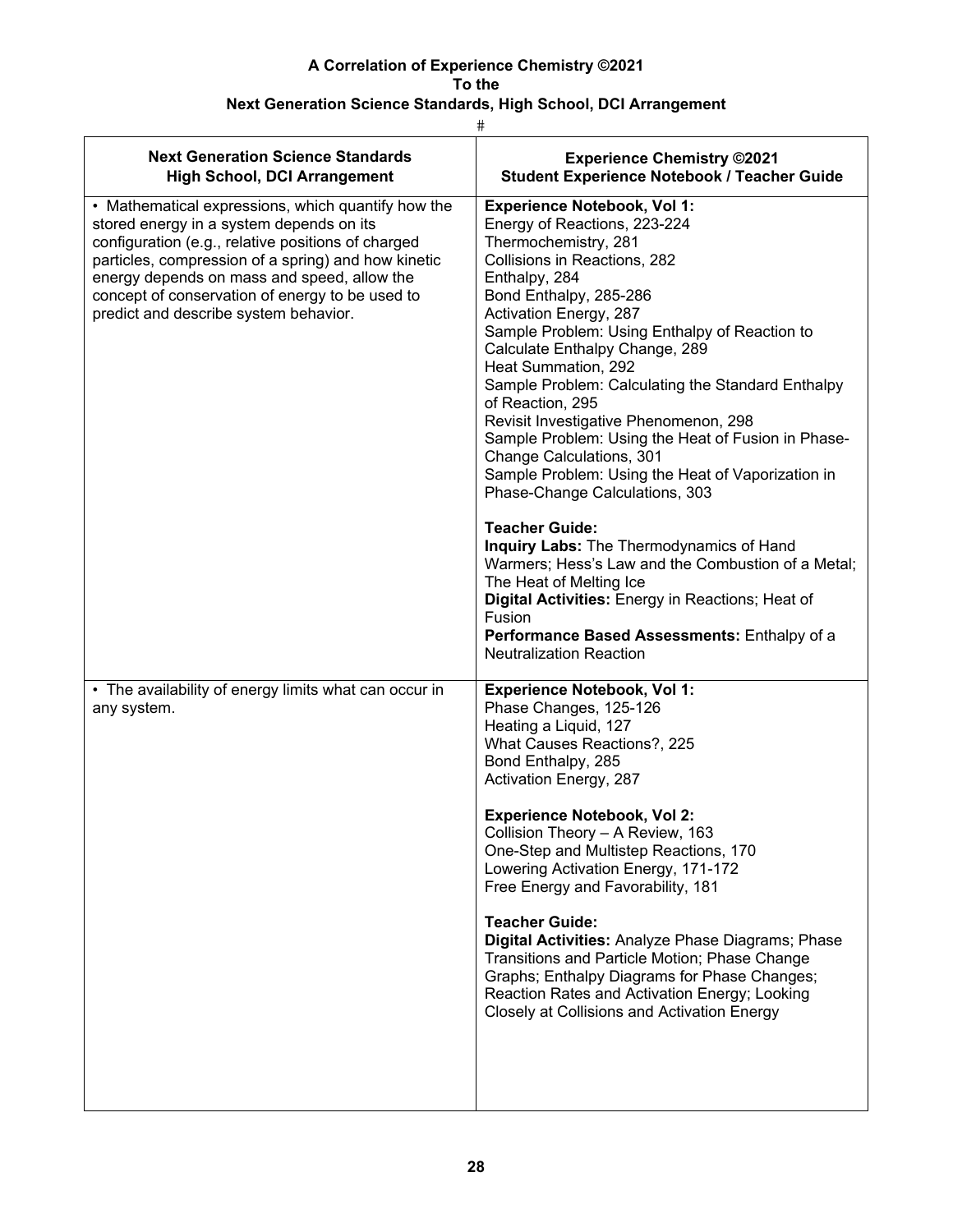**A Correlation of Experience Chemistry ©2021**
**To the**
**Next Generation Science Standards, High School, DCI Arrangement**

#

| **Next Generation Science Standards High School, DCI Arrangement** | **Experience Chemistry ©2021 Student Experience Notebook / Teacher Guide** |
|---|---|
| • Mathematical expressions, which quantify how the stored energy in a system depends on its configuration (e.g., relative positions of charged particles, compression of a spring) and how kinetic energy depends on mass and speed, allow the concept of conservation of energy to be used to predict and describe system behavior. | **Experience Notebook, Vol 1:**<br>Energy of Reactions, 223-224<br>Thermochemistry, 281<br>Collisions in Reactions, 282<br>Enthalpy, 284<br>Bond Enthalpy, 285-286<br>Activation Energy, 287<br>Sample Problem: Using Enthalpy of Reaction to Calculate Enthalpy Change, 289<br>Heat Summation, 292<br>Sample Problem: Calculating the Standard Enthalpy of Reaction, 295<br>Revisit Investigative Phenomenon, 298<br>Sample Problem: Using the Heat of Fusion in Phase-Change Calculations, 301<br>Sample Problem: Using the Heat of Vaporization in Phase-Change Calculations, 303<br><br>**Teacher Guide:**<br>**Inquiry Labs:** The Thermodynamics of Hand Warmers; Hess's Law and the Combustion of a Metal; The Heat of Melting Ice<br>**Digital Activities:** Energy in Reactions; Heat of Fusion<br>**Performance Based Assessments:** Enthalpy of a Neutralization Reaction |
| • The availability of energy limits what can occur in any system. | **Experience Notebook, Vol 1:**<br>Phase Changes, 125-126<br>Heating a Liquid, 127<br>What Causes Reactions?, 225<br>Bond Enthalpy, 285<br>Activation Energy, 287<br><br>**Experience Notebook, Vol 2:**<br>Collision Theory – A Review, 163<br>One-Step and Multistep Reactions, 170<br>Lowering Activation Energy, 171-172<br>Free Energy and Favorability, 181<br><br>**Teacher Guide:**<br>**Digital Activities:** Analyze Phase Diagrams; Phase Transitions and Particle Motion; Phase Change Graphs; Enthalpy Diagrams for Phase Changes; Reaction Rates and Activation Energy; Looking Closely at Collisions and Activation Energy |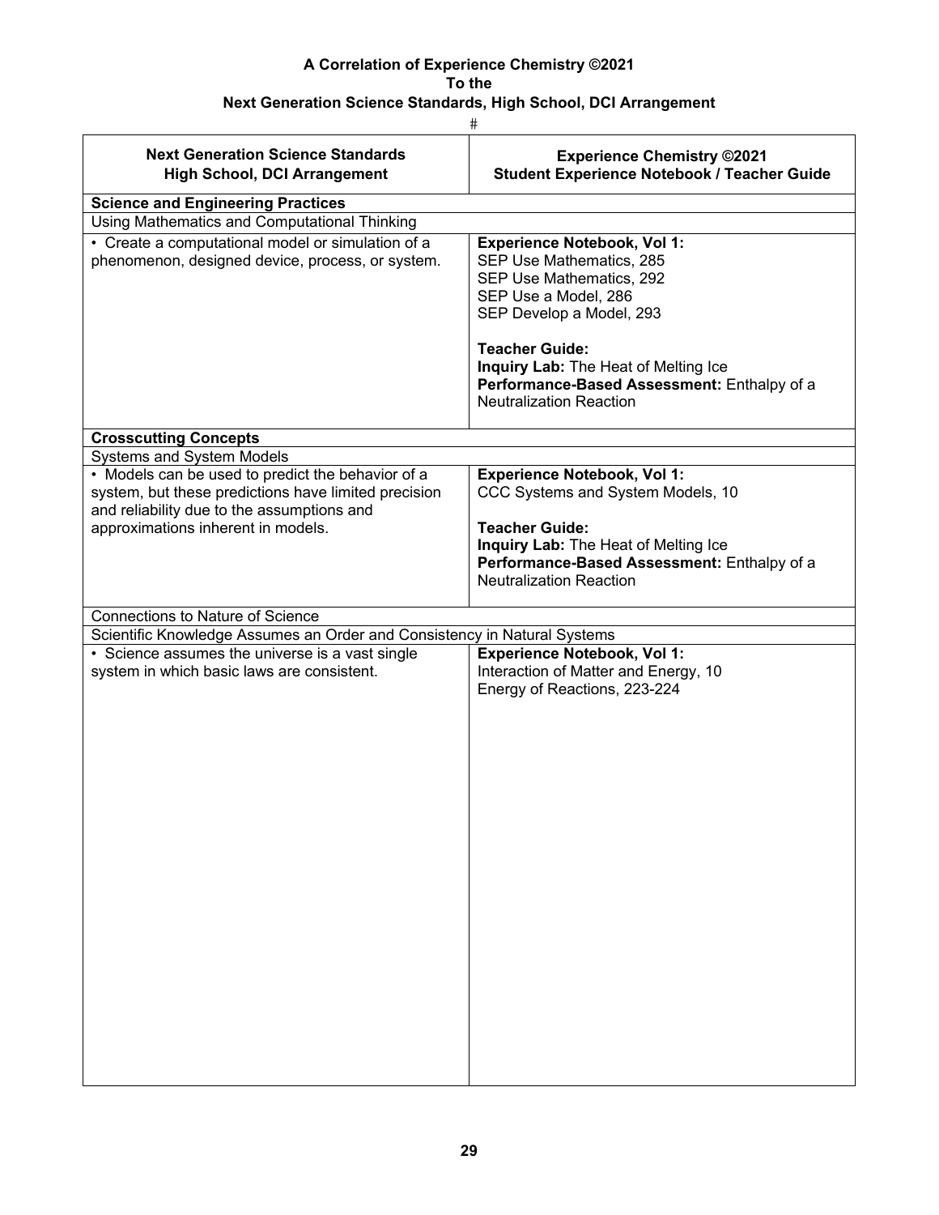**A Correlation of Experience Chemistry ©2021**
**To the**
**Next Generation Science Standards, High School, DCI Arrangement**

#

| Next Generation Science Standards High School, DCI Arrangement | Experience Chemistry ©2021 Student Experience Notebook / Teacher Guide |
|---|---|
| **Science and Engineering Practices** | |
| Using Mathematics and Computational Thinking | |
| • Create a computational model or simulation of a phenomenon, designed device, process, or system. | **Experience Notebook, Vol 1:**<br>SEP Use Mathematics, 285<br>SEP Use Mathematics, 292<br>SEP Use a Model, 286<br>SEP Develop a Model, 293<br><br>**Teacher Guide:**<br>**Inquiry Lab:** The Heat of Melting Ice<br>**Performance-Based Assessment:** Enthalpy of a Neutralization Reaction |
| **Crosscutting Concepts** | |
| Systems and System Models | |
| • Models can be used to predict the behavior of a system, but these predictions have limited precision and reliability due to the assumptions and approximations inherent in models. | **Experience Notebook, Vol 1:**<br>CCC Systems and System Models, 10<br><br>**Teacher Guide:**<br>**Inquiry Lab:** The Heat of Melting Ice<br>**Performance-Based Assessment:** Enthalpy of a Neutralization Reaction |
| Connections to Nature of Science | |
| Scientific Knowledge Assumes an Order and Consistency in Natural Systems | |
| • Science assumes the universe is a vast single system in which basic laws are consistent. | **Experience Notebook, Vol 1:**<br>Interaction of Matter and Energy, 10<br>Energy of Reactions, 223-224 |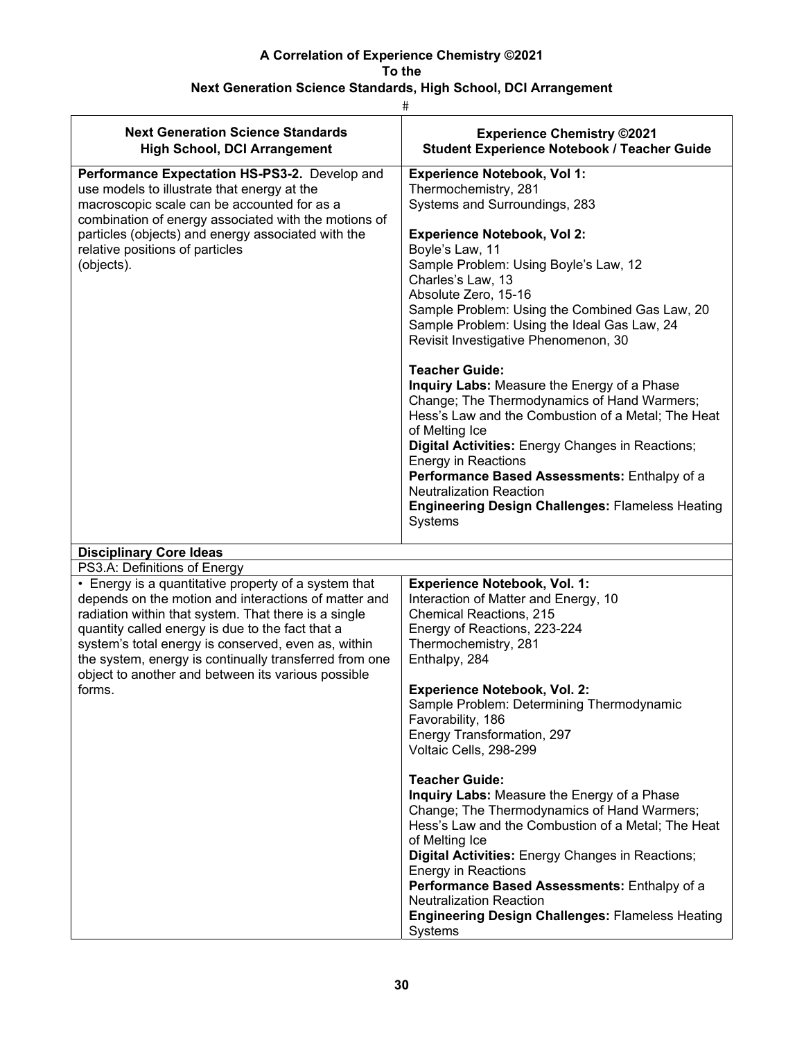**A Correlation of Experience Chemistry ©2021**
**To the**
**Next Generation Science Standards, High School, DCI Arrangement**

| Next Generation Science Standards High School, DCI Arrangement | Experience Chemistry ©2021 Student Experience Notebook / Teacher Guide |
|---|---|
| **Performance Expectation HS-PS3-2.** Develop and use models to illustrate that energy at the macroscopic scale can be accounted for as a combination of energy associated with the motions of particles (objects) and energy associated with the relative positions of particles (objects). | **Experience Notebook, Vol 1:**<br>Thermochemistry, 281<br>Systems and Surroundings, 283<br><br>**Experience Notebook, Vol 2:**<br>Boyle's Law, 11<br>Sample Problem: Using Boyle's Law, 12<br>Charles's Law, 13<br>Absolute Zero, 15-16<br>Sample Problem: Using the Combined Gas Law, 20<br>Sample Problem: Using the Ideal Gas Law, 24<br>Revisit Investigative Phenomenon, 30<br><br>**Teacher Guide:**<br>**Inquiry Labs:** Measure the Energy of a Phase Change; The Thermodynamics of Hand Warmers; Hess's Law and the Combustion of a Metal; The Heat of Melting Ice<br>**Digital Activities:** Energy Changes in Reactions; Energy in Reactions<br>**Performance Based Assessments:** Enthalpy of a Neutralization Reaction<br>**Engineering Design Challenges:** Flameless Heating Systems |
| **Disciplinary Core Ideas** | |
| PS3.A: Definitions of Energy | |
| • Energy is a quantitative property of a system that depends on the motion and interactions of matter and radiation within that system. That there is a single quantity called energy is due to the fact that a system's total energy is conserved, even as, within the system, energy is continually transferred from one object to another and between its various possible forms. | **Experience Notebook, Vol. 1:**<br>Interaction of Matter and Energy, 10<br>Chemical Reactions, 215<br>Energy of Reactions, 223-224<br>Thermochemistry, 281<br>Enthalpy, 284<br><br>**Experience Notebook, Vol. 2:**<br>Sample Problem: Determining Thermodynamic Favorability, 186<br>Energy Transformation, 297<br>Voltaic Cells, 298-299<br><br>**Teacher Guide:**<br>**Inquiry Labs:** Measure the Energy of a Phase Change; The Thermodynamics of Hand Warmers; Hess's Law and the Combustion of a Metal; The Heat of Melting Ice<br>**Digital Activities:** Energy Changes in Reactions; Energy in Reactions<br>**Performance Based Assessments:** Enthalpy of a Neutralization Reaction<br>**Engineering Design Challenges:** Flameless Heating Systems |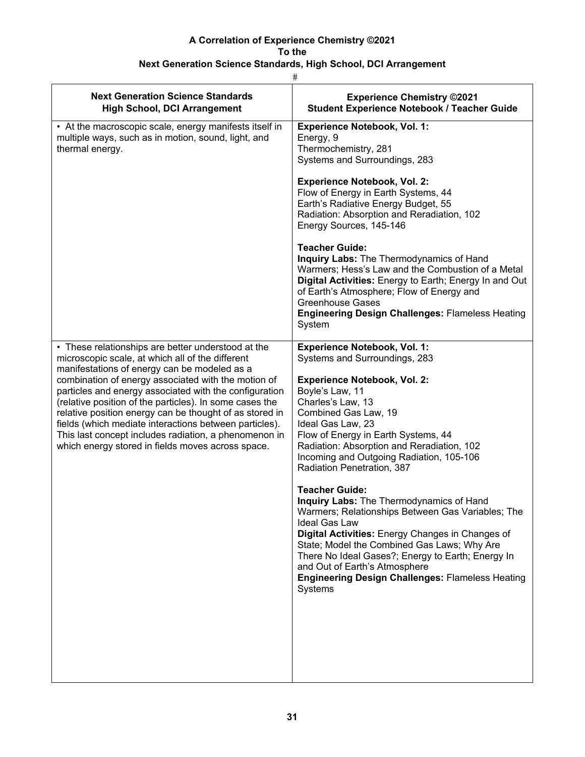**A Correlation of Experience Chemistry ©2021**
**To the**
**Next Generation Science Standards, High School, DCI Arrangement**

#

| Next Generation Science Standards High School, DCI Arrangement | Experience Chemistry ©2021 Student Experience Notebook / Teacher Guide |
|---|---|
| • At the macroscopic scale, energy manifests itself in multiple ways, such as in motion, sound, light, and thermal energy. | **Experience Notebook, Vol. 1:**<br>Energy, 9<br>Thermochemistry, 281<br>Systems and Surroundings, 283<br><br>**Experience Notebook, Vol. 2:**<br>Flow of Energy in Earth Systems, 44<br>Earth's Radiative Energy Budget, 55<br>Radiation: Absorption and Reradiation, 102<br>Energy Sources, 145-146<br><br>**Teacher Guide:**<br>**Inquiry Labs:** The Thermodynamics of Hand Warmers; Hess's Law and the Combustion of a Metal<br>**Digital Activities:** Energy to Earth; Energy In and Out of Earth's Atmosphere; Flow of Energy and Greenhouse Gases<br>**Engineering Design Challenges:** Flameless Heating System |
| • These relationships are better understood at the microscopic scale, at which all of the different manifestations of energy can be modeled as a combination of energy associated with the motion of particles and energy associated with the configuration (relative position of the particles). In some cases the relative position energy can be thought of as stored in fields (which mediate interactions between particles). This last concept includes radiation, a phenomenon in which energy stored in fields moves across space. | **Experience Notebook, Vol. 1:**<br>Systems and Surroundings, 283<br><br>**Experience Notebook, Vol. 2:**<br>Boyle's Law, 11<br>Charles's Law, 13<br>Combined Gas Law, 19<br>Ideal Gas Law, 23<br>Flow of Energy in Earth Systems, 44<br>Radiation: Absorption and Reradiation, 102<br>Incoming and Outgoing Radiation, 105-106<br>Radiation Penetration, 387<br><br>**Teacher Guide:**<br>**Inquiry Labs:** The Thermodynamics of Hand Warmers; Relationships Between Gas Variables; The Ideal Gas Law<br>**Digital Activities:** Energy Changes in Changes of State; Model the Combined Gas Laws; Why Are There No Ideal Gases?; Energy to Earth; Energy In and Out of Earth's Atmosphere<br>**Engineering Design Challenges:** Flameless Heating Systems |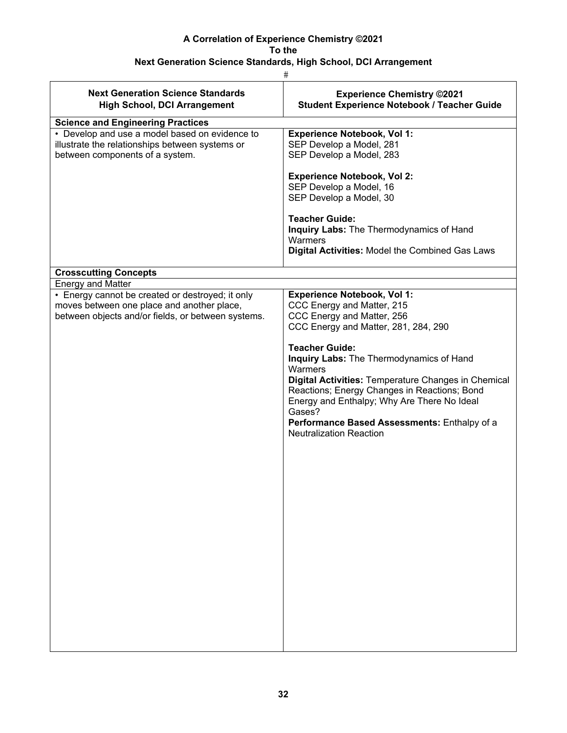**A Correlation of Experience Chemistry ©2021**
**To the**
**Next Generation Science Standards, High School, DCI Arrangement**

| **Next Generation Science Standards High School, DCI Arrangement** | **Experience Chemistry ©2021 Student Experience Notebook / Teacher Guide** |
|---|---|
| **Science and Engineering Practices** | |
| • Develop and use a model based on evidence to illustrate the relationships between systems or between components of a system. | **Experience Notebook, Vol 1:**<br>SEP Develop a Model, 281<br>SEP Develop a Model, 283<br><br>**Experience Notebook, Vol 2:**<br>SEP Develop a Model, 16<br>SEP Develop a Model, 30<br><br>**Teacher Guide:**<br>**Inquiry Labs:** The Thermodynamics of Hand Warmers<br>**Digital Activities:** Model the Combined Gas Laws |
| **Crosscutting Concepts** | |
| Energy and Matter | |
| • Energy cannot be created or destroyed; it only moves between one place and another place, between objects and/or fields, or between systems. | **Experience Notebook, Vol 1:**<br>CCC Energy and Matter, 215<br>CCC Energy and Matter, 256<br>CCC Energy and Matter, 281, 284, 290<br><br>**Teacher Guide:**<br>**Inquiry Labs:** The Thermodynamics of Hand Warmers<br>**Digital Activities:** Temperature Changes in Chemical Reactions; Energy Changes in Reactions; Bond Energy and Enthalpy; Why Are There No Ideal Gases?<br>**Performance Based Assessments:** Enthalpy of a Neutralization Reaction |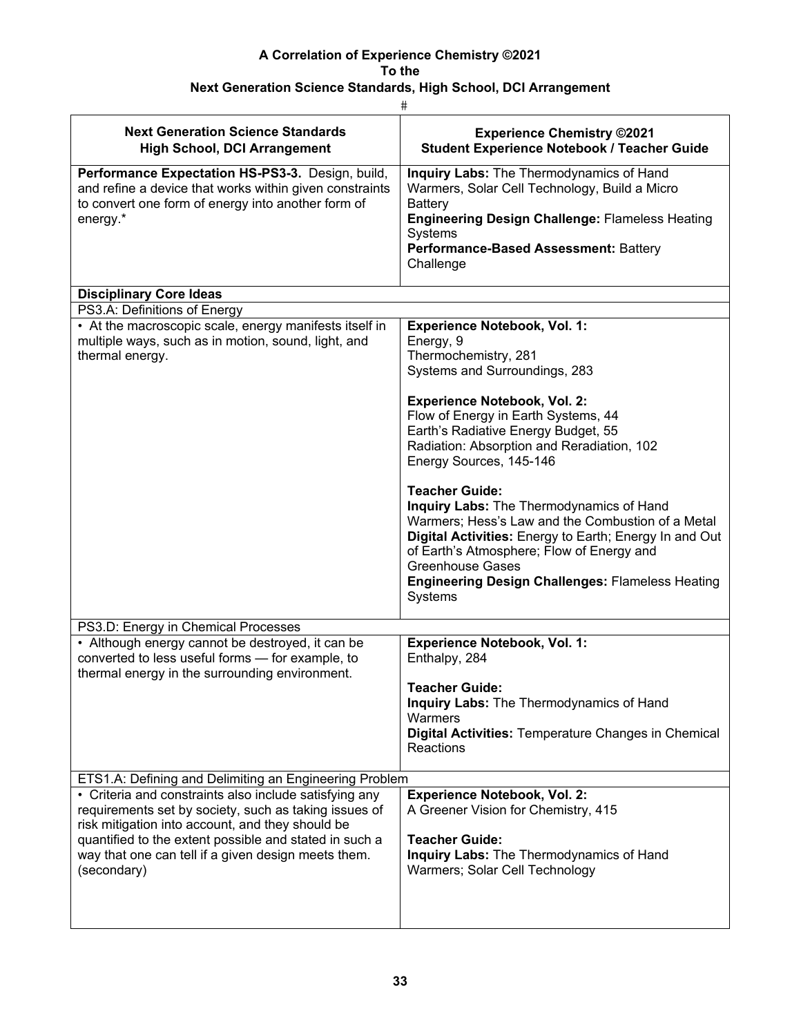**A Correlation of Experience Chemistry ©2021**
**To the**
**Next Generation Science Standards, High School, DCI Arrangement**

#

| Next Generation Science Standards<br>High School, DCI Arrangement | Experience Chemistry ©2021<br>Student Experience Notebook / Teacher Guide |
|---|---|
| **Performance Expectation HS-PS3-3.** Design, build, and refine a device that works within given constraints to convert one form of energy into another form of energy.* | **Inquiry Labs:** The Thermodynamics of Hand Warmers, Solar Cell Technology, Build a Micro Battery<br>**Engineering Design Challenge:** Flameless Heating Systems<br>**Performance-Based Assessment:** Battery Challenge |
| **Disciplinary Core Ideas** | |
| PS3.A: Definitions of Energy | |
| • At the macroscopic scale, energy manifests itself in multiple ways, such as in motion, sound, light, and thermal energy. | **Experience Notebook, Vol. 1:**<br>Energy, 9<br>Thermochemistry, 281<br>Systems and Surroundings, 283<br><br>**Experience Notebook, Vol. 2:**<br>Flow of Energy in Earth Systems, 44<br>Earth's Radiative Energy Budget, 55<br>Radiation: Absorption and Reradiation, 102<br>Energy Sources, 145-146<br><br>**Teacher Guide:**<br>**Inquiry Labs:** The Thermodynamics of Hand Warmers; Hess's Law and the Combustion of a Metal<br>**Digital Activities:** Energy to Earth; Energy In and Out of Earth's Atmosphere; Flow of Energy and Greenhouse Gases<br>**Engineering Design Challenges:** Flameless Heating Systems |
| PS3.D: Energy in Chemical Processes | |
| • Although energy cannot be destroyed, it can be converted to less useful forms — for example, to thermal energy in the surrounding environment. | **Experience Notebook, Vol. 1:**<br>Enthalpy, 284<br><br>**Teacher Guide:**<br>**Inquiry Labs:** The Thermodynamics of Hand Warmers<br>**Digital Activities:** Temperature Changes in Chemical Reactions |
| ETS1.A: Defining and Delimiting an Engineering Problem | |
| • Criteria and constraints also include satisfying any requirements set by society, such as taking issues of risk mitigation into account, and they should be quantified to the extent possible and stated in such a way that one can tell if a given design meets them. (secondary) | **Experience Notebook, Vol. 2:**<br>A Greener Vision for Chemistry, 415<br><br>**Teacher Guide:**<br>**Inquiry Labs:** The Thermodynamics of Hand Warmers; Solar Cell Technology |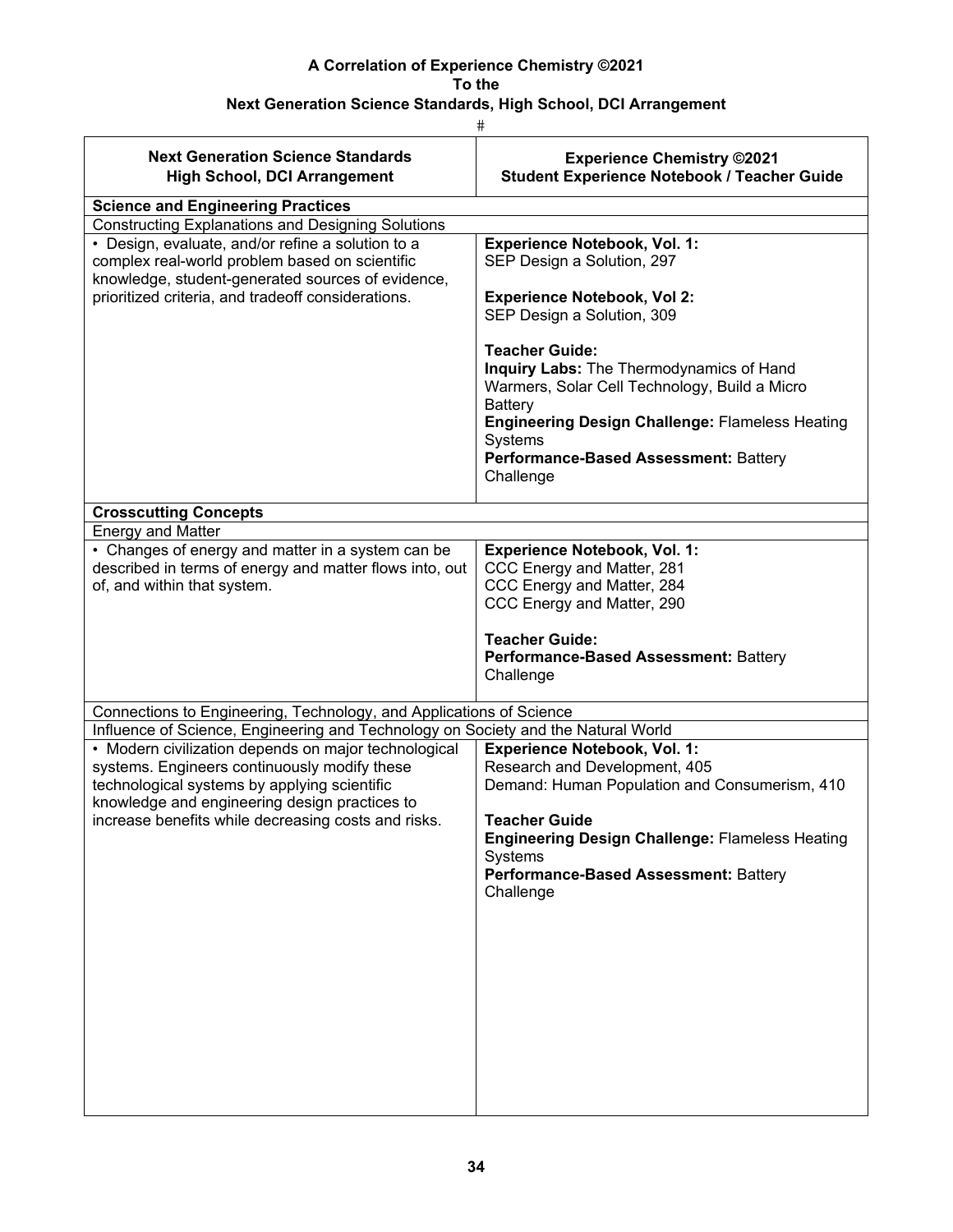**A Correlation of Experience Chemistry ©2021**
**To the**
**Next Generation Science Standards, High School, DCI Arrangement**

#

| Next Generation Science Standards<br>High School, DCI Arrangement | Experience Chemistry ©2021<br>Student Experience Notebook / Teacher Guide |
| --- | --- |
| **Science and Engineering Practices** | |
| Constructing Explanations and Designing Solutions | |
| • Design, evaluate, and/or refine a solution to a complex real-world problem based on scientific knowledge, student-generated sources of evidence, prioritized criteria, and tradeoff considerations. | **Experience Notebook, Vol. 1:**<br>SEP Design a Solution, 297<br><br>**Experience Notebook, Vol 2:**<br>SEP Design a Solution, 309<br><br>**Teacher Guide:**<br>**Inquiry Labs:** The Thermodynamics of Hand Warmers, Solar Cell Technology, Build a Micro Battery<br>**Engineering Design Challenge:** Flameless Heating Systems<br>**Performance-Based Assessment:** Battery Challenge |
| **Crosscutting Concepts** | |
| Energy and Matter | |
| • Changes of energy and matter in a system can be described in terms of energy and matter flows into, out of, and within that system. | **Experience Notebook, Vol. 1:**<br>CCC Energy and Matter, 281<br>CCC Energy and Matter, 284<br>CCC Energy and Matter, 290<br><br>**Teacher Guide:**<br>**Performance-Based Assessment:** Battery Challenge |
| Connections to Engineering, Technology, and Applications of Science | |
| Influence of Science, Engineering and Technology on Society and the Natural World | |
| • Modern civilization depends on major technological systems. Engineers continuously modify these technological systems by applying scientific knowledge and engineering design practices to increase benefits while decreasing costs and risks. | **Experience Notebook, Vol. 1:**<br>Research and Development, 405<br>Demand: Human Population and Consumerism, 410<br><br>**Teacher Guide**<br>**Engineering Design Challenge:** Flameless Heating Systems<br>**Performance-Based Assessment:** Battery Challenge |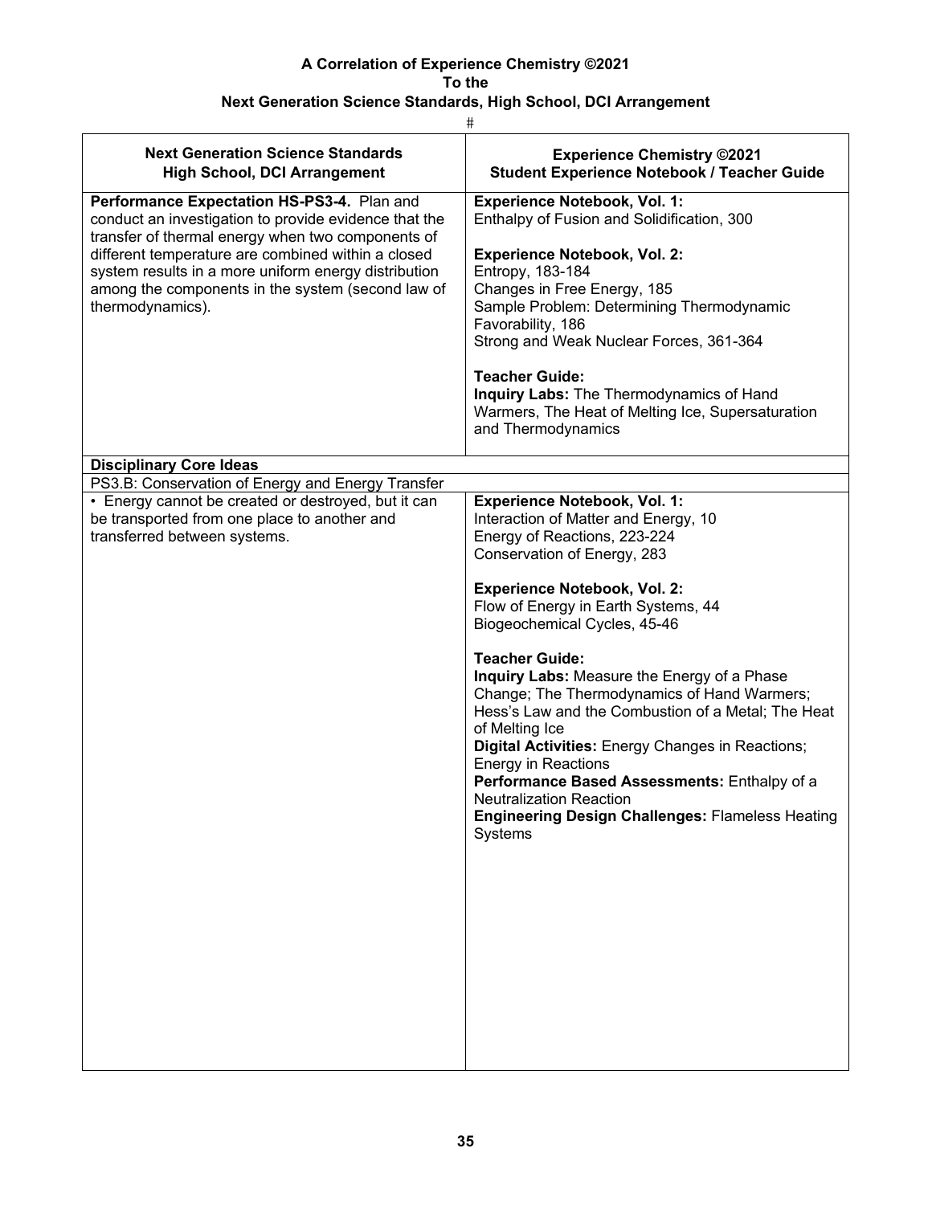**A Correlation of Experience Chemistry ©2021**
**To the**
**Next Generation Science Standards, High School, DCI Arrangement**

#

| Next Generation Science Standards<br>High School, DCI Arrangement | Experience Chemistry ©2021<br>Student Experience Notebook / Teacher Guide |
|---|---|
| **Performance Expectation HS-PS3-4.** Plan and conduct an investigation to provide evidence that the transfer of thermal energy when two components of different temperature are combined within a closed system results in a more uniform energy distribution among the components in the system (second law of thermodynamics). | **Experience Notebook, Vol. 1:**<br>Enthalpy of Fusion and Solidification, 300<br><br>**Experience Notebook, Vol. 2:**<br>Entropy, 183-184<br>Changes in Free Energy, 185<br>Sample Problem: Determining Thermodynamic Favorability, 186<br>Strong and Weak Nuclear Forces, 361-364<br><br>**Teacher Guide:**<br>**Inquiry Labs:** The Thermodynamics of Hand Warmers, The Heat of Melting Ice, Supersaturation and Thermodynamics |
| **Disciplinary Core Ideas** | |
| PS3.B: Conservation of Energy and Energy Transfer | |
| • Energy cannot be created or destroyed, but it can be transported from one place to another and transferred between systems. | **Experience Notebook, Vol. 1:**<br>Interaction of Matter and Energy, 10<br>Energy of Reactions, 223-224<br>Conservation of Energy, 283<br><br>**Experience Notebook, Vol. 2:**<br>Flow of Energy in Earth Systems, 44<br>Biogeochemical Cycles, 45-46<br><br>**Teacher Guide:**<br>**Inquiry Labs:** Measure the Energy of a Phase Change; The Thermodynamics of Hand Warmers; Hess's Law and the Combustion of a Metal; The Heat of Melting Ice<br>**Digital Activities:** Energy Changes in Reactions; Energy in Reactions<br>**Performance Based Assessments:** Enthalpy of a Neutralization Reaction<br>**Engineering Design Challenges:** Flameless Heating Systems |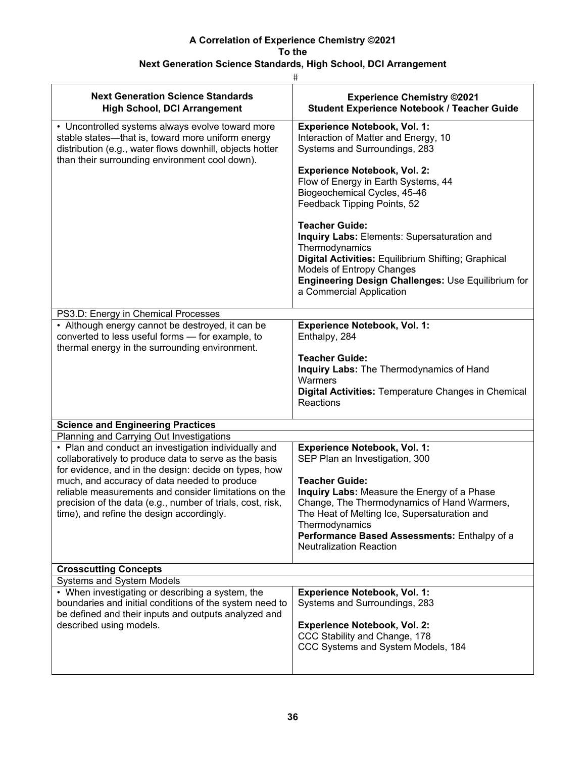**A Correlation of Experience Chemistry ©2021**
**To the**
**Next Generation Science Standards, High School, DCI Arrangement**

#

| Next Generation Science Standards High School, DCI Arrangement | Experience Chemistry ©2021 Student Experience Notebook / Teacher Guide |
|---|---|
| • Uncontrolled systems always evolve toward more stable states—that is, toward more uniform energy distribution (e.g., water flows downhill, objects hotter than their surrounding environment cool down). | **Experience Notebook, Vol. 1:** Interaction of Matter and Energy, 10<br>Systems and Surroundings, 283<br><br>**Experience Notebook, Vol. 2:** Flow of Energy in Earth Systems, 44<br>Biogeochemical Cycles, 45-46<br>Feedback Tipping Points, 52<br><br>**Teacher Guide:**<br>**Inquiry Labs:** Elements: Supersaturation and Thermodynamics<br>**Digital Activities:** Equilibrium Shifting; Graphical Models of Entropy Changes<br>**Engineering Design Challenges:** Use Equilibrium for a Commercial Application |
| PS3.D: Energy in Chemical Processes | |
| • Although energy cannot be destroyed, it can be converted to less useful forms — for example, to thermal energy in the surrounding environment. | **Experience Notebook, Vol. 1:** Enthalpy, 284<br><br>**Teacher Guide:**<br>**Inquiry Labs:** The Thermodynamics of Hand Warmers<br>**Digital Activities:** Temperature Changes in Chemical Reactions |
| **Science and Engineering Practices** | |
| Planning and Carrying Out Investigations | |
| • Plan and conduct an investigation individually and collaboratively to produce data to serve as the basis for evidence, and in the design: decide on types, how much, and accuracy of data needed to produce reliable measurements and consider limitations on the precision of the data (e.g., number of trials, cost, risk, time), and refine the design accordingly. | **Experience Notebook, Vol. 1:** SEP Plan an Investigation, 300<br><br>**Teacher Guide:**<br>**Inquiry Labs:** Measure the Energy of a Phase Change, The Thermodynamics of Hand Warmers, The Heat of Melting Ice, Supersaturation and Thermodynamics<br>**Performance Based Assessments:** Enthalpy of a Neutralization Reaction |
| **Crosscutting Concepts** | |
| Systems and System Models | |
| • When investigating or describing a system, the boundaries and initial conditions of the system need to be defined and their inputs and outputs analyzed and described using models. | **Experience Notebook, Vol. 1:** Systems and Surroundings, 283<br><br>**Experience Notebook, Vol. 2:** CCC Stability and Change, 178<br>CCC Systems and System Models, 184 |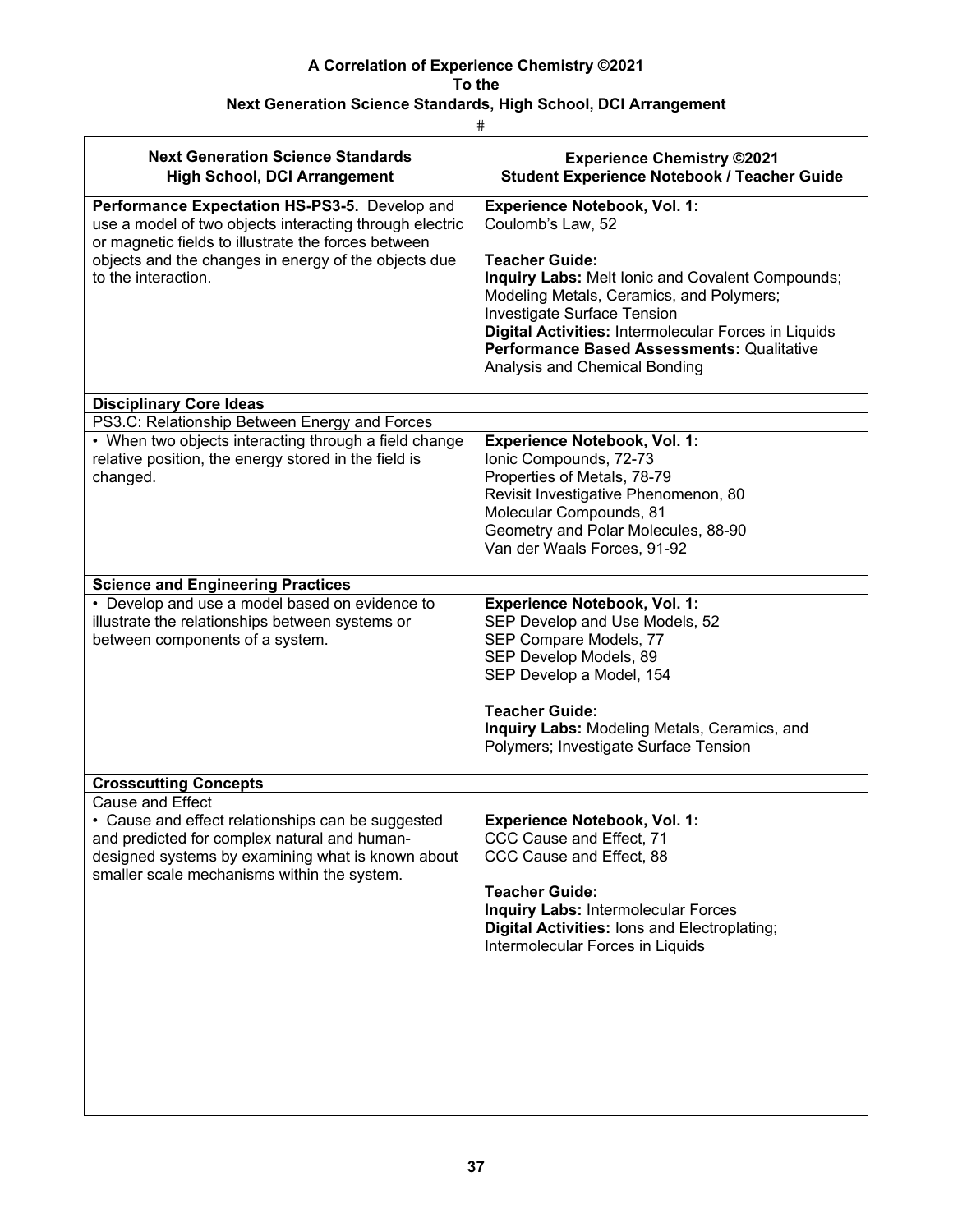**A Correlation of Experience Chemistry ©2021**
**To the**
**Next Generation Science Standards, High School, DCI Arrangement**

#

| Next Generation Science Standards High School, DCI Arrangement | Experience Chemistry ©2021 Student Experience Notebook / Teacher Guide |
|---|---|
| **Performance Expectation HS-PS3-5.** Develop and use a model of two objects interacting through electric or magnetic fields to illustrate the forces between objects and the changes in energy of the objects due to the interaction. | **Experience Notebook, Vol. 1:**<br>Coulomb's Law, 52<br><br>**Teacher Guide:**<br>**Inquiry Labs:** Melt Ionic and Covalent Compounds; Modeling Metals, Ceramics, and Polymers; Investigate Surface Tension<br>**Digital Activities:** Intermolecular Forces in Liquids<br>**Performance Based Assessments:** Qualitative Analysis and Chemical Bonding |
| **Disciplinary Core Ideas** | |
| PS3.C: Relationship Between Energy and Forces | |
| • When two objects interacting through a field change relative position, the energy stored in the field is changed. | **Experience Notebook, Vol. 1:**<br>Ionic Compounds, 72-73<br>Properties of Metals, 78-79<br>Revisit Investigative Phenomenon, 80<br>Molecular Compounds, 81<br>Geometry and Polar Molecules, 88-90<br>Van der Waals Forces, 91-92 |
| **Science and Engineering Practices** | |
| • Develop and use a model based on evidence to illustrate the relationships between systems or between components of a system. | **Experience Notebook, Vol. 1:**<br>SEP Develop and Use Models, 52<br>SEP Compare Models, 77<br>SEP Develop Models, 89<br>SEP Develop a Model, 154<br><br>**Teacher Guide:**<br>**Inquiry Labs:** Modeling Metals, Ceramics, and Polymers; Investigate Surface Tension |
| **Crosscutting Concepts** | |
| Cause and Effect | |
| • Cause and effect relationships can be suggested and predicted for complex natural and human-designed systems by examining what is known about smaller scale mechanisms within the system. | **Experience Notebook, Vol. 1:**<br>CCC Cause and Effect, 71<br>CCC Cause and Effect, 88<br><br>**Teacher Guide:**<br>**Inquiry Labs:** Intermolecular Forces<br>**Digital Activities:** Ions and Electroplating; Intermolecular Forces in Liquids |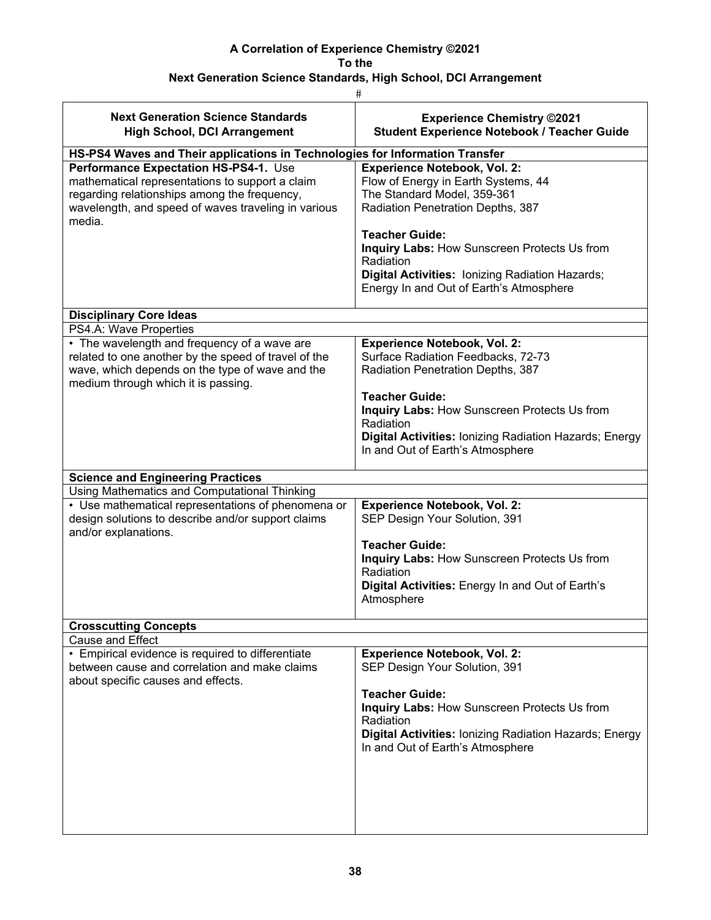**A Correlation of Experience Chemistry ©2021**
**To the**
**Next Generation Science Standards, High School, DCI Arrangement**

#

| Next Generation Science Standards High School, DCI Arrangement | Experience Chemistry ©2021 Student Experience Notebook / Teacher Guide |
|---|---|
| **HS-PS4 Waves and Their applications in Technologies for Information Transfer** | |
| **Performance Expectation HS-PS4-1.** Use mathematical representations to support a claim regarding relationships among the frequency, wavelength, and speed of waves traveling in various media. | **Experience Notebook, Vol. 2:**<br>Flow of Energy in Earth Systems, 44<br>The Standard Model, 359-361<br>Radiation Penetration Depths, 387<br><br>**Teacher Guide:**<br>**Inquiry Labs:** How Sunscreen Protects Us from Radiation<br>**Digital Activities:** Ionizing Radiation Hazards; Energy In and Out of Earth's Atmosphere |
| **Disciplinary Core Ideas** | |
| PS4.A: Wave Properties | |
| • The wavelength and frequency of a wave are related to one another by the speed of travel of the wave, which depends on the type of wave and the medium through which it is passing. | **Experience Notebook, Vol. 2:**<br>Surface Radiation Feedbacks, 72-73<br>Radiation Penetration Depths, 387<br><br>**Teacher Guide:**<br>**Inquiry Labs:** How Sunscreen Protects Us from Radiation<br>**Digital Activities:** Ionizing Radiation Hazards; Energy In and Out of Earth's Atmosphere |
| **Science and Engineering Practices** | |
| Using Mathematics and Computational Thinking | |
| • Use mathematical representations of phenomena or design solutions to describe and/or support claims and/or explanations. | **Experience Notebook, Vol. 2:**<br>SEP Design Your Solution, 391<br><br>**Teacher Guide:**<br>**Inquiry Labs:** How Sunscreen Protects Us from Radiation<br>**Digital Activities:** Energy In and Out of Earth's Atmosphere |
| **Crosscutting Concepts** | |
| Cause and Effect | |
| • Empirical evidence is required to differentiate between cause and correlation and make claims about specific causes and effects. | **Experience Notebook, Vol. 2:**<br>SEP Design Your Solution, 391<br><br>**Teacher Guide:**<br>**Inquiry Labs:** How Sunscreen Protects Us from Radiation<br>**Digital Activities:** Ionizing Radiation Hazards; Energy In and Out of Earth's Atmosphere |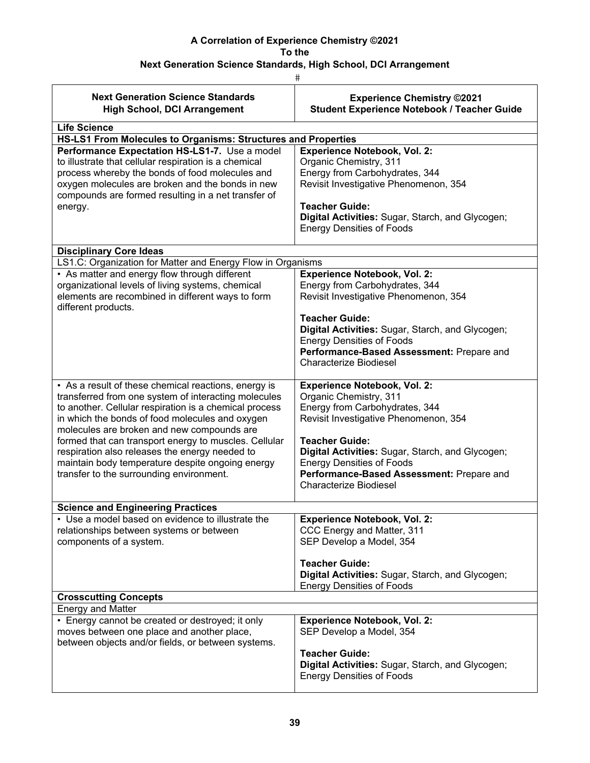**A Correlation of Experience Chemistry ©2021**
**To the**
**Next Generation Science Standards, High School, DCI Arrangement**

#

| Next Generation Science Standards High School, DCI Arrangement | Experience Chemistry ©2021 Student Experience Notebook / Teacher Guide |
|---|---|
| **Life Science** | |
| **HS-LS1 From Molecules to Organisms: Structures and Properties** | |
| **Performance Expectation HS-LS1-7.** Use a model to illustrate that cellular respiration is a chemical process whereby the bonds of food molecules and oxygen molecules are broken and the bonds in new compounds are formed resulting in a net transfer of energy. | **Experience Notebook, Vol. 2:**<br>Organic Chemistry, 311<br>Energy from Carbohydrates, 344<br>Revisit Investigative Phenomenon, 354<br><br>**Teacher Guide:**<br>**Digital Activities:** Sugar, Starch, and Glycogen; Energy Densities of Foods |
| **Disciplinary Core Ideas** | |
| LS1.C: Organization for Matter and Energy Flow in Organisms | |
| • As matter and energy flow through different organizational levels of living systems, chemical elements are recombined in different ways to form different products. | **Experience Notebook, Vol. 2:**<br>Energy from Carbohydrates, 344<br>Revisit Investigative Phenomenon, 354<br><br>**Teacher Guide:**<br>**Digital Activities:** Sugar, Starch, and Glycogen; Energy Densities of Foods<br>**Performance-Based Assessment:** Prepare and Characterize Biodiesel |
| • As a result of these chemical reactions, energy is transferred from one system of interacting molecules to another. Cellular respiration is a chemical process in which the bonds of food molecules and oxygen molecules are broken and new compounds are formed that can transport energy to muscles. Cellular respiration also releases the energy needed to maintain body temperature despite ongoing energy transfer to the surrounding environment. | **Experience Notebook, Vol. 2:**<br>Organic Chemistry, 311<br>Energy from Carbohydrates, 344<br>Revisit Investigative Phenomenon, 354<br><br>**Teacher Guide:**<br>**Digital Activities:** Sugar, Starch, and Glycogen; Energy Densities of Foods<br>**Performance-Based Assessment:** Prepare and Characterize Biodiesel |
| **Science and Engineering Practices** | |
| • Use a model based on evidence to illustrate the relationships between systems or between components of a system. | **Experience Notebook, Vol. 2:**<br>CCC Energy and Matter, 311<br>SEP Develop a Model, 354<br><br>**Teacher Guide:**<br>**Digital Activities:** Sugar, Starch, and Glycogen; Energy Densities of Foods |
| **Crosscutting Concepts** | |
| Energy and Matter | |
| • Energy cannot be created or destroyed; it only moves between one place and another place, between objects and/or fields, or between systems. | **Experience Notebook, Vol. 2:**<br>SEP Develop a Model, 354<br><br>**Teacher Guide:**<br>**Digital Activities:** Sugar, Starch, and Glycogen; Energy Densities of Foods |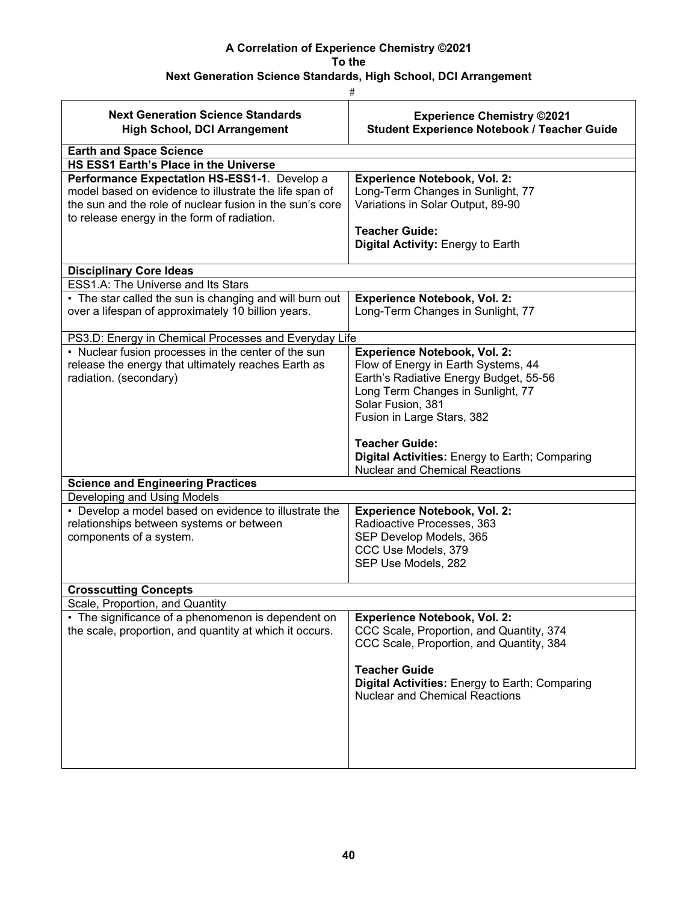**A Correlation of Experience Chemistry ©2021**
**To the**
**Next Generation Science Standards, High School, DCI Arrangement**

#

| Next Generation Science Standards High School, DCI Arrangement | Experience Chemistry ©2021 Student Experience Notebook / Teacher Guide |
|---|---|
| **Earth and Space Science** | |
| **HS ESS1 Earth's Place in the Universe** | |
| **Performance Expectation HS-ESS1-1**. Develop a model based on evidence to illustrate the life span of the sun and the role of nuclear fusion in the sun's core to release energy in the form of radiation. | **Experience Notebook, Vol. 2:**<br>Long-Term Changes in Sunlight, 77<br>Variations in Solar Output, 89-90<br><br>**Teacher Guide:**<br>**Digital Activity:** Energy to Earth |
| **Disciplinary Core Ideas** | |
| ESS1.A: The Universe and Its Stars | |
| • The star called the sun is changing and will burn out over a lifespan of approximately 10 billion years. | **Experience Notebook, Vol. 2:**<br>Long-Term Changes in Sunlight, 77 |
| PS3.D: Energy in Chemical Processes and Everyday Life | |
| • Nuclear fusion processes in the center of the sun release the energy that ultimately reaches Earth as radiation. (secondary) | **Experience Notebook, Vol. 2:**<br>Flow of Energy in Earth Systems, 44<br>Earth's Radiative Energy Budget, 55-56<br>Long Term Changes in Sunlight, 77<br>Solar Fusion, 381<br>Fusion in Large Stars, 382<br><br>**Teacher Guide:**<br>**Digital Activities:** Energy to Earth; Comparing Nuclear and Chemical Reactions |
| **Science and Engineering Practices** | |
| Developing and Using Models | |
| • Develop a model based on evidence to illustrate the relationships between systems or between components of a system. | **Experience Notebook, Vol. 2:**<br>Radioactive Processes, 363<br>SEP Develop Models, 365<br>CCC Use Models, 379<br>SEP Use Models, 282 |
| **Crosscutting Concepts** | |
| Scale, Proportion, and Quantity | |
| • The significance of a phenomenon is dependent on the scale, proportion, and quantity at which it occurs. | **Experience Notebook, Vol. 2:**<br>CCC Scale, Proportion, and Quantity, 374<br>CCC Scale, Proportion, and Quantity, 384<br><br>**Teacher Guide**<br>**Digital Activities:** Energy to Earth; Comparing Nuclear and Chemical Reactions |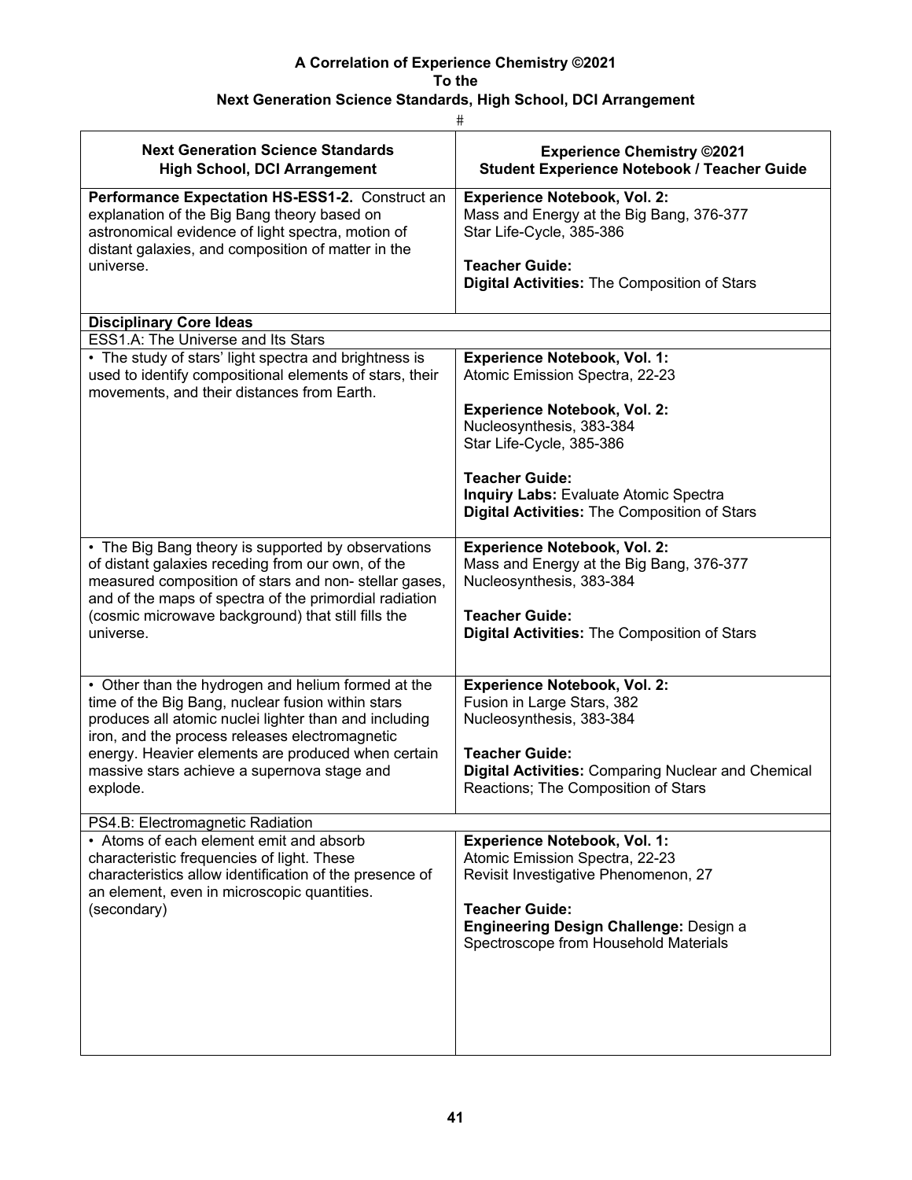**A Correlation of Experience Chemistry ©2021**
**To the**
**Next Generation Science Standards, High School, DCI Arrangement**

#

| Next Generation Science Standards<br>High School, DCI Arrangement | Experience Chemistry ©2021<br>Student Experience Notebook / Teacher Guide |
|---|---|
| **Performance Expectation HS-ESS1-2.** Construct an explanation of the Big Bang theory based on astronomical evidence of light spectra, motion of distant galaxies, and composition of matter in the universe. | **Experience Notebook, Vol. 2:**<br>Mass and Energy at the Big Bang, 376-377<br>Star Life-Cycle, 385-386<br><br>**Teacher Guide:**<br>**Digital Activities:** The Composition of Stars |
| **Disciplinary Core Ideas** | |
| ESS1.A: The Universe and Its Stars | |
| • The study of stars' light spectra and brightness is used to identify compositional elements of stars, their movements, and their distances from Earth. | **Experience Notebook, Vol. 1:**<br>Atomic Emission Spectra, 22-23<br><br>**Experience Notebook, Vol. 2:**<br>Nucleosynthesis, 383-384<br>Star Life-Cycle, 385-386<br><br>**Teacher Guide:**<br>**Inquiry Labs:** Evaluate Atomic Spectra<br>**Digital Activities:** The Composition of Stars |
| • The Big Bang theory is supported by observations of distant galaxies receding from our own, of the measured composition of stars and non- stellar gases, and of the maps of spectra of the primordial radiation (cosmic microwave background) that still fills the universe. | **Experience Notebook, Vol. 2:**<br>Mass and Energy at the Big Bang, 376-377<br>Nucleosynthesis, 383-384<br><br>**Teacher Guide:**<br>**Digital Activities:** The Composition of Stars |
| • Other than the hydrogen and helium formed at the time of the Big Bang, nuclear fusion within stars produces all atomic nuclei lighter than and including iron, and the process releases electromagnetic energy. Heavier elements are produced when certain massive stars achieve a supernova stage and explode. | **Experience Notebook, Vol. 2:**<br>Fusion in Large Stars, 382<br>Nucleosynthesis, 383-384<br><br>**Teacher Guide:**<br>**Digital Activities:** Comparing Nuclear and Chemical Reactions; The Composition of Stars |
| PS4.B: Electromagnetic Radiation | |
| • Atoms of each element emit and absorb characteristic frequencies of light. These characteristics allow identification of the presence of an element, even in microscopic quantities. (secondary) | **Experience Notebook, Vol. 1:**<br>Atomic Emission Spectra, 22-23<br>Revisit Investigative Phenomenon, 27<br><br>**Teacher Guide:**<br>**Engineering Design Challenge:** Design a Spectroscope from Household Materials |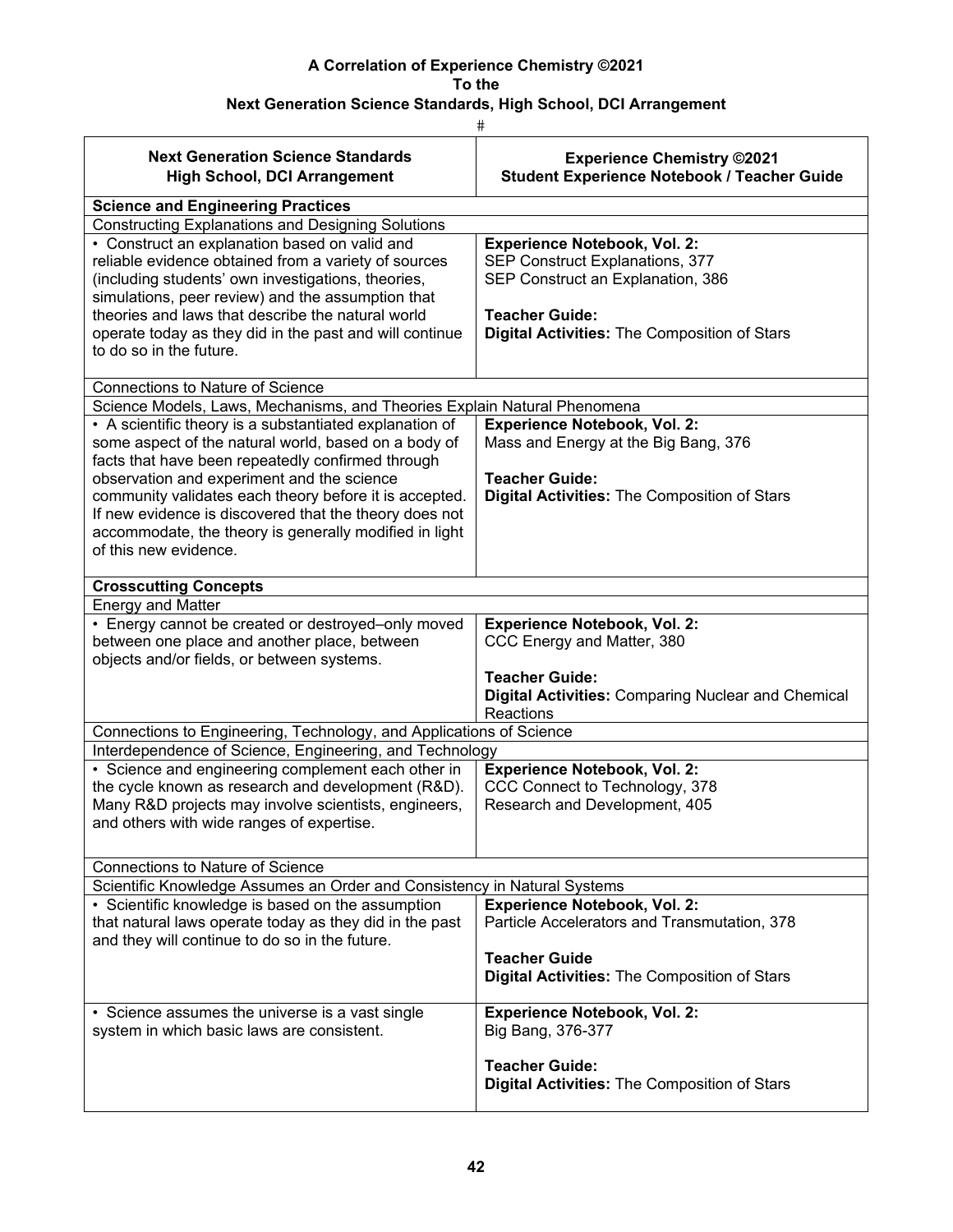**A Correlation of Experience Chemistry ©2021**
**To the**
**Next Generation Science Standards, High School, DCI Arrangement**

| Next Generation Science Standards<br>High School, DCI Arrangement | Experience Chemistry ©2021<br>Student Experience Notebook / Teacher Guide |
|---|---|
| **Science and Engineering Practices** | |
| Constructing Explanations and Designing Solutions | |
| • Construct an explanation based on valid and reliable evidence obtained from a variety of sources (including students' own investigations, theories, simulations, peer review) and the assumption that theories and laws that describe the natural world operate today as they did in the past and will continue to do so in the future. | **Experience Notebook, Vol. 2:**<br>SEP Construct Explanations, 377<br>SEP Construct an Explanation, 386<br><br>**Teacher Guide:**<br>**Digital Activities:** The Composition of Stars |
| Connections to Nature of Science | |
| Science Models, Laws, Mechanisms, and Theories Explain Natural Phenomena | |
| • A scientific theory is a substantiated explanation of some aspect of the natural world, based on a body of facts that have been repeatedly confirmed through observation and experiment and the science community validates each theory before it is accepted. If new evidence is discovered that the theory does not accommodate, the theory is generally modified in light of this new evidence. | **Experience Notebook, Vol. 2:**<br>Mass and Energy at the Big Bang, 376<br><br>**Teacher Guide:**<br>**Digital Activities:** The Composition of Stars |
| **Crosscutting Concepts** | |
| Energy and Matter | |
| • Energy cannot be created or destroyed–only moved between one place and another place, between objects and/or fields, or between systems. | **Experience Notebook, Vol. 2:**<br>CCC Energy and Matter, 380<br><br>**Teacher Guide:**<br>**Digital Activities:** Comparing Nuclear and Chemical Reactions |
| Connections to Engineering, Technology, and Applications of Science | |
| Interdependence of Science, Engineering, and Technology | |
| • Science and engineering complement each other in the cycle known as research and development (R&D). Many R&D projects may involve scientists, engineers, and others with wide ranges of expertise. | **Experience Notebook, Vol. 2:**<br>CCC Connect to Technology, 378<br>Research and Development, 405 |
| Connections to Nature of Science | |
| Scientific Knowledge Assumes an Order and Consistency in Natural Systems | |
| • Scientific knowledge is based on the assumption that natural laws operate today as they did in the past and they will continue to do so in the future. | **Experience Notebook, Vol. 2:**<br>Particle Accelerators and Transmutation, 378<br><br>**Teacher Guide**<br>**Digital Activities:** The Composition of Stars |
| • Science assumes the universe is a vast single system in which basic laws are consistent. | **Experience Notebook, Vol. 2:**<br>Big Bang, 376-377<br><br>**Teacher Guide:**<br>**Digital Activities:** The Composition of Stars |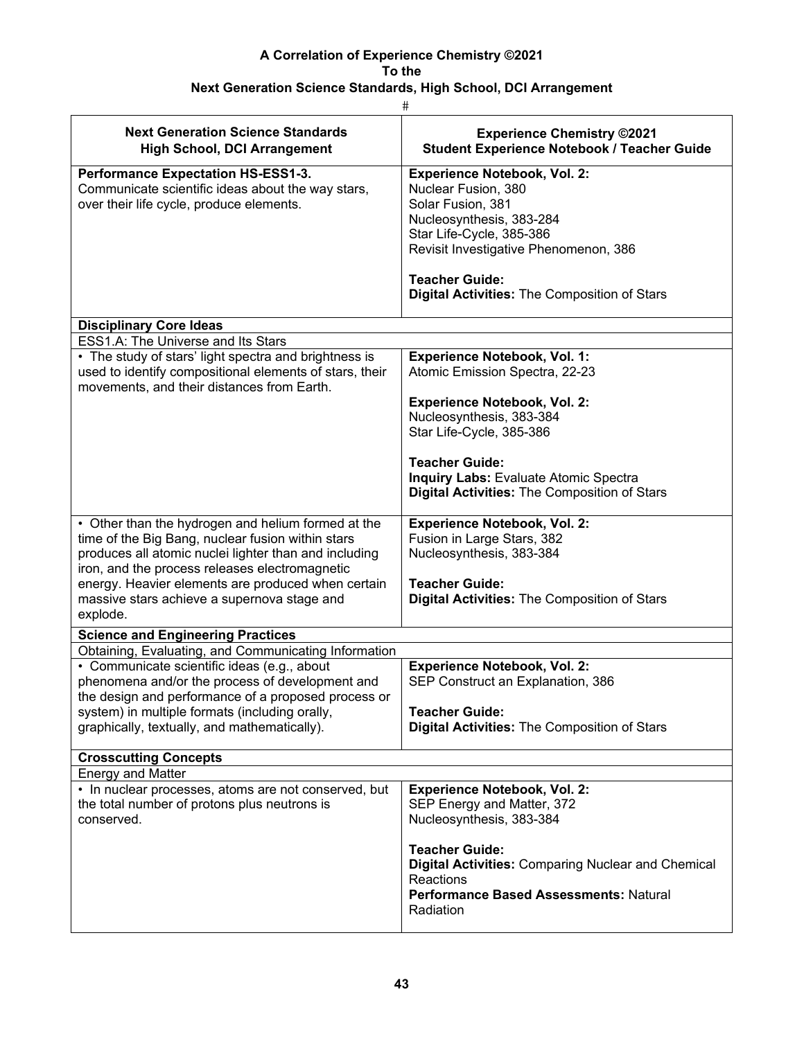**A Correlation of Experience Chemistry ©2021**
**To the**
**Next Generation Science Standards, High School, DCI Arrangement**

#

| Next Generation Science Standards High School, DCI Arrangement | Experience Chemistry ©2021 Student Experience Notebook / Teacher Guide |
|---|---|
| **Performance Expectation HS-ESS1-3.** Communicate scientific ideas about the way stars, over their life cycle, produce elements. | **Experience Notebook, Vol. 2:** Nuclear Fusion, 380<br>Solar Fusion, 381<br>Nucleosynthesis, 383-284<br>Star Life-Cycle, 385-386<br>Revisit Investigative Phenomenon, 386<br><br>**Teacher Guide:**<br>**Digital Activities:** The Composition of Stars |
| **Disciplinary Core Ideas** | |
| ESS1.A: The Universe and Its Stars | |
| • The study of stars' light spectra and brightness is used to identify compositional elements of stars, their movements, and their distances from Earth. | **Experience Notebook, Vol. 1:** Atomic Emission Spectra, 22-23<br><br>**Experience Notebook, Vol. 2:** Nucleosynthesis, 383-384<br>Star Life-Cycle, 385-386<br><br>**Teacher Guide:**<br>**Inquiry Labs:** Evaluate Atomic Spectra<br>**Digital Activities:** The Composition of Stars |
| • Other than the hydrogen and helium formed at the time of the Big Bang, nuclear fusion within stars produces all atomic nuclei lighter than and including iron, and the process releases electromagnetic energy. Heavier elements are produced when certain massive stars achieve a supernova stage and explode. | **Experience Notebook, Vol. 2:** Fusion in Large Stars, 382<br>Nucleosynthesis, 383-384<br><br>**Teacher Guide:**<br>**Digital Activities:** The Composition of Stars |
| **Science and Engineering Practices** | |
| Obtaining, Evaluating, and Communicating Information | |
| • Communicate scientific ideas (e.g., about phenomena and/or the process of development and the design and performance of a proposed process or system) in multiple formats (including orally, graphically, textually, and mathematically). | **Experience Notebook, Vol. 2:** SEP Construct an Explanation, 386<br><br>**Teacher Guide:**<br>**Digital Activities:** The Composition of Stars |
| **Crosscutting Concepts** | |
| Energy and Matter | |
| • In nuclear processes, atoms are not conserved, but the total number of protons plus neutrons is conserved. | **Experience Notebook, Vol. 2:** SEP Energy and Matter, 372<br>Nucleosynthesis, 383-384<br><br>**Teacher Guide:**<br>**Digital Activities:** Comparing Nuclear and Chemical Reactions<br>**Performance Based Assessments:** Natural Radiation |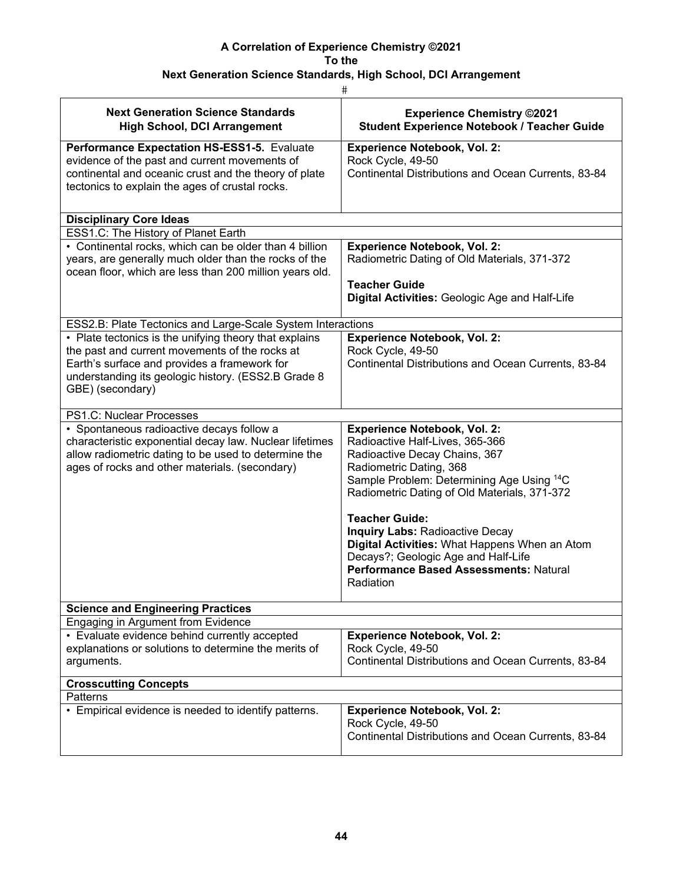**A Correlation of Experience Chemistry ©2021**
**To the**
**Next Generation Science Standards, High School, DCI Arrangement**

#

| Next Generation Science Standards High School, DCI Arrangement | Experience Chemistry ©2021 Student Experience Notebook / Teacher Guide |
|---|---|
| **Performance Expectation HS-ESS1-5.** Evaluate evidence of the past and current movements of continental and oceanic crust and the theory of plate tectonics to explain the ages of crustal rocks. | **Experience Notebook, Vol. 2:**<br>Rock Cycle, 49-50<br>Continental Distributions and Ocean Currents, 83-84 |
| **Disciplinary Core Ideas** | |
| ESS1.C: The History of Planet Earth | |
| • Continental rocks, which can be older than 4 billion years, are generally much older than the rocks of the ocean floor, which are less than 200 million years old. | **Experience Notebook, Vol. 2:**<br>Radiometric Dating of Old Materials, 371-372<br><br>**Teacher Guide**<br>**Digital Activities:** Geologic Age and Half-Life |
| ESS2.B: Plate Tectonics and Large-Scale System Interactions | |
| • Plate tectonics is the unifying theory that explains the past and current movements of the rocks at Earth's surface and provides a framework for understanding its geologic history. (ESS2.B Grade 8 GBE) (secondary) | **Experience Notebook, Vol. 2:**<br>Rock Cycle, 49-50<br>Continental Distributions and Ocean Currents, 83-84 |
| PS1.C: Nuclear Processes | |
| • Spontaneous radioactive decays follow a characteristic exponential decay law. Nuclear lifetimes allow radiometric dating to be used to determine the ages of rocks and other materials. (secondary) | **Experience Notebook, Vol. 2:**<br>Radioactive Half-Lives, 365-366<br>Radioactive Decay Chains, 367<br>Radiometric Dating, 368<br>Sample Problem: Determining Age Using $^{14}C$<br>Radiometric Dating of Old Materials, 371-372<br><br>**Teacher Guide:**<br>**Inquiry Labs:** Radioactive Decay<br>**Digital Activities:** What Happens When an Atom Decays?; Geologic Age and Half-Life<br>**Performance Based Assessments:** Natural Radiation |
| **Science and Engineering Practices** | |
| Engaging in Argument from Evidence | |
| • Evaluate evidence behind currently accepted explanations or solutions to determine the merits of arguments. | **Experience Notebook, Vol. 2:**<br>Rock Cycle, 49-50<br>Continental Distributions and Ocean Currents, 83-84 |
| **Crosscutting Concepts** | |
| Patterns | |
| • Empirical evidence is needed to identify patterns. | **Experience Notebook, Vol. 2:**<br>Rock Cycle, 49-50<br>Continental Distributions and Ocean Currents, 83-84 |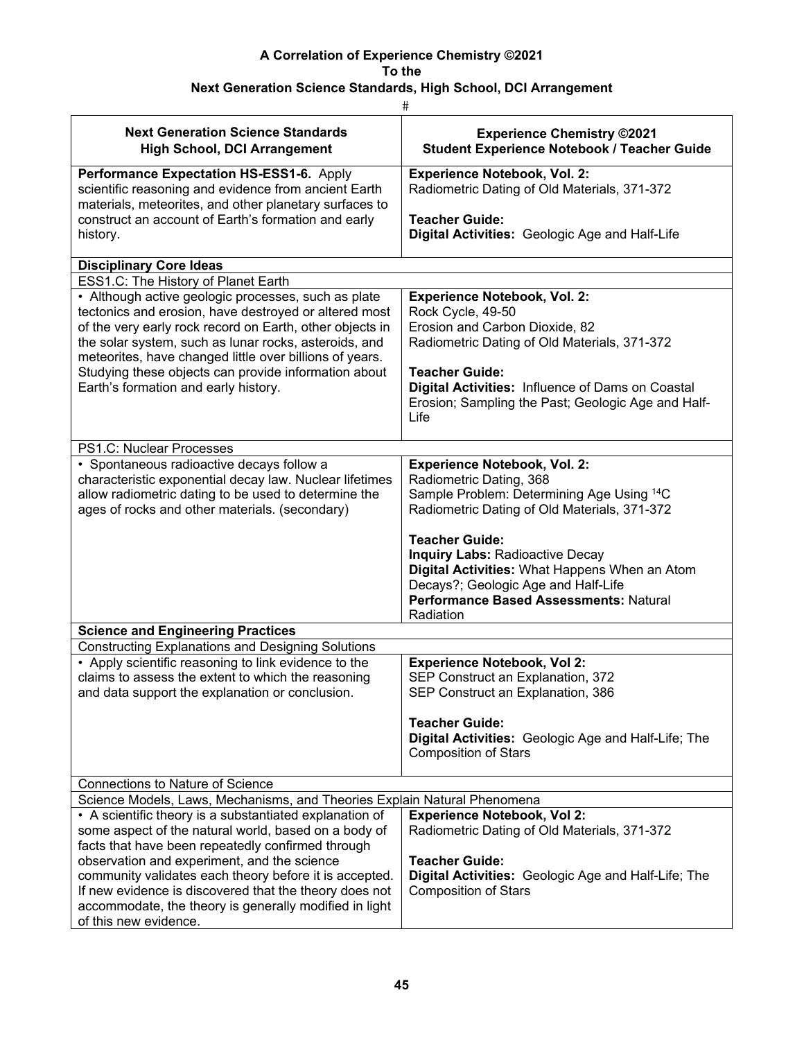**A Correlation of Experience Chemistry ©2021**
**To the**
**Next Generation Science Standards, High School, DCI Arrangement**

#

| Next Generation Science Standards High School, DCI Arrangement | Experience Chemistry ©2021 Student Experience Notebook / Teacher Guide |
|---|---|
| **Performance Expectation HS-ESS1-6.** Apply scientific reasoning and evidence from ancient Earth materials, meteorites, and other planetary surfaces to construct an account of Earth's formation and early history. | **Experience Notebook, Vol. 2:** Radiometric Dating of Old Materials, 371-372<br><br>**Teacher Guide:**<br>**Digital Activities:** Geologic Age and Half-Life |
| **Disciplinary Core Ideas** | |
| ESS1.C: The History of Planet Earth | |
| • Although active geologic processes, such as plate tectonics and erosion, have destroyed or altered most of the very early rock record on Earth, other objects in the solar system, such as lunar rocks, asteroids, and meteorites, have changed little over billions of years. Studying these objects can provide information about Earth's formation and early history. | **Experience Notebook, Vol. 2:**<br>Rock Cycle, 49-50<br>Erosion and Carbon Dioxide, 82<br>Radiometric Dating of Old Materials, 371-372<br><br>**Teacher Guide:**<br>**Digital Activities:** Influence of Dams on Coastal Erosion; Sampling the Past; Geologic Age and Half-Life |
| PS1.C: Nuclear Processes | |
| • Spontaneous radioactive decays follow a characteristic exponential decay law. Nuclear lifetimes allow radiometric dating to be used to determine the ages of rocks and other materials. (secondary) | **Experience Notebook, Vol. 2:**<br>Radiometric Dating, 368<br>Sample Problem: Determining Age Using $^{14}C$<br>Radiometric Dating of Old Materials, 371-372<br><br>**Teacher Guide:**<br>**Inquiry Labs:** Radioactive Decay<br>**Digital Activities:** What Happens When an Atom Decays?; Geologic Age and Half-Life<br>**Performance Based Assessments:** Natural Radiation |
| **Science and Engineering Practices** | |
| Constructing Explanations and Designing Solutions | |
| • Apply scientific reasoning to link evidence to the claims to assess the extent to which the reasoning and data support the explanation or conclusion. | **Experience Notebook, Vol 2:**<br>SEP Construct an Explanation, 372<br>SEP Construct an Explanation, 386<br><br>**Teacher Guide:**<br>**Digital Activities:** Geologic Age and Half-Life; The Composition of Stars |
| Connections to Nature of Science | |
| Science Models, Laws, Mechanisms, and Theories Explain Natural Phenomena | |
| • A scientific theory is a substantiated explanation of some aspect of the natural world, based on a body of facts that have been repeatedly confirmed through observation and experiment, and the science community validates each theory before it is accepted. If new evidence is discovered that the theory does not accommodate, the theory is generally modified in light of this new evidence. | **Experience Notebook, Vol 2:**<br>Radiometric Dating of Old Materials, 371-372<br><br>**Teacher Guide:**<br>**Digital Activities:** Geologic Age and Half-Life; The Composition of Stars |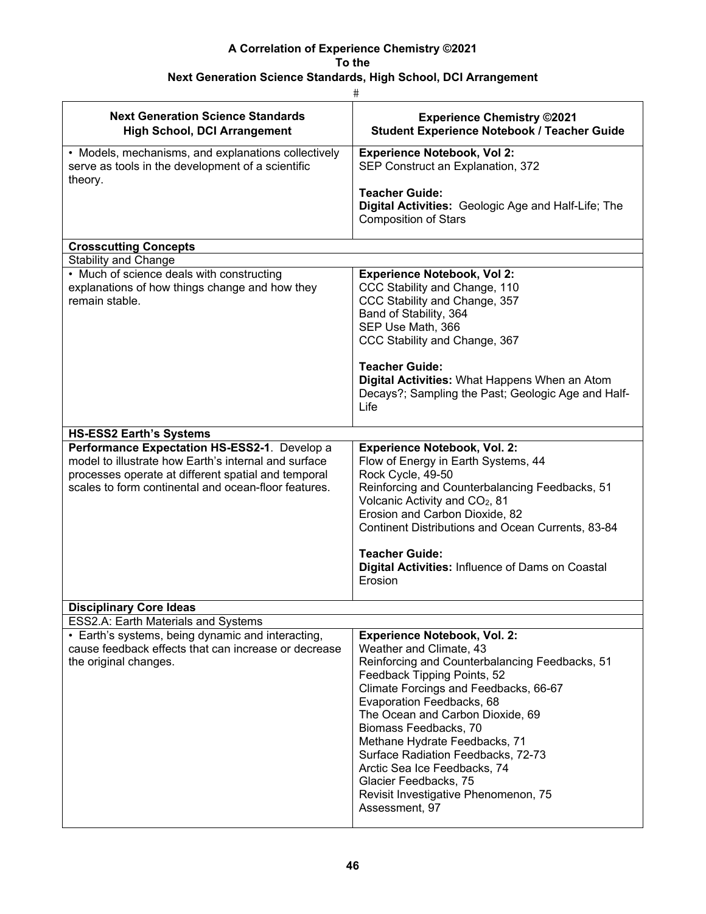**A Correlation of Experience Chemistry ©2021**
**To the**
**Next Generation Science Standards, High School, DCI Arrangement**

| Next Generation Science Standards High School, DCI Arrangement | Experience Chemistry ©2021 Student Experience Notebook / Teacher Guide |
|---|---|
| • Models, mechanisms, and explanations collectively serve as tools in the development of a scientific theory. | **Experience Notebook, Vol 2:**<br>SEP Construct an Explanation, 372<br><br>**Teacher Guide:**<br>**Digital Activities:** Geologic Age and Half-Life; The Composition of Stars |
| **Crosscutting Concepts** | |
| Stability and Change | |
| • Much of science deals with constructing explanations of how things change and how they remain stable. | **Experience Notebook, Vol 2:**<br>CCC Stability and Change, 110<br>CCC Stability and Change, 357<br>Band of Stability, 364<br>SEP Use Math, 366<br>CCC Stability and Change, 367<br><br>**Teacher Guide:**<br>**Digital Activities:** What Happens When an Atom Decays?; Sampling the Past; Geologic Age and Half-Life |
| **HS-ESS2 Earth's Systems** | |
| **Performance Expectation HS-ESS2-1**. Develop a model to illustrate how Earth's internal and surface processes operate at different spatial and temporal scales to form continental and ocean-floor features. | **Experience Notebook, Vol. 2:**<br>Flow of Energy in Earth Systems, 44<br>Rock Cycle, 49-50<br>Reinforcing and Counterbalancing Feedbacks, 51<br>Volcanic Activity and $CO_2$, 81<br>Erosion and Carbon Dioxide, 82<br>Continent Distributions and Ocean Currents, 83-84<br><br>**Teacher Guide:**<br>**Digital Activities:** Influence of Dams on Coastal Erosion |
| **Disciplinary Core Ideas** | |
| ESS2.A: Earth Materials and Systems | |
| • Earth's systems, being dynamic and interacting, cause feedback effects that can increase or decrease the original changes. | **Experience Notebook, Vol. 2:**<br>Weather and Climate, 43<br>Reinforcing and Counterbalancing Feedbacks, 51<br>Feedback Tipping Points, 52<br>Climate Forcings and Feedbacks, 66-67<br>Evaporation Feedbacks, 68<br>The Ocean and Carbon Dioxide, 69<br>Biomass Feedbacks, 70<br>Methane Hydrate Feedbacks, 71<br>Surface Radiation Feedbacks, 72-73<br>Arctic Sea Ice Feedbacks, 74<br>Glacier Feedbacks, 75<br>Revisit Investigative Phenomenon, 75<br>Assessment, 97 |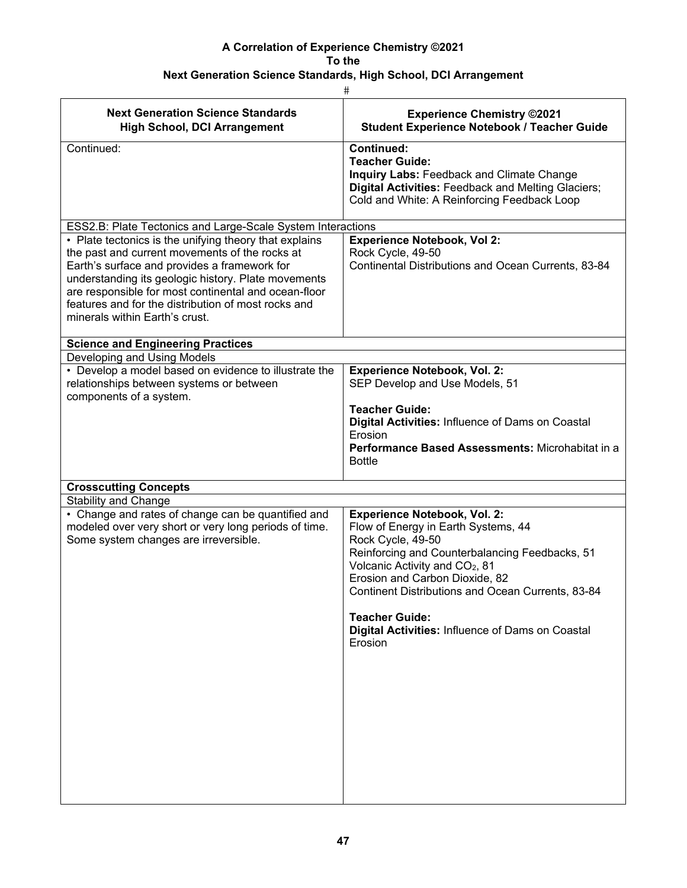**A Correlation of Experience Chemistry ©2021**
**To the**
**Next Generation Science Standards, High School, DCI Arrangement**

#

| Next Generation Science Standards High School, DCI Arrangement | Experience Chemistry ©2021 Student Experience Notebook / Teacher Guide |
|---|---|
| Continued: | **Continued:** **Teacher Guide:** **Inquiry Labs:** Feedback and Climate Change **Digital Activities:** Feedback and Melting Glaciers; Cold and White: A Reinforcing Feedback Loop |
| ESS2.B: Plate Tectonics and Large-Scale System Interactions | |
| • Plate tectonics is the unifying theory that explains the past and current movements of the rocks at Earth's surface and provides a framework for understanding its geologic history. Plate movements are responsible for most continental and ocean-floor features and for the distribution of most rocks and minerals within Earth's crust. | **Experience Notebook, Vol 2:** Rock Cycle, 49-50 Continental Distributions and Ocean Currents, 83-84 |
| **Science and Engineering Practices** | |
| Developing and Using Models | |
| • Develop a model based on evidence to illustrate the relationships between systems or between components of a system. | **Experience Notebook, Vol. 2:** SEP Develop and Use Models, 51 **Teacher Guide:** **Digital Activities:** Influence of Dams on Coastal Erosion **Performance Based Assessments:** Microhabitat in a Bottle |
| **Crosscutting Concepts** | |
| Stability and Change | |
| • Change and rates of change can be quantified and modeled over very short or very long periods of time. Some system changes are irreversible. | **Experience Notebook, Vol. 2:** Flow of Energy in Earth Systems, 44 Rock Cycle, 49-50 Reinforcing and Counterbalancing Feedbacks, 51 Volcanic Activity and $CO_2$, 81 Erosion and Carbon Dioxide, 82 Continent Distributions and Ocean Currents, 83-84 **Teacher Guide:** **Digital Activities:** Influence of Dams on Coastal Erosion |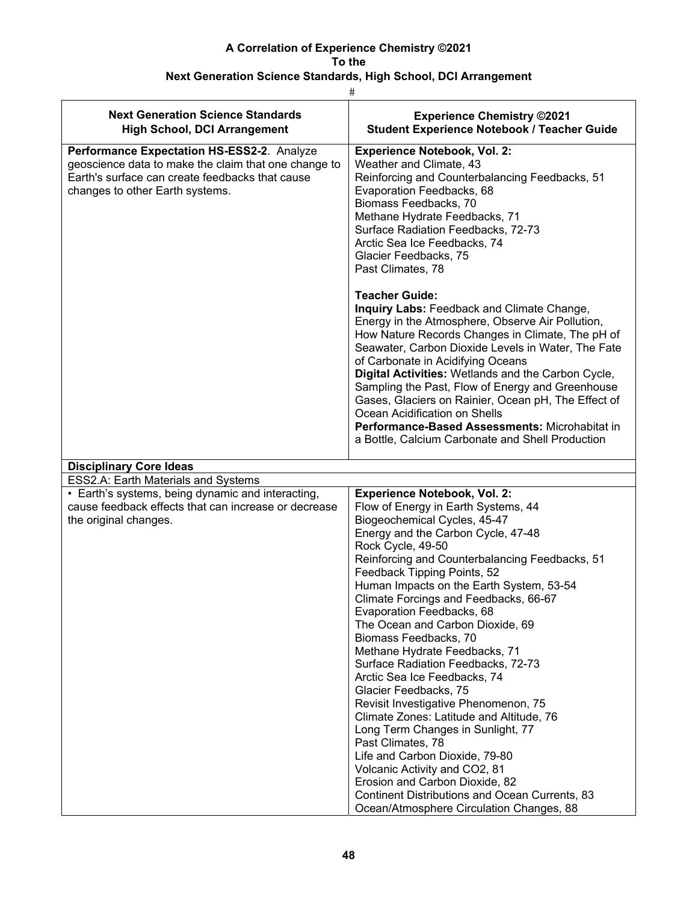**A Correlation of Experience Chemistry ©2021**
**To the**
**Next Generation Science Standards, High School, DCI Arrangement**

#

| Next Generation Science Standards High School, DCI Arrangement | Experience Chemistry ©2021 Student Experience Notebook / Teacher Guide |
|---|---|
| **Performance Expectation HS-ESS2-2**. Analyze geoscience data to make the claim that one change to Earth's surface can create feedbacks that cause changes to other Earth systems. | **Experience Notebook, Vol. 2:**<br>Weather and Climate, 43<br>Reinforcing and Counterbalancing Feedbacks, 51<br>Evaporation Feedbacks, 68<br>Biomass Feedbacks, 70<br>Methane Hydrate Feedbacks, 71<br>Surface Radiation Feedbacks, 72-73<br>Arctic Sea Ice Feedbacks, 74<br>Glacier Feedbacks, 75<br>Past Climates, 78<br><br>**Teacher Guide:**<br>**Inquiry Labs:** Feedback and Climate Change, Energy in the Atmosphere, Observe Air Pollution, How Nature Records Changes in Climate, The pH of Seawater, Carbon Dioxide Levels in Water, The Fate of Carbonate in Acidifying Oceans<br>**Digital Activities:** Wetlands and the Carbon Cycle, Sampling the Past, Flow of Energy and Greenhouse Gases, Glaciers on Rainier, Ocean pH, The Effect of Ocean Acidification on Shells<br>**Performance-Based Assessments:** Microhabitat in a Bottle, Calcium Carbonate and Shell Production |
| **Disciplinary Core Ideas** | |
| ESS2.A: Earth Materials and Systems | |
| • Earth's systems, being dynamic and interacting, cause feedback effects that can increase or decrease the original changes. | **Experience Notebook, Vol. 2:**<br>Flow of Energy in Earth Systems, 44<br>Biogeochemical Cycles, 45-47<br>Energy and the Carbon Cycle, 47-48<br>Rock Cycle, 49-50<br>Reinforcing and Counterbalancing Feedbacks, 51<br>Feedback Tipping Points, 52<br>Human Impacts on the Earth System, 53-54<br>Climate Forcings and Feedbacks, 66-67<br>Evaporation Feedbacks, 68<br>The Ocean and Carbon Dioxide, 69<br>Biomass Feedbacks, 70<br>Methane Hydrate Feedbacks, 71<br>Surface Radiation Feedbacks, 72-73<br>Arctic Sea Ice Feedbacks, 74<br>Glacier Feedbacks, 75<br>Revisit Investigative Phenomenon, 75<br>Climate Zones: Latitude and Altitude, 76<br>Long Term Changes in Sunlight, 77<br>Past Climates, 78<br>Life and Carbon Dioxide, 79-80<br>Volcanic Activity and CO2, 81<br>Erosion and Carbon Dioxide, 82<br>Continent Distributions and Ocean Currents, 83<br>Ocean/Atmosphere Circulation Changes, 88 |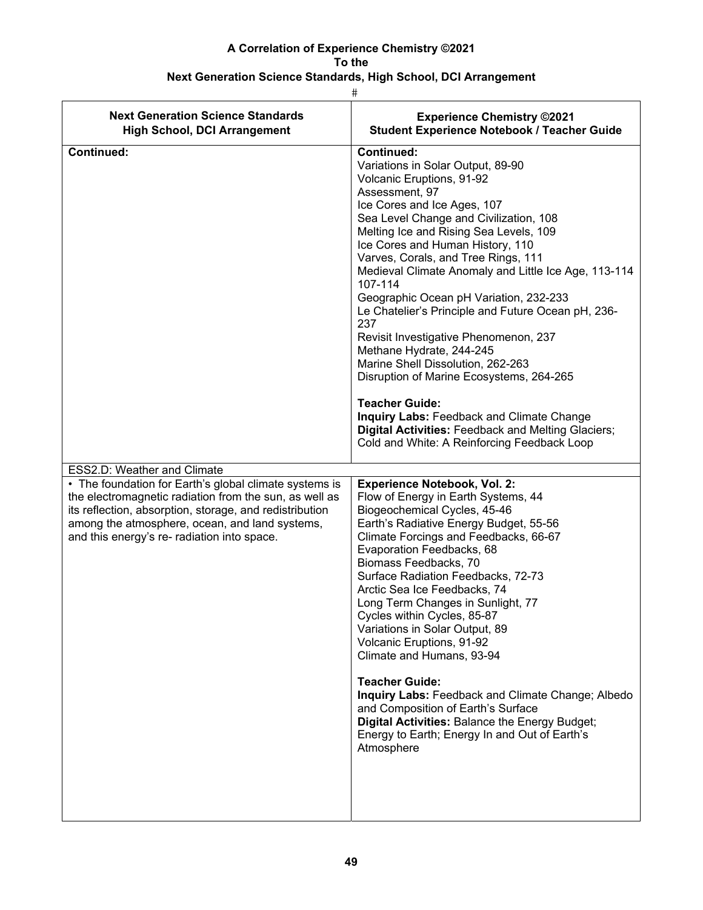**A Correlation of Experience Chemistry ©2021**
**To the**
**Next Generation Science Standards, High School, DCI Arrangement**

#

| Next Generation Science Standards High School, DCI Arrangement | Experience Chemistry ©2021 Student Experience Notebook / Teacher Guide |
|---|---|
| **Continued:** | **Continued:**<br>Variations in Solar Output, 89-90<br>Volcanic Eruptions, 91-92<br>Assessment, 97<br>Ice Cores and Ice Ages, 107<br>Sea Level Change and Civilization, 108<br>Melting Ice and Rising Sea Levels, 109<br>Ice Cores and Human History, 110<br>Varves, Corals, and Tree Rings, 111<br>Medieval Climate Anomaly and Little Ice Age, 113-114<br>107-114<br>Geographic Ocean pH Variation, 232-233<br>Le Chatelier's Principle and Future Ocean pH, 236-237<br>Revisit Investigative Phenomenon, 237<br>Methane Hydrate, 244-245<br>Marine Shell Dissolution, 262-263<br>Disruption of Marine Ecosystems, 264-265<br><br>**Teacher Guide:**<br>**Inquiry Labs:** Feedback and Climate Change<br>**Digital Activities:** Feedback and Melting Glaciers; Cold and White: A Reinforcing Feedback Loop |
| ESS2.D: Weather and Climate | |
| • The foundation for Earth's global climate systems is the electromagnetic radiation from the sun, as well as its reflection, absorption, storage, and redistribution among the atmosphere, ocean, and land systems, and this energy's re- radiation into space. | **Experience Notebook, Vol. 2:**<br>Flow of Energy in Earth Systems, 44<br>Biogeochemical Cycles, 45-46<br>Earth's Radiative Energy Budget, 55-56<br>Climate Forcings and Feedbacks, 66-67<br>Evaporation Feedbacks, 68<br>Biomass Feedbacks, 70<br>Surface Radiation Feedbacks, 72-73<br>Arctic Sea Ice Feedbacks, 74<br>Long Term Changes in Sunlight, 77<br>Cycles within Cycles, 85-87<br>Variations in Solar Output, 89<br>Volcanic Eruptions, 91-92<br>Climate and Humans, 93-94<br><br>**Teacher Guide:**<br>**Inquiry Labs:** Feedback and Climate Change; Albedo and Composition of Earth's Surface<br>**Digital Activities:** Balance the Energy Budget; Energy to Earth; Energy In and Out of Earth's Atmosphere |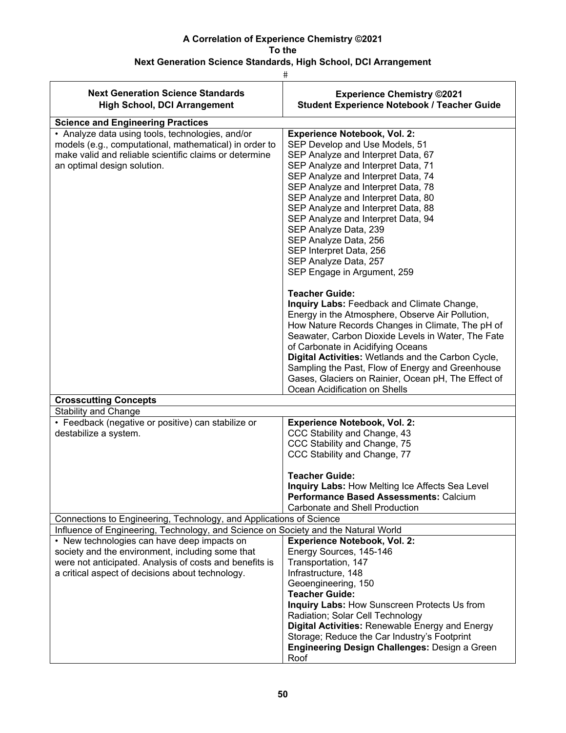**A Correlation of Experience Chemistry ©2021**
**To the**
**Next Generation Science Standards, High School, DCI Arrangement**

#

| Next Generation Science Standards High School, DCI Arrangement | Experience Chemistry ©2021 Student Experience Notebook / Teacher Guide |
|---|---|
| **Science and Engineering Practices** | |
| • Analyze data using tools, technologies, and/or models (e.g., computational, mathematical) in order to make valid and reliable scientific claims or determine an optimal design solution. | **Experience Notebook, Vol. 2:**<br>SEP Develop and Use Models, 51<br>SEP Analyze and Interpret Data, 67<br>SEP Analyze and Interpret Data, 71<br>SEP Analyze and Interpret Data, 74<br>SEP Analyze and Interpret Data, 78<br>SEP Analyze and Interpret Data, 80<br>SEP Analyze and Interpret Data, 88<br>SEP Analyze and Interpret Data, 94<br>SEP Analyze Data, 239<br>SEP Analyze Data, 256<br>SEP Interpret Data, 256<br>SEP Analyze Data, 257<br>SEP Engage in Argument, 259<br><br>**Teacher Guide:**<br>**Inquiry Labs:** Feedback and Climate Change, Energy in the Atmosphere, Observe Air Pollution, How Nature Records Changes in Climate, The pH of Seawater, Carbon Dioxide Levels in Water, The Fate of Carbonate in Acidifying Oceans<br>**Digital Activities:** Wetlands and the Carbon Cycle, Sampling the Past, Flow of Energy and Greenhouse Gases, Glaciers on Rainier, Ocean pH, The Effect of Ocean Acidification on Shells |
| **Crosscutting Concepts** | |
| Stability and Change | |
| • Feedback (negative or positive) can stabilize or destabilize a system. | **Experience Notebook, Vol. 2:**<br>CCC Stability and Change, 43<br>CCC Stability and Change, 75<br>CCC Stability and Change, 77<br><br>**Teacher Guide:**<br>**Inquiry Labs:** How Melting Ice Affects Sea Level<br>**Performance Based Assessments:** Calcium Carbonate and Shell Production |
| Connections to Engineering, Technology, and Applications of Science | |
| Influence of Engineering, Technology, and Science on Society and the Natural World | |
| • New technologies can have deep impacts on society and the environment, including some that were not anticipated. Analysis of costs and benefits is a critical aspect of decisions about technology. | **Experience Notebook, Vol. 2:**<br>Energy Sources, 145-146<br>Transportation, 147<br>Infrastructure, 148<br>Geoengineering, 150<br>**Teacher Guide:**<br>**Inquiry Labs:** How Sunscreen Protects Us from Radiation; Solar Cell Technology<br>**Digital Activities:** Renewable Energy and Energy Storage; Reduce the Car Industry's Footprint<br>**Engineering Design Challenges:** Design a Green Roof |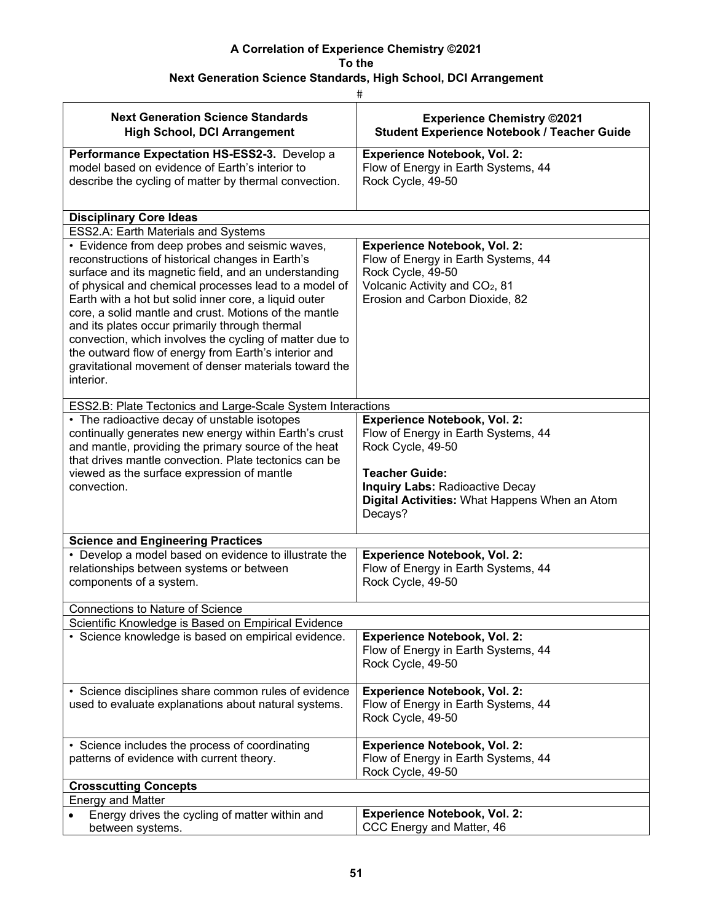**A Correlation of Experience Chemistry ©2021**
**To the**
**Next Generation Science Standards, High School, DCI Arrangement**

#

| Next Generation Science Standards High School, DCI Arrangement | Experience Chemistry ©2021 Student Experience Notebook / Teacher Guide |
|---|---|
| **Performance Expectation HS-ESS2-3.** Develop a model based on evidence of Earth's interior to describe the cycling of matter by thermal convection. | **Experience Notebook, Vol. 2:** Flow of Energy in Earth Systems, 44 Rock Cycle, 49-50 |
| **Disciplinary Core Ideas** | |
| ESS2.A: Earth Materials and Systems | |
| • Evidence from deep probes and seismic waves, reconstructions of historical changes in Earth's surface and its magnetic field, and an understanding of physical and chemical processes lead to a model of Earth with a hot but solid inner core, a liquid outer core, a solid mantle and crust. Motions of the mantle and its plates occur primarily through thermal convection, which involves the cycling of matter due to the outward flow of energy from Earth's interior and gravitational movement of denser materials toward the interior. | **Experience Notebook, Vol. 2:** Flow of Energy in Earth Systems, 44 Rock Cycle, 49-50 Volcanic Activity and $CO_2$, 81 Erosion and Carbon Dioxide, 82 |
| ESS2.B: Plate Tectonics and Large-Scale System Interactions | |
| • The radioactive decay of unstable isotopes continually generates new energy within Earth's crust and mantle, providing the primary source of the heat that drives mantle convection. Plate tectonics can be viewed as the surface expression of mantle convection. | **Experience Notebook, Vol. 2:** Flow of Energy in Earth Systems, 44 Rock Cycle, 49-50 **Teacher Guide:** **Inquiry Labs:** Radioactive Decay **Digital Activities:** What Happens When an Atom Decays? |
| **Science and Engineering Practices** | |
| • Develop a model based on evidence to illustrate the relationships between systems or between components of a system. | **Experience Notebook, Vol. 2:** Flow of Energy in Earth Systems, 44 Rock Cycle, 49-50 |
| Connections to Nature of Science | |
| Scientific Knowledge is Based on Empirical Evidence | |
| • Science knowledge is based on empirical evidence. | **Experience Notebook, Vol. 2:** Flow of Energy in Earth Systems, 44 Rock Cycle, 49-50 |
| • Science disciplines share common rules of evidence used to evaluate explanations about natural systems. | **Experience Notebook, Vol. 2:** Flow of Energy in Earth Systems, 44 Rock Cycle, 49-50 |
| • Science includes the process of coordinating patterns of evidence with current theory. | **Experience Notebook, Vol. 2:** Flow of Energy in Earth Systems, 44 Rock Cycle, 49-50 |
| **Crosscutting Concepts** | |
| Energy and Matter | |
| • Energy drives the cycling of matter within and between systems. | **Experience Notebook, Vol. 2:** CCC Energy and Matter, 46 |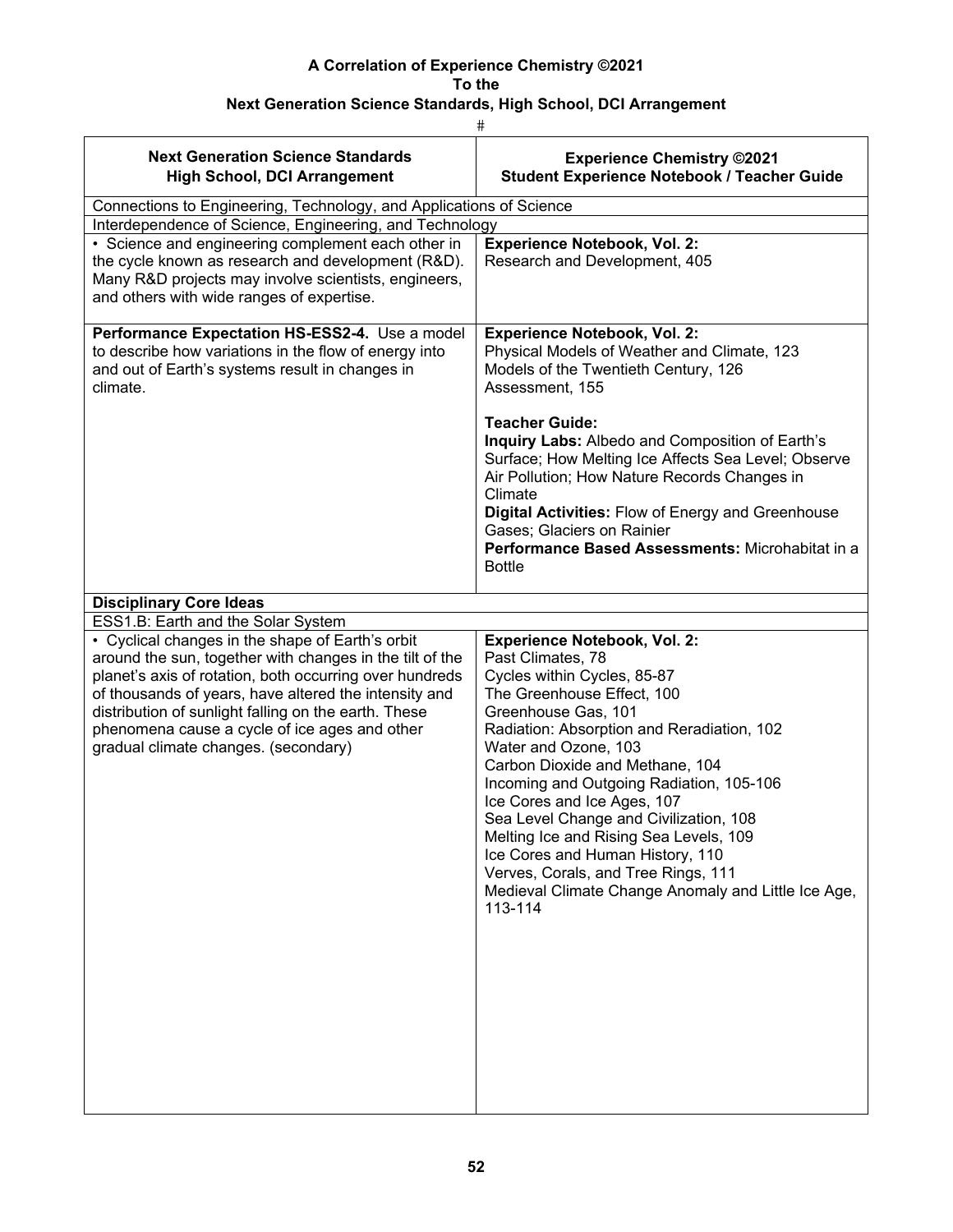**A Correlation of Experience Chemistry ©2021**
**To the**
**Next Generation Science Standards, High School, DCI Arrangement**

#

| Next Generation Science Standards High School, DCI Arrangement | Experience Chemistry ©2021 Student Experience Notebook / Teacher Guide |
|---|---|
| Connections to Engineering, Technology, and Applications of Science | |
| Interdependence of Science, Engineering, and Technology | |
| • Science and engineering complement each other in the cycle known as research and development (R&D). Many R&D projects may involve scientists, engineers, and others with wide ranges of expertise. | **Experience Notebook, Vol. 2:**<br>Research and Development, 405 |
| **Performance Expectation HS-ESS2-4.** Use a model to describe how variations in the flow of energy into and out of Earth's systems result in changes in climate. | **Experience Notebook, Vol. 2:**<br>Physical Models of Weather and Climate, 123<br>Models of the Twentieth Century, 126<br>Assessment, 155<br><br>**Teacher Guide:**<br>**Inquiry Labs:** Albedo and Composition of Earth's Surface; How Melting Ice Affects Sea Level; Observe Air Pollution; How Nature Records Changes in Climate<br>**Digital Activities:** Flow of Energy and Greenhouse Gases; Glaciers on Rainier<br>**Performance Based Assessments:** Microhabitat in a Bottle |
| **Disciplinary Core Ideas** | |
| ESS1.B: Earth and the Solar System | |
| • Cyclical changes in the shape of Earth's orbit around the sun, together with changes in the tilt of the planet's axis of rotation, both occurring over hundreds of thousands of years, have altered the intensity and distribution of sunlight falling on the earth. These phenomena cause a cycle of ice ages and other gradual climate changes. (secondary) | **Experience Notebook, Vol. 2:**<br>Past Climates, 78<br>Cycles within Cycles, 85-87<br>The Greenhouse Effect, 100<br>Greenhouse Gas, 101<br>Radiation: Absorption and Reradiation, 102<br>Water and Ozone, 103<br>Carbon Dioxide and Methane, 104<br>Incoming and Outgoing Radiation, 105-106<br>Ice Cores and Ice Ages, 107<br>Sea Level Change and Civilization, 108<br>Melting Ice and Rising Sea Levels, 109<br>Ice Cores and Human History, 110<br>Verves, Corals, and Tree Rings, 111<br>Medieval Climate Change Anomaly and Little Ice Age, 113-114 |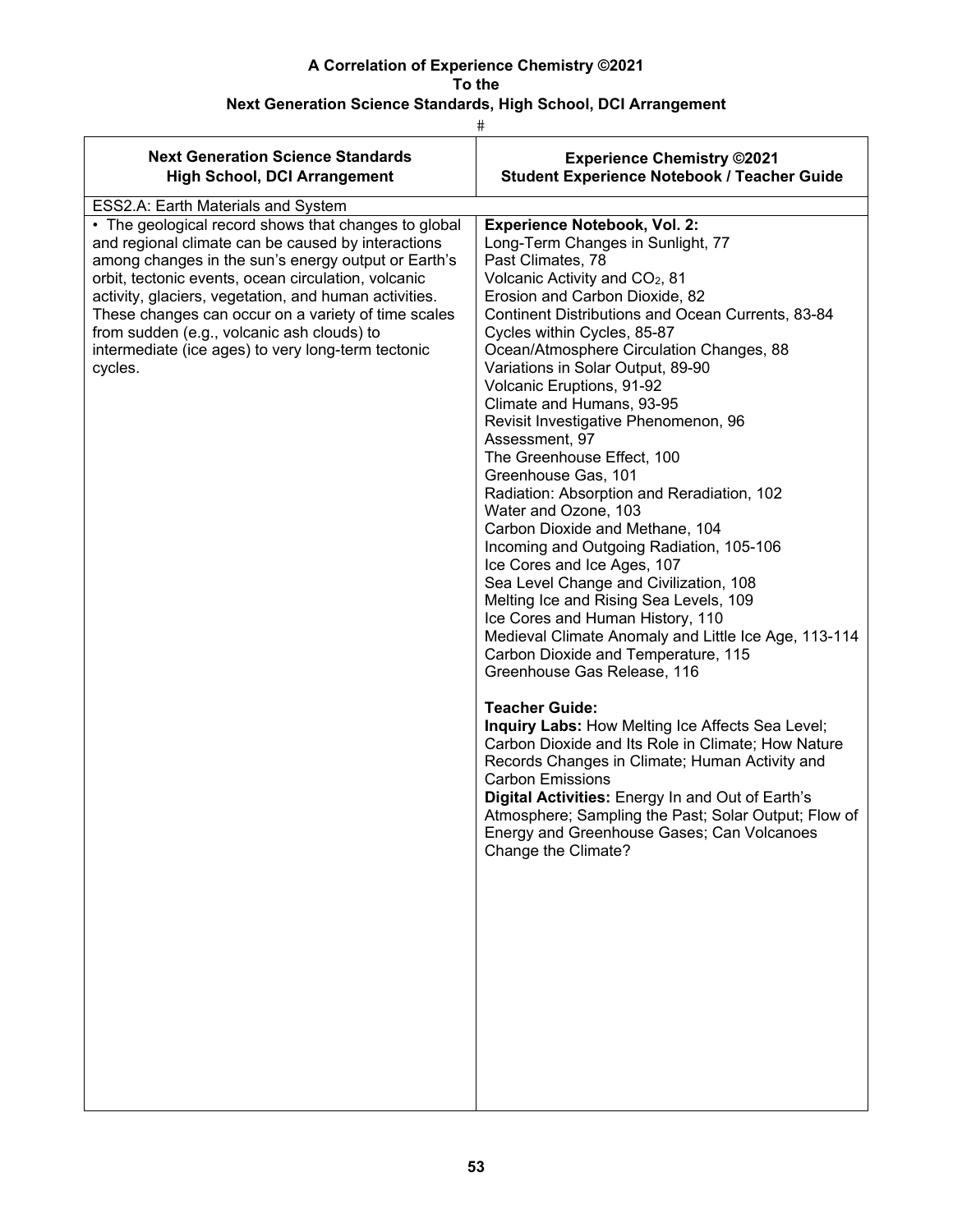**A Correlation of Experience Chemistry ©2021**
**To the**
**Next Generation Science Standards, High School, DCI Arrangement**

#

| Next Generation Science Standards<br>High School, DCI Arrangement | Experience Chemistry ©2021<br>Student Experience Notebook / Teacher Guide |
|---|---|
| ESS2.A: Earth Materials and System | |
| • The geological record shows that changes to global and regional climate can be caused by interactions among changes in the sun's energy output or Earth's orbit, tectonic events, ocean circulation, volcanic activity, glaciers, vegetation, and human activities. These changes can occur on a variety of time scales from sudden (e.g., volcanic ash clouds) to intermediate (ice ages) to very long-term tectonic cycles. | **Experience Notebook, Vol. 2:**<br>Long-Term Changes in Sunlight, 77<br>Past Climates, 78<br>Volcanic Activity and $CO_2$, 81<br>Erosion and Carbon Dioxide, 82<br>Continent Distributions and Ocean Currents, 83-84<br>Cycles within Cycles, 85-87<br>Ocean/Atmosphere Circulation Changes, 88<br>Variations in Solar Output, 89-90<br>Volcanic Eruptions, 91-92<br>Climate and Humans, 93-95<br>Revisit Investigative Phenomenon, 96<br>Assessment, 97<br>The Greenhouse Effect, 100<br>Greenhouse Gas, 101<br>Radiation: Absorption and Reradiation, 102<br>Water and Ozone, 103<br>Carbon Dioxide and Methane, 104<br>Incoming and Outgoing Radiation, 105-106<br>Ice Cores and Ice Ages, 107<br>Sea Level Change and Civilization, 108<br>Melting Ice and Rising Sea Levels, 109<br>Ice Cores and Human History, 110<br>Medieval Climate Anomaly and Little Ice Age, 113-114<br>Carbon Dioxide and Temperature, 115<br>Greenhouse Gas Release, 116<br><br>**Teacher Guide:**<br>**Inquiry Labs:** How Melting Ice Affects Sea Level; Carbon Dioxide and Its Role in Climate; How Nature Records Changes in Climate; Human Activity and Carbon Emissions<br>**Digital Activities:** Energy In and Out of Earth's Atmosphere; Sampling the Past; Solar Output; Flow of Energy and Greenhouse Gases; Can Volcanoes Change the Climate? |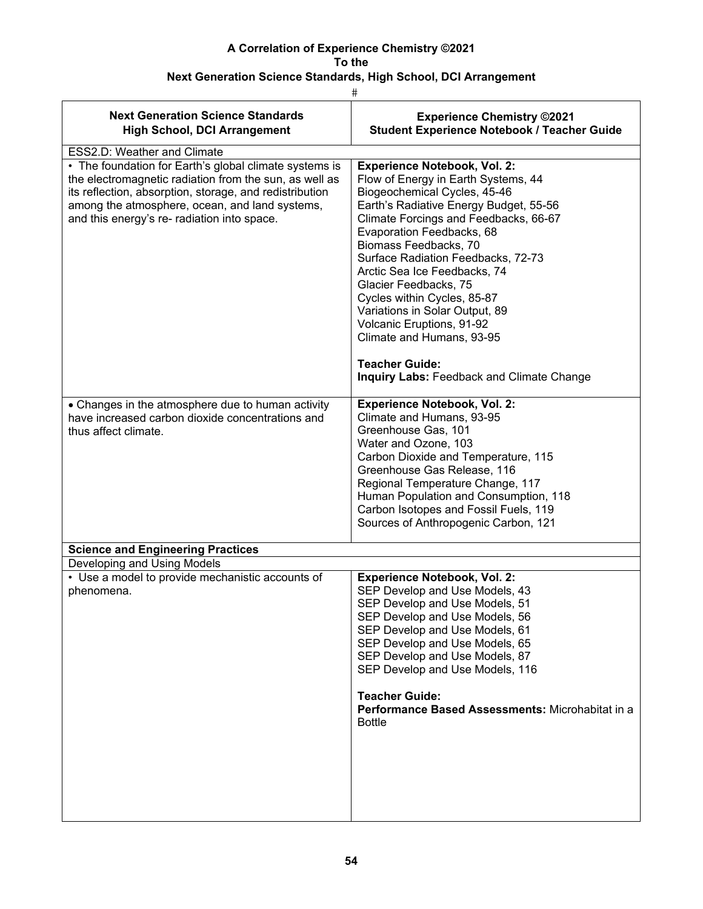**A Correlation of Experience Chemistry ©2021**
**To the**
**Next Generation Science Standards, High School, DCI Arrangement**

| Next Generation Science Standards High School, DCI Arrangement | Experience Chemistry ©2021 Student Experience Notebook / Teacher Guide |
|---|---|
| ESS2.D: Weather and Climate | |
| • The foundation for Earth's global climate systems is the electromagnetic radiation from the sun, as well as its reflection, absorption, storage, and redistribution among the atmosphere, ocean, and land systems, and this energy's re- radiation into space. | **Experience Notebook, Vol. 2:**<br>Flow of Energy in Earth Systems, 44<br>Biogeochemical Cycles, 45-46<br>Earth's Radiative Energy Budget, 55-56<br>Climate Forcings and Feedbacks, 66-67<br>Evaporation Feedbacks, 68<br>Biomass Feedbacks, 70<br>Surface Radiation Feedbacks, 72-73<br>Arctic Sea Ice Feedbacks, 74<br>Glacier Feedbacks, 75<br>Cycles within Cycles, 85-87<br>Variations in Solar Output, 89<br>Volcanic Eruptions, 91-92<br>Climate and Humans, 93-95<br><br>**Teacher Guide:**<br>**Inquiry Labs:** Feedback and Climate Change |
| • Changes in the atmosphere due to human activity have increased carbon dioxide concentrations and thus affect climate. | **Experience Notebook, Vol. 2:**<br>Climate and Humans, 93-95<br>Greenhouse Gas, 101<br>Water and Ozone, 103<br>Carbon Dioxide and Temperature, 115<br>Greenhouse Gas Release, 116<br>Regional Temperature Change, 117<br>Human Population and Consumption, 118<br>Carbon Isotopes and Fossil Fuels, 119<br>Sources of Anthropogenic Carbon, 121 |
| **Science and Engineering Practices** | |
| Developing and Using Models | |
| • Use a model to provide mechanistic accounts of phenomena. | **Experience Notebook, Vol. 2:**<br>SEP Develop and Use Models, 43<br>SEP Develop and Use Models, 51<br>SEP Develop and Use Models, 56<br>SEP Develop and Use Models, 61<br>SEP Develop and Use Models, 65<br>SEP Develop and Use Models, 87<br>SEP Develop and Use Models, 116<br><br>**Teacher Guide:**<br>**Performance Based Assessments:** Microhabitat in a Bottle |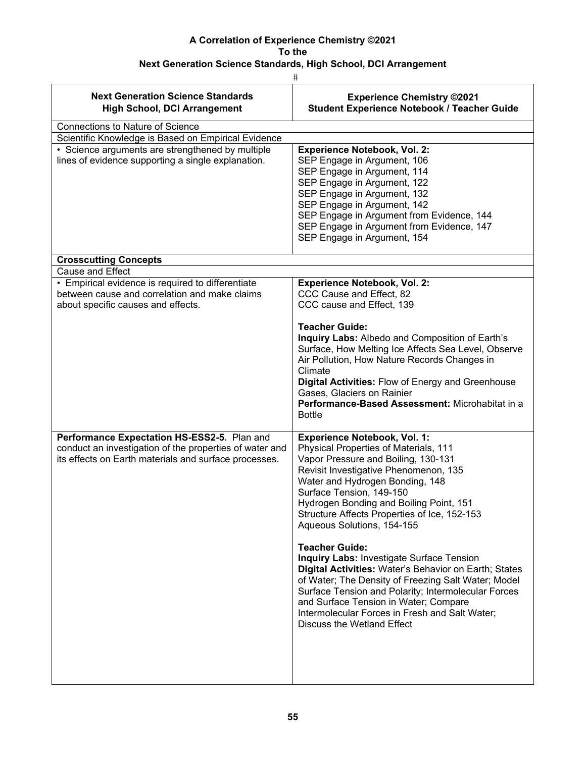**A Correlation of Experience Chemistry ©2021**
**To the**
**Next Generation Science Standards, High School, DCI Arrangement**

#

| Next Generation Science Standards<br>High School, DCI Arrangement | Experience Chemistry ©2021<br>Student Experience Notebook / Teacher Guide |
|---|---|
| Connections to Nature of Science | |
| Scientific Knowledge is Based on Empirical Evidence | |
| • Science arguments are strengthened by multiple lines of evidence supporting a single explanation. | **Experience Notebook, Vol. 2:**<br>SEP Engage in Argument, 106<br>SEP Engage in Argument, 114<br>SEP Engage in Argument, 122<br>SEP Engage in Argument, 132<br>SEP Engage in Argument, 142<br>SEP Engage in Argument from Evidence, 144<br>SEP Engage in Argument from Evidence, 147<br>SEP Engage in Argument, 154 |
| **Crosscutting Concepts** | |
| Cause and Effect | |
| • Empirical evidence is required to differentiate between cause and correlation and make claims about specific causes and effects. | **Experience Notebook, Vol. 2:**<br>CCC Cause and Effect, 82<br>CCC cause and Effect, 139<br><br>**Teacher Guide:**<br>**Inquiry Labs:** Albedo and Composition of Earth's Surface, How Melting Ice Affects Sea Level, Observe Air Pollution, How Nature Records Changes in Climate<br>**Digital Activities:** Flow of Energy and Greenhouse Gases, Glaciers on Rainier<br>**Performance-Based Assessment:** Microhabitat in a Bottle |
| **Performance Expectation HS-ESS2-5.** Plan and conduct an investigation of the properties of water and its effects on Earth materials and surface processes. | **Experience Notebook, Vol. 1:**<br>Physical Properties of Materials, 111<br>Vapor Pressure and Boiling, 130-131<br>Revisit Investigative Phenomenon, 135<br>Water and Hydrogen Bonding, 148<br>Surface Tension, 149-150<br>Hydrogen Bonding and Boiling Point, 151<br>Structure Affects Properties of Ice, 152-153<br>Aqueous Solutions, 154-155<br><br>**Teacher Guide:**<br>**Inquiry Labs:** Investigate Surface Tension<br>**Digital Activities:** Water's Behavior on Earth; States of Water; The Density of Freezing Salt Water; Model Surface Tension and Polarity; Intermolecular Forces and Surface Tension in Water; Compare Intermolecular Forces in Fresh and Salt Water; Discuss the Wetland Effect |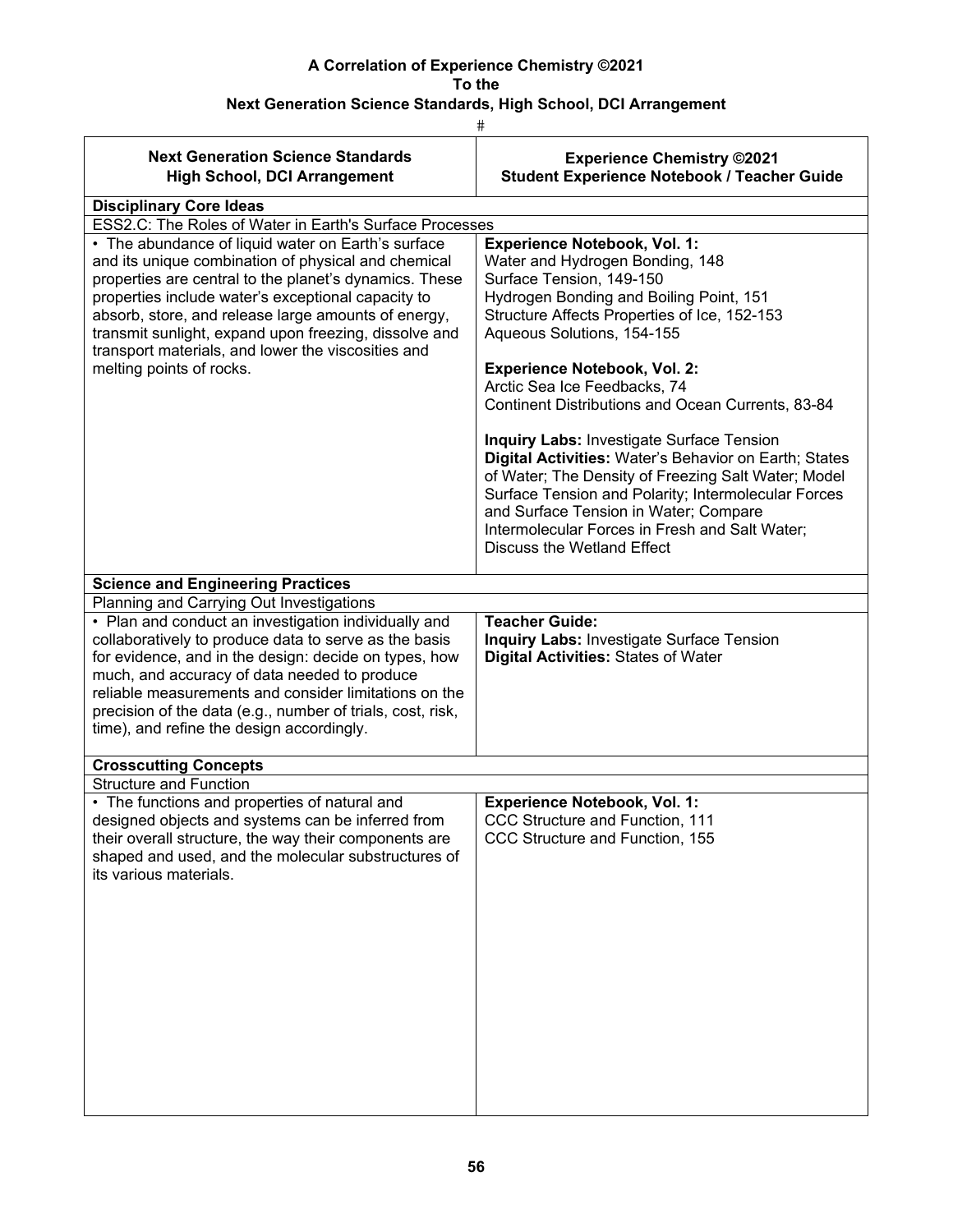**A Correlation of Experience Chemistry ©2021**
**To the**
**Next Generation Science Standards, High School, DCI Arrangement**

#

| Next Generation Science Standards<br>High School, DCI Arrangement | Experience Chemistry ©2021<br>Student Experience Notebook / Teacher Guide |
|---|---|
| **Disciplinary Core Ideas** | |
| ESS2.C: The Roles of Water in Earth's Surface Processes | |
| • The abundance of liquid water on Earth's surface and its unique combination of physical and chemical properties are central to the planet's dynamics. These properties include water's exceptional capacity to absorb, store, and release large amounts of energy, transmit sunlight, expand upon freezing, dissolve and transport materials, and lower the viscosities and melting points of rocks. | **Experience Notebook, Vol. 1:**<br>Water and Hydrogen Bonding, 148<br>Surface Tension, 149-150<br>Hydrogen Bonding and Boiling Point, 151<br>Structure Affects Properties of Ice, 152-153<br>Aqueous Solutions, 154-155<br><br>**Experience Notebook, Vol. 2:**<br>Arctic Sea Ice Feedbacks, 74<br>Continent Distributions and Ocean Currents, 83-84<br><br>**Inquiry Labs:** Investigate Surface Tension<br>**Digital Activities:** Water's Behavior on Earth; States of Water; The Density of Freezing Salt Water; Model Surface Tension and Polarity; Intermolecular Forces and Surface Tension in Water; Compare Intermolecular Forces in Fresh and Salt Water; Discuss the Wetland Effect |
| **Science and Engineering Practices** | |
| Planning and Carrying Out Investigations | |
| • Plan and conduct an investigation individually and collaboratively to produce data to serve as the basis for evidence, and in the design: decide on types, how much, and accuracy of data needed to produce reliable measurements and consider limitations on the precision of the data (e.g., number of trials, cost, risk, time), and refine the design accordingly. | **Teacher Guide:**<br>**Inquiry Labs:** Investigate Surface Tension<br>**Digital Activities:** States of Water |
| **Crosscutting Concepts** | |
| Structure and Function | |
| • The functions and properties of natural and designed objects and systems can be inferred from their overall structure, the way their components are shaped and used, and the molecular substructures of its various materials. | **Experience Notebook, Vol. 1:**<br>CCC Structure and Function, 111<br>CCC Structure and Function, 155 |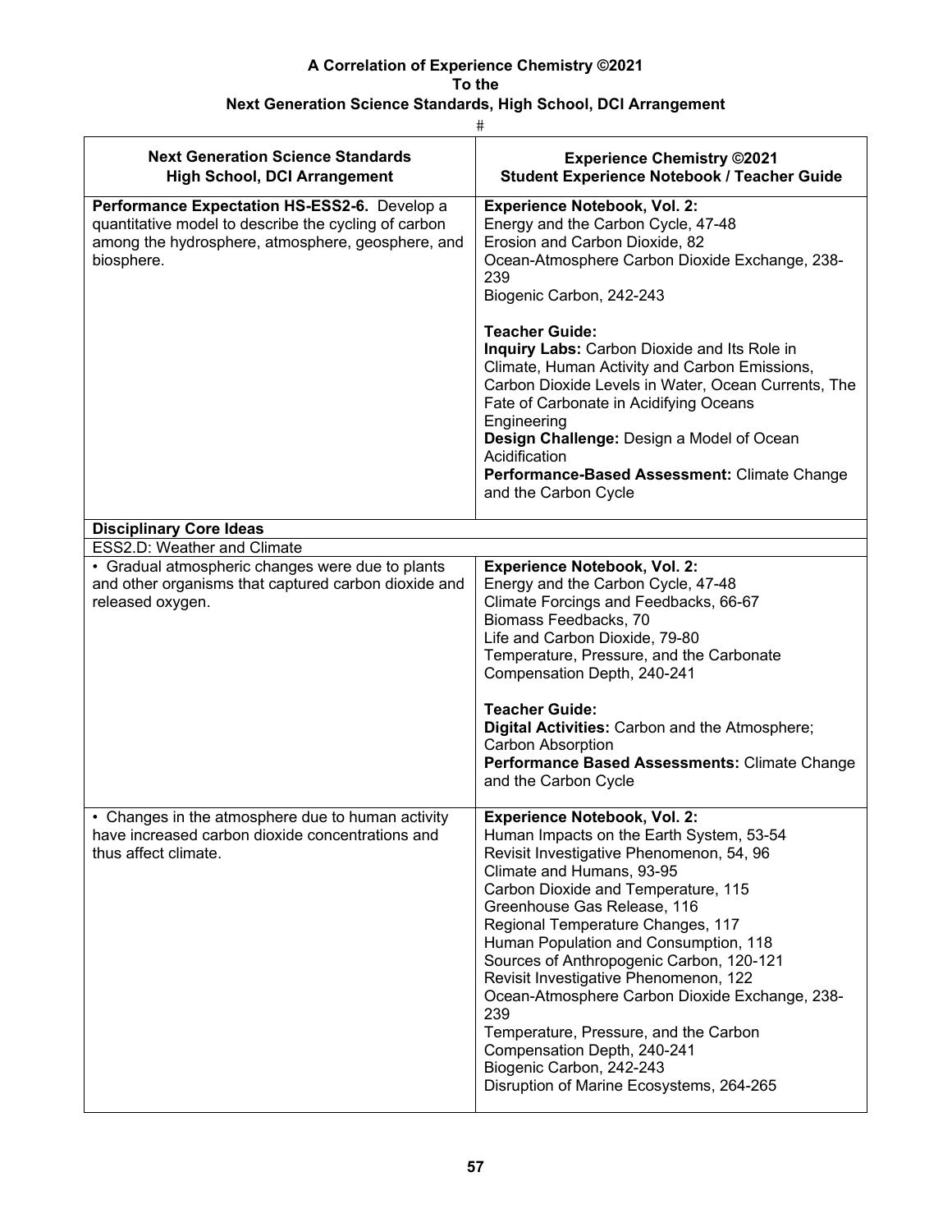**A Correlation of Experience Chemistry ©2021**
**To the**
**Next Generation Science Standards, High School, DCI Arrangement**

#

| Next Generation Science Standards High School, DCI Arrangement | Experience Chemistry ©2021 Student Experience Notebook / Teacher Guide |
|---|---|
| **Performance Expectation HS-ESS2-6.** Develop a quantitative model to describe the cycling of carbon among the hydrosphere, atmosphere, geosphere, and biosphere. | **Experience Notebook, Vol. 2:**<br>Energy and the Carbon Cycle, 47-48<br>Erosion and Carbon Dioxide, 82<br>Ocean-Atmosphere Carbon Dioxide Exchange, 238-239<br>Biogenic Carbon, 242-243<br><br>**Teacher Guide:**<br>**Inquiry Labs:** Carbon Dioxide and Its Role in Climate, Human Activity and Carbon Emissions, Carbon Dioxide Levels in Water, Ocean Currents, The Fate of Carbonate in Acidifying Oceans<br>Engineering<br>**Design Challenge:** Design a Model of Ocean Acidification<br>**Performance-Based Assessment:** Climate Change and the Carbon Cycle |
| **Disciplinary Core Ideas** | |
| ESS2.D: Weather and Climate | |
| • Gradual atmospheric changes were due to plants and other organisms that captured carbon dioxide and released oxygen. | **Experience Notebook, Vol. 2:**<br>Energy and the Carbon Cycle, 47-48<br>Climate Forcings and Feedbacks, 66-67<br>Biomass Feedbacks, 70<br>Life and Carbon Dioxide, 79-80<br>Temperature, Pressure, and the Carbonate Compensation Depth, 240-241<br><br>**Teacher Guide:**<br>**Digital Activities:** Carbon and the Atmosphere; Carbon Absorption<br>**Performance Based Assessments:** Climate Change and the Carbon Cycle |
| • Changes in the atmosphere due to human activity have increased carbon dioxide concentrations and thus affect climate. | **Experience Notebook, Vol. 2:**<br>Human Impacts on the Earth System, 53-54<br>Revisit Investigative Phenomenon, 54, 96<br>Climate and Humans, 93-95<br>Carbon Dioxide and Temperature, 115<br>Greenhouse Gas Release, 116<br>Regional Temperature Changes, 117<br>Human Population and Consumption, 118<br>Sources of Anthropogenic Carbon, 120-121<br>Revisit Investigative Phenomenon, 122<br>Ocean-Atmosphere Carbon Dioxide Exchange, 238-239<br>Temperature, Pressure, and the Carbon Compensation Depth, 240-241<br>Biogenic Carbon, 242-243<br>Disruption of Marine Ecosystems, 264-265 |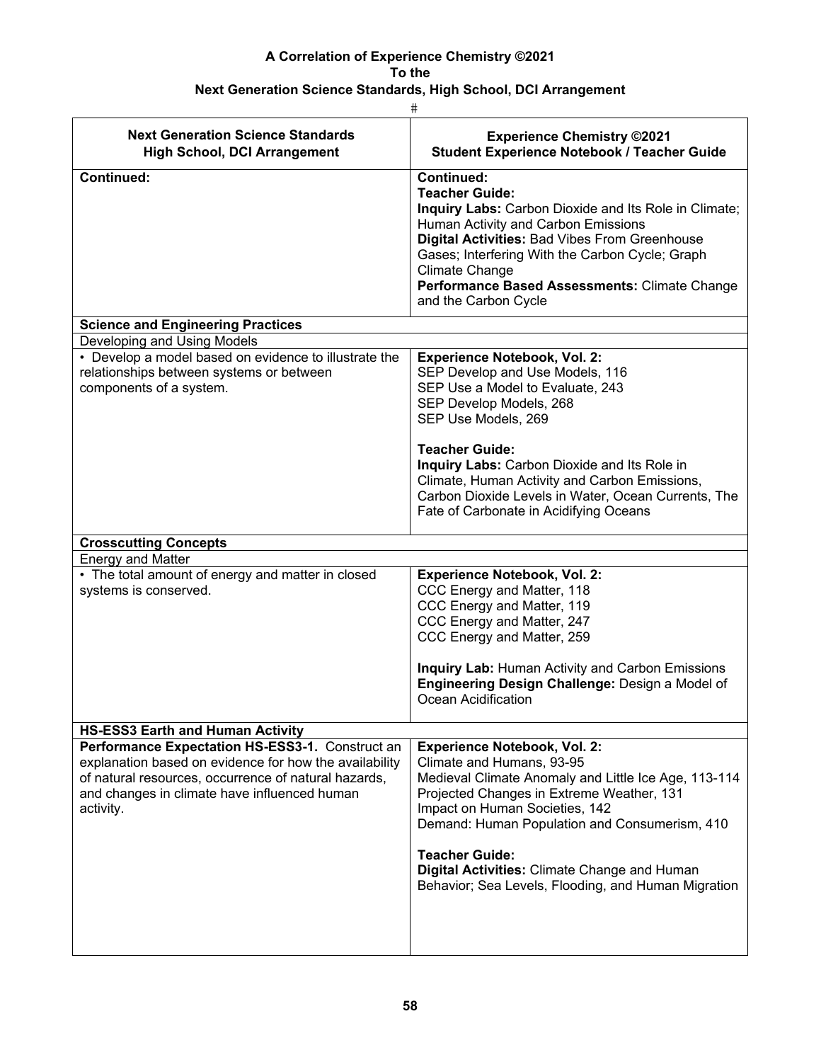**A Correlation of Experience Chemistry ©2021**
**To the**
**Next Generation Science Standards, High School, DCI Arrangement**

#

| Next Generation Science Standards High School, DCI Arrangement | Experience Chemistry ©2021 Student Experience Notebook / Teacher Guide |
|---|---|
| **Continued:** | **Continued:**<br>**Teacher Guide:**<br>**Inquiry Labs:** Carbon Dioxide and Its Role in Climate; Human Activity and Carbon Emissions<br>**Digital Activities:** Bad Vibes From Greenhouse Gases; Interfering With the Carbon Cycle; Graph Climate Change<br>**Performance Based Assessments:** Climate Change and the Carbon Cycle |
| **Science and Engineering Practices** | |
| Developing and Using Models | |
| • Develop a model based on evidence to illustrate the relationships between systems or between components of a system. | **Experience Notebook, Vol. 2:**<br>SEP Develop and Use Models, 116<br>SEP Use a Model to Evaluate, 243<br>SEP Develop Models, 268<br>SEP Use Models, 269<br><br>**Teacher Guide:**<br>**Inquiry Labs:** Carbon Dioxide and Its Role in Climate, Human Activity and Carbon Emissions, Carbon Dioxide Levels in Water, Ocean Currents, The Fate of Carbonate in Acidifying Oceans |
| **Crosscutting Concepts** | |
| Energy and Matter | |
| • The total amount of energy and matter in closed systems is conserved. | **Experience Notebook, Vol. 2:**<br>CCC Energy and Matter, 118<br>CCC Energy and Matter, 119<br>CCC Energy and Matter, 247<br>CCC Energy and Matter, 259<br><br>**Inquiry Lab:** Human Activity and Carbon Emissions<br>**Engineering Design Challenge:** Design a Model of Ocean Acidification |
| **HS-ESS3 Earth and Human Activity** | |
| **Performance Expectation HS-ESS3-1.** Construct an explanation based on evidence for how the availability of natural resources, occurrence of natural hazards, and changes in climate have influenced human activity. | **Experience Notebook, Vol. 2:**<br>Climate and Humans, 93-95<br>Medieval Climate Anomaly and Little Ice Age, 113-114<br>Projected Changes in Extreme Weather, 131<br>Impact on Human Societies, 142<br>Demand: Human Population and Consumerism, 410<br><br>**Teacher Guide:**<br>**Digital Activities:** Climate Change and Human Behavior; Sea Levels, Flooding, and Human Migration |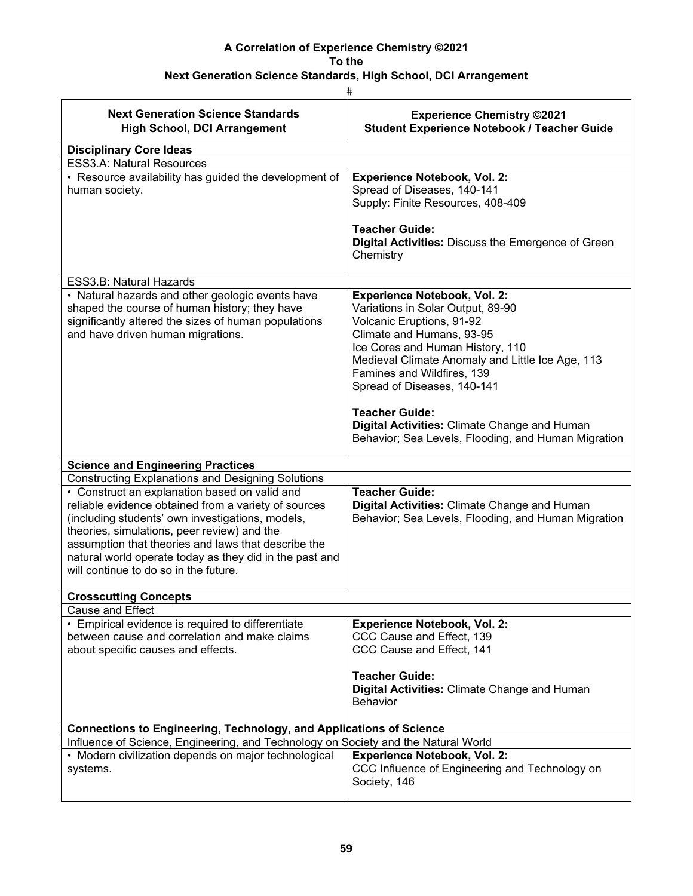**A Correlation of Experience Chemistry ©2021**
**To the**
**Next Generation Science Standards, High School, DCI Arrangement**

#

| Next Generation Science Standards<br>High School, DCI Arrangement | Experience Chemistry ©2021<br>Student Experience Notebook / Teacher Guide |
|---|---|
| **Disciplinary Core Ideas** | |
| ESS3.A: Natural Resources | |
| • Resource availability has guided the development of human society. | **Experience Notebook, Vol. 2:**<br>Spread of Diseases, 140-141<br>Supply: Finite Resources, 408-409<br><br>**Teacher Guide:**<br>**Digital Activities:** Discuss the Emergence of Green Chemistry |
| ESS3.B: Natural Hazards | |
| • Natural hazards and other geologic events have shaped the course of human history; they have significantly altered the sizes of human populations and have driven human migrations. | **Experience Notebook, Vol. 2:**<br>Variations in Solar Output, 89-90<br>Volcanic Eruptions, 91-92<br>Climate and Humans, 93-95<br>Ice Cores and Human History, 110<br>Medieval Climate Anomaly and Little Ice Age, 113<br>Famines and Wildfires, 139<br>Spread of Diseases, 140-141<br><br>**Teacher Guide:**<br>**Digital Activities:** Climate Change and Human Behavior; Sea Levels, Flooding, and Human Migration |
| **Science and Engineering Practices** | |
| Constructing Explanations and Designing Solutions | |
| • Construct an explanation based on valid and reliable evidence obtained from a variety of sources (including students' own investigations, models, theories, simulations, peer review) and the assumption that theories and laws that describe the natural world operate today as they did in the past and will continue to do so in the future. | **Teacher Guide:**<br>**Digital Activities:** Climate Change and Human Behavior; Sea Levels, Flooding, and Human Migration |
| **Crosscutting Concepts** | |
| Cause and Effect | |
| • Empirical evidence is required to differentiate between cause and correlation and make claims about specific causes and effects. | **Experience Notebook, Vol. 2:**<br>CCC Cause and Effect, 139<br>CCC Cause and Effect, 141<br><br>**Teacher Guide:**<br>**Digital Activities:** Climate Change and Human Behavior |
| **Connections to Engineering, Technology, and Applications of Science** | |
| Influence of Science, Engineering, and Technology on Society and the Natural World | |
| • Modern civilization depends on major technological systems. | **Experience Notebook, Vol. 2:**<br>CCC Influence of Engineering and Technology on Society, 146 |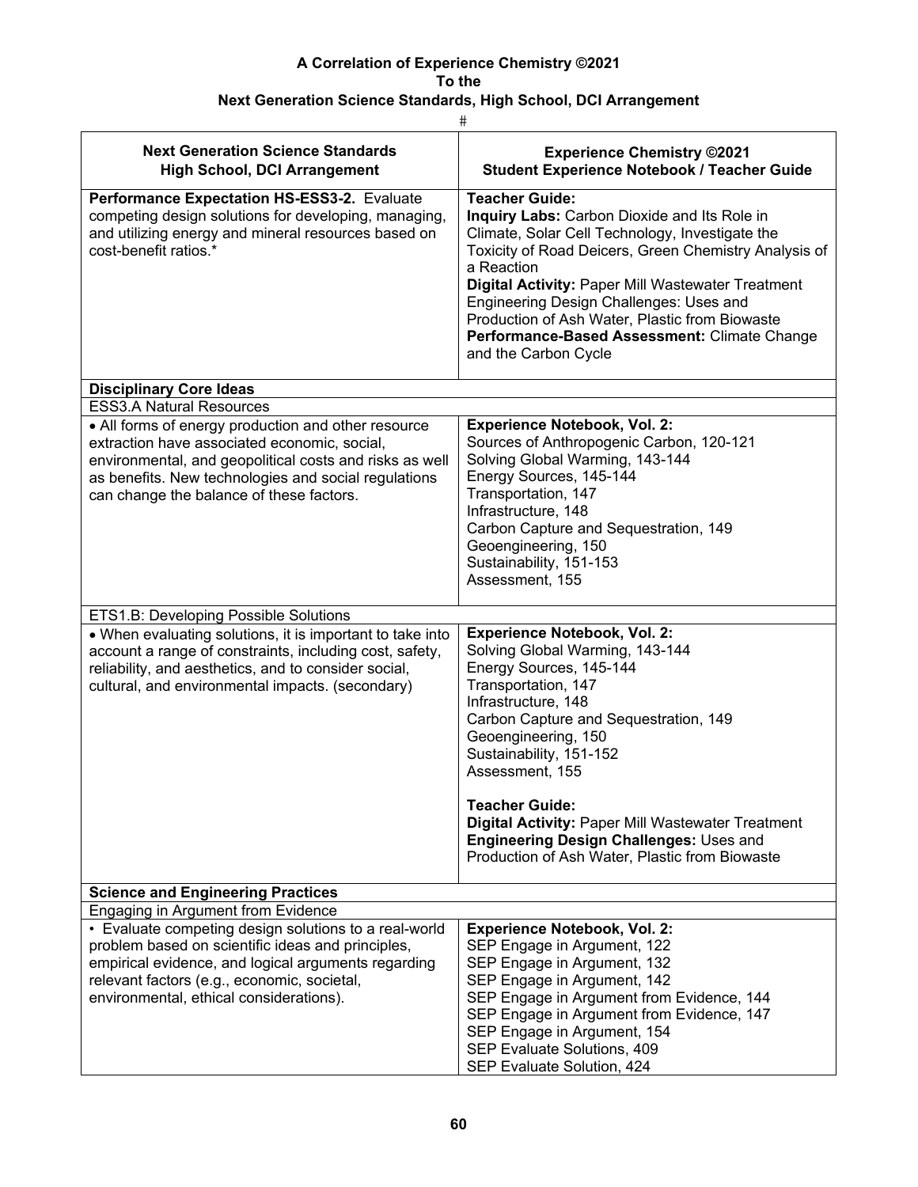**A Correlation of Experience Chemistry ©2021**
**To the**
**Next Generation Science Standards, High School, DCI Arrangement**

#

| Next Generation Science Standards High School, DCI Arrangement | Experience Chemistry ©2021 Student Experience Notebook / Teacher Guide |
|---|---|
| **Performance Expectation HS-ESS3-2.** Evaluate competing design solutions for developing, managing, and utilizing energy and mineral resources based on cost-benefit ratios.* | **Teacher Guide:**<br>**Inquiry Labs:** Carbon Dioxide and Its Role in Climate, Solar Cell Technology, Investigate the Toxicity of Road Deicers, Green Chemistry Analysis of a Reaction<br>**Digital Activity:** Paper Mill Wastewater Treatment Engineering Design Challenges: Uses and Production of Ash Water, Plastic from Biowaste<br>**Performance-Based Assessment:** Climate Change and the Carbon Cycle |
| **Disciplinary Core Ideas** | |
| ESS3.A Natural Resources | |
| • All forms of energy production and other resource extraction have associated economic, social, environmental, and geopolitical costs and risks as well as benefits. New technologies and social regulations can change the balance of these factors. | **Experience Notebook, Vol. 2:**<br>Sources of Anthropogenic Carbon, 120-121<br>Solving Global Warming, 143-144<br>Energy Sources, 145-144<br>Transportation, 147<br>Infrastructure, 148<br>Carbon Capture and Sequestration, 149<br>Geoengineering, 150<br>Sustainability, 151-153<br>Assessment, 155 |
| ETS1.B: Developing Possible Solutions | |
| • When evaluating solutions, it is important to take into account a range of constraints, including cost, safety, reliability, and aesthetics, and to consider social, cultural, and environmental impacts. (secondary) | **Experience Notebook, Vol. 2:**<br>Solving Global Warming, 143-144<br>Energy Sources, 145-144<br>Transportation, 147<br>Infrastructure, 148<br>Carbon Capture and Sequestration, 149<br>Geoengineering, 150<br>Sustainability, 151-152<br>Assessment, 155<br><br>**Teacher Guide:**<br>**Digital Activity:** Paper Mill Wastewater Treatment<br>**Engineering Design Challenges:** Uses and Production of Ash Water, Plastic from Biowaste |
| **Science and Engineering Practices** | |
| Engaging in Argument from Evidence | |
| • Evaluate competing design solutions to a real-world problem based on scientific ideas and principles, empirical evidence, and logical arguments regarding relevant factors (e.g., economic, societal, environmental, ethical considerations). | **Experience Notebook, Vol. 2:**<br>SEP Engage in Argument, 122<br>SEP Engage in Argument, 132<br>SEP Engage in Argument, 142<br>SEP Engage in Argument from Evidence, 144<br>SEP Engage in Argument from Evidence, 147<br>SEP Engage in Argument, 154<br>SEP Evaluate Solutions, 409<br>SEP Evaluate Solution, 424 |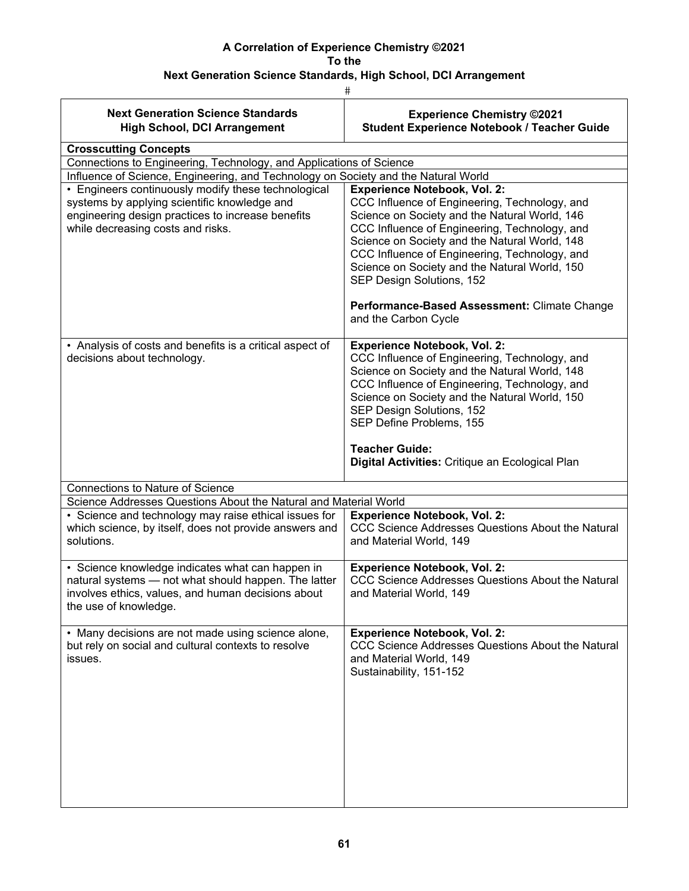**A Correlation of Experience Chemistry ©2021**
**To the**
**Next Generation Science Standards, High School, DCI Arrangement**

#

| Next Generation Science Standards High School, DCI Arrangement | Experience Chemistry ©2021 Student Experience Notebook / Teacher Guide |
|---|---|
| **Crosscutting Concepts** | |
| Connections to Engineering, Technology, and Applications of Science | |
| Influence of Science, Engineering, and Technology on Society and the Natural World | |
| • Engineers continuously modify these technological systems by applying scientific knowledge and engineering design practices to increase benefits while decreasing costs and risks. | **Experience Notebook, Vol. 2:**<br>CCC Influence of Engineering, Technology, and Science on Society and the Natural World, 146<br>CCC Influence of Engineering, Technology, and Science on Society and the Natural World, 148<br>CCC Influence of Engineering, Technology, and Science on Society and the Natural World, 150<br>SEP Design Solutions, 152<br><br>**Performance-Based Assessment:** Climate Change and the Carbon Cycle |
| • Analysis of costs and benefits is a critical aspect of decisions about technology. | **Experience Notebook, Vol. 2:**<br>CCC Influence of Engineering, Technology, and Science on Society and the Natural World, 148<br>CCC Influence of Engineering, Technology, and Science on Society and the Natural World, 150<br>SEP Design Solutions, 152<br>SEP Define Problems, 155<br><br>**Teacher Guide:**<br>**Digital Activities:** Critique an Ecological Plan |
| Connections to Nature of Science | |
| Science Addresses Questions About the Natural and Material World | |
| • Science and technology may raise ethical issues for which science, by itself, does not provide answers and solutions. | **Experience Notebook, Vol. 2:**<br>CCC Science Addresses Questions About the Natural and Material World, 149 |
| • Science knowledge indicates what can happen in natural systems — not what should happen. The latter involves ethics, values, and human decisions about the use of knowledge. | **Experience Notebook, Vol. 2:**<br>CCC Science Addresses Questions About the Natural and Material World, 149 |
| • Many decisions are not made using science alone, but rely on social and cultural contexts to resolve issues. | **Experience Notebook, Vol. 2:**<br>CCC Science Addresses Questions About the Natural and Material World, 149<br>Sustainability, 151-152 |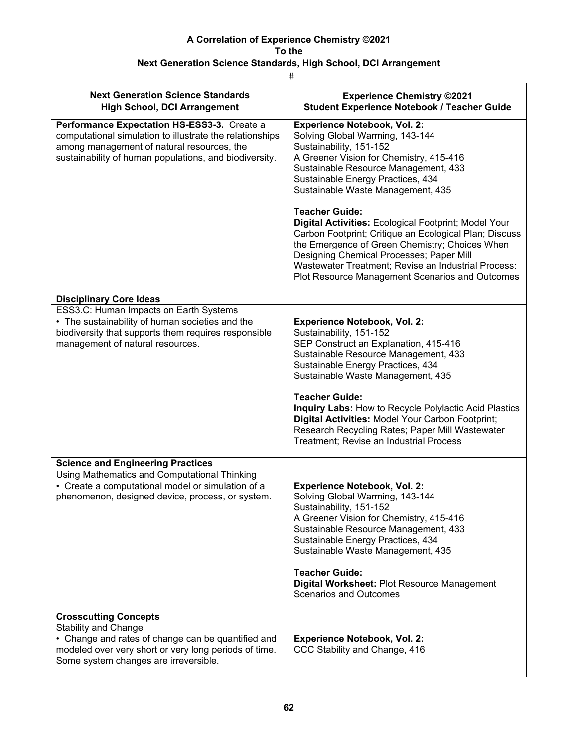**A Correlation of Experience Chemistry ©2021**
**To the**
**Next Generation Science Standards, High School, DCI Arrangement**

#

| Next Generation Science Standards High School, DCI Arrangement | Experience Chemistry ©2021 Student Experience Notebook / Teacher Guide |
|---|---|
| **Performance Expectation HS-ESS3-3.** Create a computational simulation to illustrate the relationships among management of natural resources, the sustainability of human populations, and biodiversity. | **Experience Notebook, Vol. 2:**<br>Solving Global Warming, 143-144<br>Sustainability, 151-152<br>A Greener Vision for Chemistry, 415-416<br>Sustainable Resource Management, 433<br>Sustainable Energy Practices, 434<br>Sustainable Waste Management, 435<br><br>**Teacher Guide:**<br>**Digital Activities:** Ecological Footprint; Model Your Carbon Footprint; Critique an Ecological Plan; Discuss the Emergence of Green Chemistry; Choices When Designing Chemical Processes; Paper Mill Wastewater Treatment; Revise an Industrial Process: Plot Resource Management Scenarios and Outcomes |
| **Disciplinary Core Ideas** | |
| ESS3.C: Human Impacts on Earth Systems | |
| • The sustainability of human societies and the biodiversity that supports them requires responsible management of natural resources. | **Experience Notebook, Vol. 2:**<br>Sustainability, 151-152<br>SEP Construct an Explanation, 415-416<br>Sustainable Resource Management, 433<br>Sustainable Energy Practices, 434<br>Sustainable Waste Management, 435<br><br>**Teacher Guide:**<br>**Inquiry Labs:** How to Recycle Polylactic Acid Plastics<br>**Digital Activities:** Model Your Carbon Footprint; Research Recycling Rates; Paper Mill Wastewater Treatment; Revise an Industrial Process |
| **Science and Engineering Practices** | |
| Using Mathematics and Computational Thinking | |
| • Create a computational model or simulation of a phenomenon, designed device, process, or system. | **Experience Notebook, Vol. 2:**<br>Solving Global Warming, 143-144<br>Sustainability, 151-152<br>A Greener Vision for Chemistry, 415-416<br>Sustainable Resource Management, 433<br>Sustainable Energy Practices, 434<br>Sustainable Waste Management, 435<br><br>**Teacher Guide:**<br>**Digital Worksheet:** Plot Resource Management Scenarios and Outcomes |
| **Crosscutting Concepts** | |
| Stability and Change | |
| • Change and rates of change can be quantified and modeled over very short or very long periods of time. Some system changes are irreversible. | **Experience Notebook, Vol. 2:**<br>CCC Stability and Change, 416 |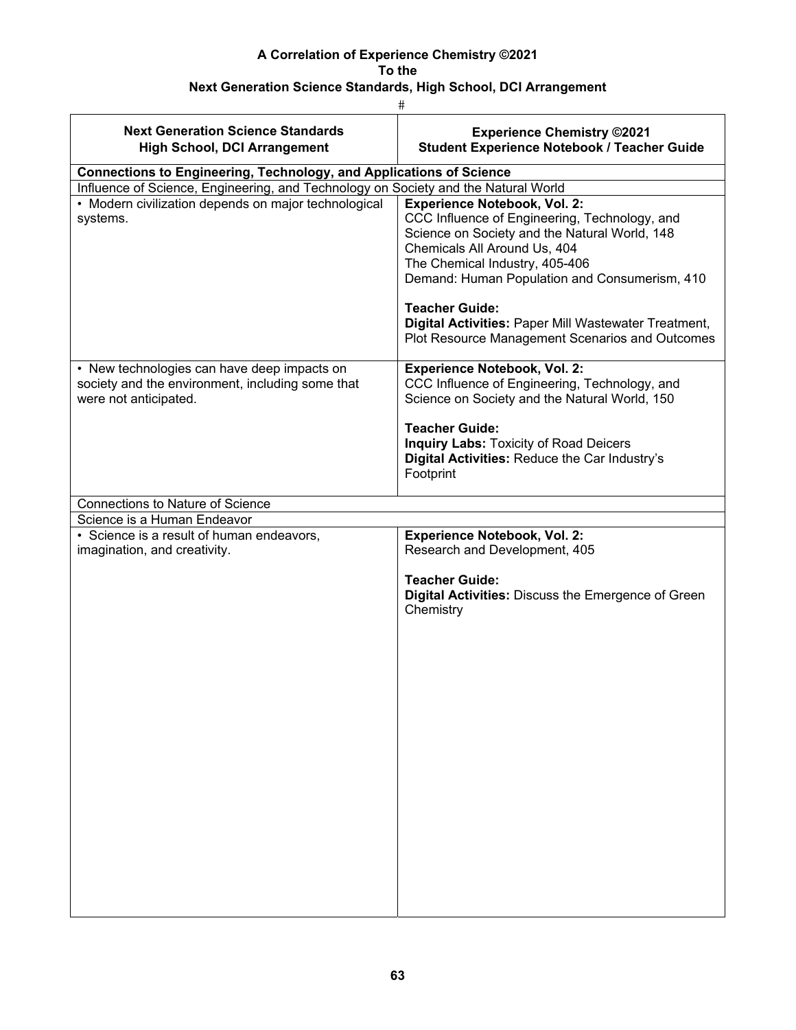**A Correlation of Experience Chemistry ©2021**
**To the**
**Next Generation Science Standards, High School, DCI Arrangement**

#

| Next Generation Science Standards<br>High School, DCI Arrangement | Experience Chemistry ©2021<br>Student Experience Notebook / Teacher Guide |
|---|---|
| **Connections to Engineering, Technology, and Applications of Science** | |
| Influence of Science, Engineering, and Technology on Society and the Natural World | |
| • Modern civilization depends on major technological systems. | **Experience Notebook, Vol. 2:**<br>CCC Influence of Engineering, Technology, and Science on Society and the Natural World, 148<br>Chemicals All Around Us, 404<br>The Chemical Industry, 405-406<br>Demand: Human Population and Consumerism, 410<br><br>**Teacher Guide:**<br>**Digital Activities:** Paper Mill Wastewater Treatment, Plot Resource Management Scenarios and Outcomes |
| • New technologies can have deep impacts on society and the environment, including some that were not anticipated. | **Experience Notebook, Vol. 2:**<br>CCC Influence of Engineering, Technology, and Science on Society and the Natural World, 150<br><br>**Teacher Guide:**<br>**Inquiry Labs:** Toxicity of Road Deicers<br>**Digital Activities:** Reduce the Car Industry's Footprint |
| Connections to Nature of Science | |
| Science is a Human Endeavor | |
| • Science is a result of human endeavors, imagination, and creativity. | **Experience Notebook, Vol. 2:**<br>Research and Development, 405<br><br>**Teacher Guide:**<br>**Digital Activities:** Discuss the Emergence of Green Chemistry |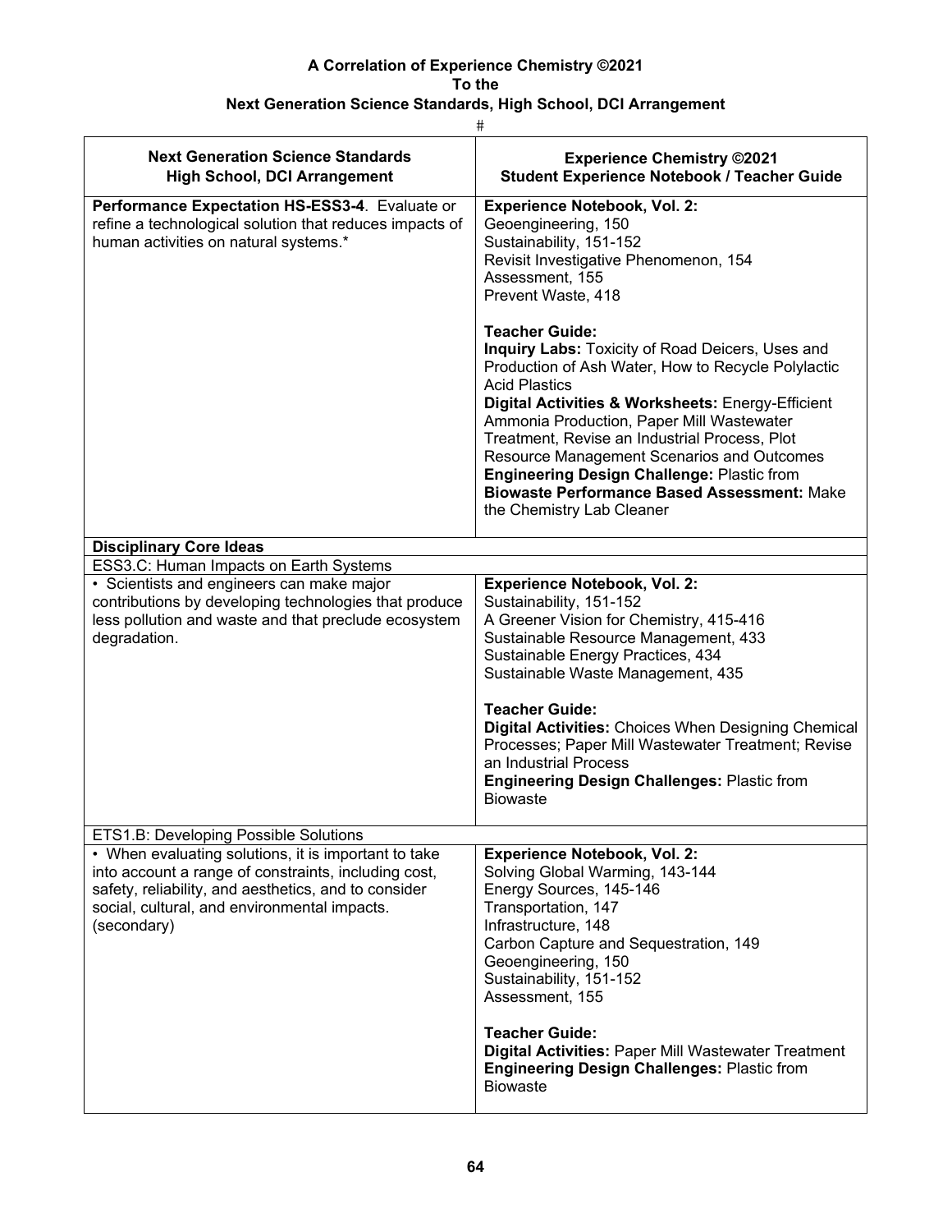**A Correlation of Experience Chemistry ©2021**
**To the**
**Next Generation Science Standards, High School, DCI Arrangement**

#

| Next Generation Science Standards High School, DCI Arrangement | Experience Chemistry ©2021 Student Experience Notebook / Teacher Guide |
|---|---|
| **Performance Expectation HS-ESS3-4**. Evaluate or refine a technological solution that reduces impacts of human activities on natural systems.* | **Experience Notebook, Vol. 2:**<br>Geoengineering, 150<br>Sustainability, 151-152<br>Revisit Investigative Phenomenon, 154<br>Assessment, 155<br>Prevent Waste, 418<br><br>**Teacher Guide:**<br>**Inquiry Labs:** Toxicity of Road Deicers, Uses and Production of Ash Water, How to Recycle Polylactic Acid Plastics<br>**Digital Activities & Worksheets:** Energy-Efficient Ammonia Production, Paper Mill Wastewater Treatment, Revise an Industrial Process, Plot Resource Management Scenarios and Outcomes<br>**Engineering Design Challenge:** Plastic from Biowaste **Performance Based Assessment:** Make the Chemistry Lab Cleaner |
| **Disciplinary Core Ideas** | |
| ESS3.C: Human Impacts on Earth Systems | |
| • Scientists and engineers can make major contributions by developing technologies that produce less pollution and waste and that preclude ecosystem degradation. | **Experience Notebook, Vol. 2:**<br>Sustainability, 151-152<br>A Greener Vision for Chemistry, 415-416<br>Sustainable Resource Management, 433<br>Sustainable Energy Practices, 434<br>Sustainable Waste Management, 435<br><br>**Teacher Guide:**<br>**Digital Activities:** Choices When Designing Chemical Processes; Paper Mill Wastewater Treatment; Revise an Industrial Process<br>**Engineering Design Challenges:** Plastic from Biowaste |
| ETS1.B: Developing Possible Solutions | |
| • When evaluating solutions, it is important to take into account a range of constraints, including cost, safety, reliability, and aesthetics, and to consider social, cultural, and environmental impacts. (secondary) | **Experience Notebook, Vol. 2:**<br>Solving Global Warming, 143-144<br>Energy Sources, 145-146<br>Transportation, 147<br>Infrastructure, 148<br>Carbon Capture and Sequestration, 149<br>Geoengineering, 150<br>Sustainability, 151-152<br>Assessment, 155<br><br>**Teacher Guide:**<br>**Digital Activities:** Paper Mill Wastewater Treatment<br>**Engineering Design Challenges:** Plastic from Biowaste |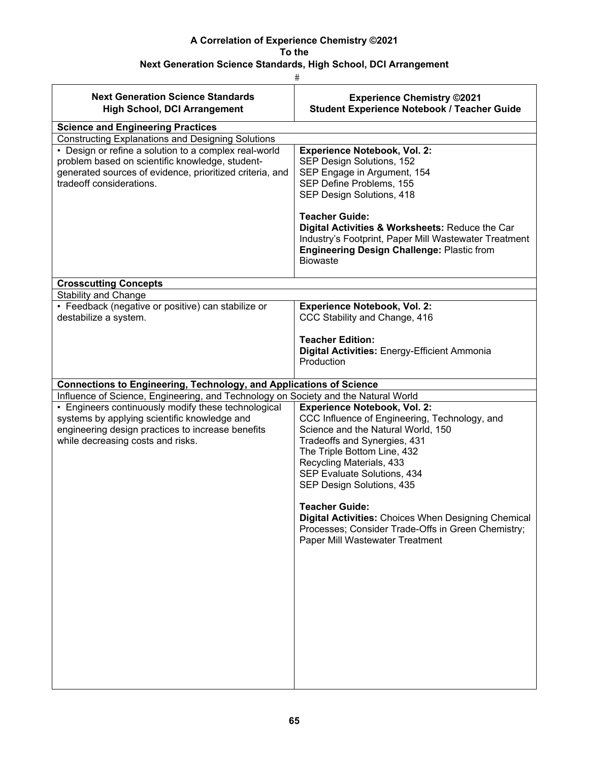**A Correlation of Experience Chemistry ©2021**
**To the**
**Next Generation Science Standards, High School, DCI Arrangement**

#

| Next Generation Science Standards High School, DCI Arrangement | Experience Chemistry ©2021 Student Experience Notebook / Teacher Guide |
|---|---|
| **Science and Engineering Practices** | |
| Constructing Explanations and Designing Solutions | |
| • Design or refine a solution to a complex real-world problem based on scientific knowledge, student-generated sources of evidence, prioritized criteria, and tradeoff considerations. | **Experience Notebook, Vol. 2:**<br>SEP Design Solutions, 152<br>SEP Engage in Argument, 154<br>SEP Define Problems, 155<br>SEP Design Solutions, 418<br><br>**Teacher Guide:**<br>**Digital Activities & Worksheets:** Reduce the Car Industry's Footprint, Paper Mill Wastewater Treatment<br>**Engineering Design Challenge:** Plastic from Biowaste |
| **Crosscutting Concepts** | |
| Stability and Change | |
| • Feedback (negative or positive) can stabilize or destabilize a system. | **Experience Notebook, Vol. 2:**<br>CCC Stability and Change, 416<br><br>**Teacher Edition:**<br>**Digital Activities:** Energy-Efficient Ammonia Production |
| **Connections to Engineering, Technology, and Applications of Science** | |
| Influence of Science, Engineering, and Technology on Society and the Natural World | |
| • Engineers continuously modify these technological systems by applying scientific knowledge and engineering design practices to increase benefits while decreasing costs and risks. | **Experience Notebook, Vol. 2:**<br>CCC Influence of Engineering, Technology, and Science and the Natural World, 150<br>Tradeoffs and Synergies, 431<br>The Triple Bottom Line, 432<br>Recycling Materials, 433<br>SEP Evaluate Solutions, 434<br>SEP Design Solutions, 435<br><br>**Teacher Guide:**<br>**Digital Activities:** Choices When Designing Chemical Processes; Consider Trade-Offs in Green Chemistry; Paper Mill Wastewater Treatment |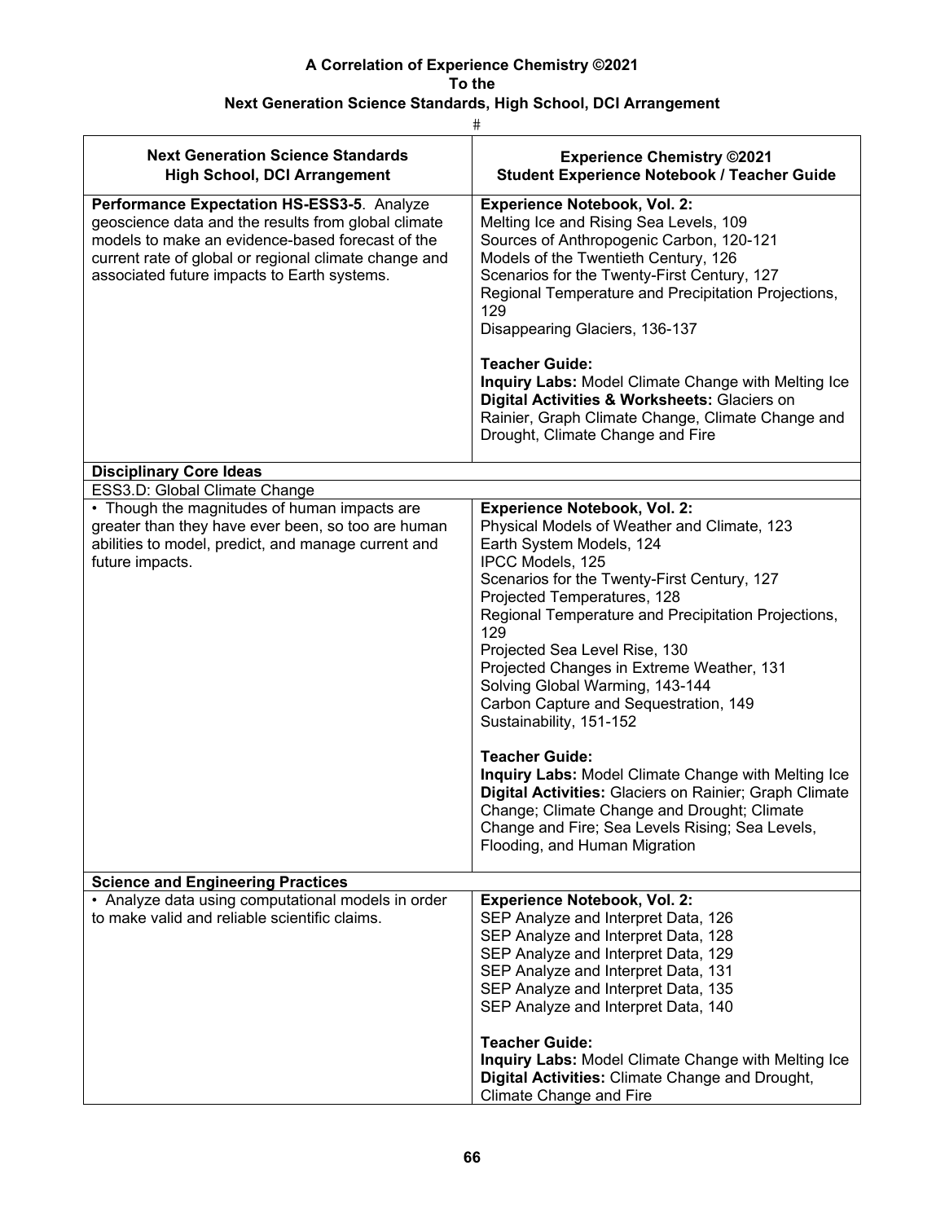**A Correlation of Experience Chemistry ©2021**
**To the**
**Next Generation Science Standards, High School, DCI Arrangement**

#

| Next Generation Science Standards<br>High School, DCI Arrangement | Experience Chemistry ©2021<br>Student Experience Notebook / Teacher Guide |
|---|---|
| **Performance Expectation HS-ESS3-5**. Analyze geoscience data and the results from global climate models to make an evidence-based forecast of the current rate of global or regional climate change and associated future impacts to Earth systems. | **Experience Notebook, Vol. 2:**<br>Melting Ice and Rising Sea Levels, 109<br>Sources of Anthropogenic Carbon, 120-121<br>Models of the Twentieth Century, 126<br>Scenarios for the Twenty-First Century, 127<br>Regional Temperature and Precipitation Projections, 129<br>Disappearing Glaciers, 136-137<br><br>**Teacher Guide:**<br>**Inquiry Labs:** Model Climate Change with Melting Ice<br>**Digital Activities & Worksheets:** Glaciers on Rainier, Graph Climate Change, Climate Change and Drought, Climate Change and Fire |
| **Disciplinary Core Ideas** | |
| ESS3.D: Global Climate Change | |
| • Though the magnitudes of human impacts are greater than they have ever been, so too are human abilities to model, predict, and manage current and future impacts. | **Experience Notebook, Vol. 2:**<br>Physical Models of Weather and Climate, 123<br>Earth System Models, 124<br>IPCC Models, 125<br>Scenarios for the Twenty-First Century, 127<br>Projected Temperatures, 128<br>Regional Temperature and Precipitation Projections, 129<br>Projected Sea Level Rise, 130<br>Projected Changes in Extreme Weather, 131<br>Solving Global Warming, 143-144<br>Carbon Capture and Sequestration, 149<br>Sustainability, 151-152<br><br>**Teacher Guide:**<br>**Inquiry Labs:** Model Climate Change with Melting Ice<br>**Digital Activities:** Glaciers on Rainier; Graph Climate Change; Climate Change and Drought; Climate Change and Fire; Sea Levels Rising; Sea Levels, Flooding, and Human Migration |
| **Science and Engineering Practices** | |
| • Analyze data using computational models in order to make valid and reliable scientific claims. | **Experience Notebook, Vol. 2:**<br>SEP Analyze and Interpret Data, 126<br>SEP Analyze and Interpret Data, 128<br>SEP Analyze and Interpret Data, 129<br>SEP Analyze and Interpret Data, 131<br>SEP Analyze and Interpret Data, 135<br>SEP Analyze and Interpret Data, 140<br><br>**Teacher Guide:**<br>**Inquiry Labs:** Model Climate Change with Melting Ice<br>**Digital Activities:** Climate Change and Drought, Climate Change and Fire |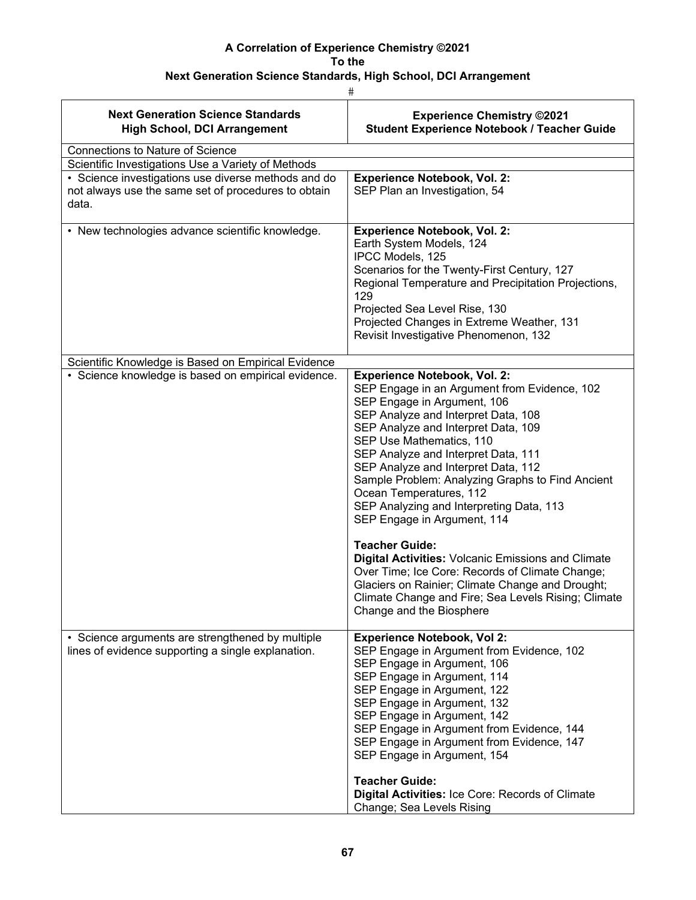**A Correlation of Experience Chemistry ©2021**
**To the**
**Next Generation Science Standards, High School, DCI Arrangement**

#

| Next Generation Science Standards High School, DCI Arrangement | Experience Chemistry ©2021 Student Experience Notebook / Teacher Guide |
|---|---|
| Connections to Nature of Science | |
| Scientific Investigations Use a Variety of Methods | |
| • Science investigations use diverse methods and do not always use the same set of procedures to obtain data. | **Experience Notebook, Vol. 2:**<br>SEP Plan an Investigation, 54 |
| • New technologies advance scientific knowledge. | **Experience Notebook, Vol. 2:**<br>Earth System Models, 124<br>IPCC Models, 125<br>Scenarios for the Twenty-First Century, 127<br>Regional Temperature and Precipitation Projections, 129<br>Projected Sea Level Rise, 130<br>Projected Changes in Extreme Weather, 131<br>Revisit Investigative Phenomenon, 132 |
| Scientific Knowledge is Based on Empirical Evidence | |
| • Science knowledge is based on empirical evidence. | **Experience Notebook, Vol. 2:**<br>SEP Engage in an Argument from Evidence, 102<br>SEP Engage in Argument, 106<br>SEP Analyze and Interpret Data, 108<br>SEP Analyze and Interpret Data, 109<br>SEP Use Mathematics, 110<br>SEP Analyze and Interpret Data, 111<br>SEP Analyze and Interpret Data, 112<br>Sample Problem: Analyzing Graphs to Find Ancient Ocean Temperatures, 112<br>SEP Analyzing and Interpreting Data, 113<br>SEP Engage in Argument, 114<br><br>**Teacher Guide:**<br>**Digital Activities:** Volcanic Emissions and Climate Over Time; Ice Core: Records of Climate Change; Glaciers on Rainier; Climate Change and Drought; Climate Change and Fire; Sea Levels Rising; Climate Change and the Biosphere |
| • Science arguments are strengthened by multiple lines of evidence supporting a single explanation. | **Experience Notebook, Vol 2:**<br>SEP Engage in Argument from Evidence, 102<br>SEP Engage in Argument, 106<br>SEP Engage in Argument, 114<br>SEP Engage in Argument, 122<br>SEP Engage in Argument, 132<br>SEP Engage in Argument, 142<br>SEP Engage in Argument from Evidence, 144<br>SEP Engage in Argument from Evidence, 147<br>SEP Engage in Argument, 154<br><br>**Teacher Guide:**<br>**Digital Activities:** Ice Core: Records of Climate Change; Sea Levels Rising |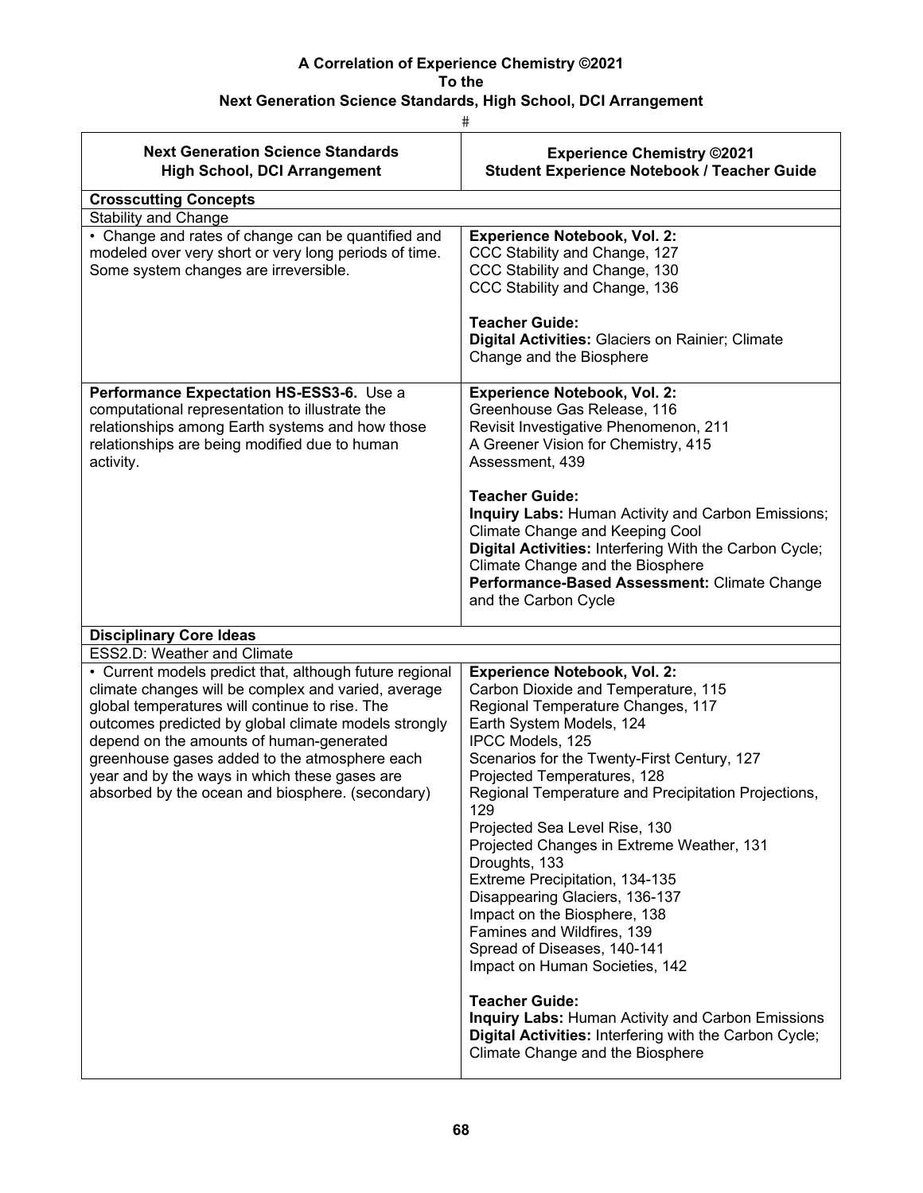**A Correlation of Experience Chemistry ©2021**
**To the**
**Next Generation Science Standards, High School, DCI Arrangement**

#

| Next Generation Science Standards<br>High School, DCI Arrangement | Experience Chemistry ©2021<br>Student Experience Notebook / Teacher Guide |
|---|---|
| **Crosscutting Concepts** | |
| Stability and Change | |
| • Change and rates of change can be quantified and modeled over very short or very long periods of time. Some system changes are irreversible. | **Experience Notebook, Vol. 2:**<br>CCC Stability and Change, 127<br>CCC Stability and Change, 130<br>CCC Stability and Change, 136<br><br>**Teacher Guide:**<br>**Digital Activities:** Glaciers on Rainier; Climate Change and the Biosphere |
| **Performance Expectation HS-ESS3-6.** Use a computational representation to illustrate the relationships among Earth systems and how those relationships are being modified due to human activity. | **Experience Notebook, Vol. 2:**<br>Greenhouse Gas Release, 116<br>Revisit Investigative Phenomenon, 211<br>A Greener Vision for Chemistry, 415<br>Assessment, 439<br><br>**Teacher Guide:**<br>**Inquiry Labs:** Human Activity and Carbon Emissions; Climate Change and Keeping Cool<br>**Digital Activities:** Interfering With the Carbon Cycle; Climate Change and the Biosphere<br>**Performance-Based Assessment:** Climate Change and the Carbon Cycle |
| **Disciplinary Core Ideas** | |
| ESS2.D: Weather and Climate | |
| • Current models predict that, although future regional climate changes will be complex and varied, average global temperatures will continue to rise. The outcomes predicted by global climate models strongly depend on the amounts of human-generated greenhouse gases added to the atmosphere each year and by the ways in which these gases are absorbed by the ocean and biosphere. (secondary) | **Experience Notebook, Vol. 2:**<br>Carbon Dioxide and Temperature, 115<br>Regional Temperature Changes, 117<br>Earth System Models, 124<br>IPCC Models, 125<br>Scenarios for the Twenty-First Century, 127<br>Projected Temperatures, 128<br>Regional Temperature and Precipitation Projections, 129<br>Projected Sea Level Rise, 130<br>Projected Changes in Extreme Weather, 131<br>Droughts, 133<br>Extreme Precipitation, 134-135<br>Disappearing Glaciers, 136-137<br>Impact on the Biosphere, 138<br>Famines and Wildfires, 139<br>Spread of Diseases, 140-141<br>Impact on Human Societies, 142<br><br>**Teacher Guide:**<br>**Inquiry Labs:** Human Activity and Carbon Emissions<br>**Digital Activities:** Interfering with the Carbon Cycle; Climate Change and the Biosphere |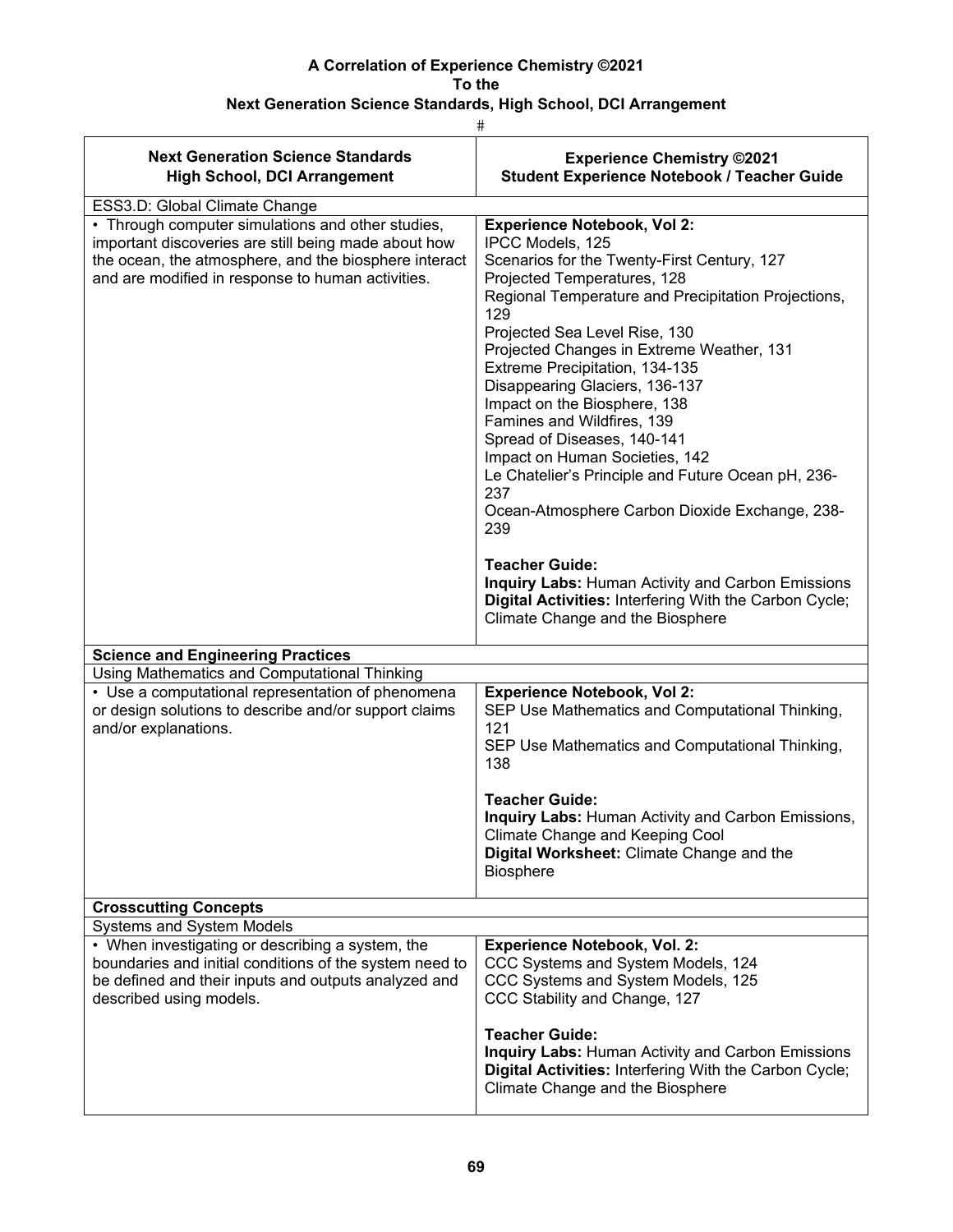**A Correlation of Experience Chemistry ©2021**
**To the**
**Next Generation Science Standards, High School, DCI Arrangement**

#

| Next Generation Science Standards High School, DCI Arrangement | Experience Chemistry ©2021 Student Experience Notebook / Teacher Guide |
|---|---|
| ESS3.D: Global Climate Change | |
| • Through computer simulations and other studies, important discoveries are still being made about how the ocean, the atmosphere, and the biosphere interact and are modified in response to human activities. | **Experience Notebook, Vol 2:**<br>IPCC Models, 125<br>Scenarios for the Twenty-First Century, 127<br>Projected Temperatures, 128<br>Regional Temperature and Precipitation Projections, 129<br>Projected Sea Level Rise, 130<br>Projected Changes in Extreme Weather, 131<br>Extreme Precipitation, 134-135<br>Disappearing Glaciers, 136-137<br>Impact on the Biosphere, 138<br>Famines and Wildfires, 139<br>Spread of Diseases, 140-141<br>Impact on Human Societies, 142<br>Le Chatelier's Principle and Future Ocean pH, 236-237<br>Ocean-Atmosphere Carbon Dioxide Exchange, 238-239<br><br>**Teacher Guide:**<br>**Inquiry Labs:** Human Activity and Carbon Emissions<br>**Digital Activities:** Interfering With the Carbon Cycle; Climate Change and the Biosphere |
| **Science and Engineering Practices** | |
| Using Mathematics and Computational Thinking | |
| • Use a computational representation of phenomena or design solutions to describe and/or support claims and/or explanations. | **Experience Notebook, Vol 2:**<br>SEP Use Mathematics and Computational Thinking, 121<br>SEP Use Mathematics and Computational Thinking, 138<br><br>**Teacher Guide:**<br>**Inquiry Labs:** Human Activity and Carbon Emissions, Climate Change and Keeping Cool<br>**Digital Worksheet:** Climate Change and the Biosphere |
| **Crosscutting Concepts** | |
| Systems and System Models | |
| • When investigating or describing a system, the boundaries and initial conditions of the system need to be defined and their inputs and outputs analyzed and described using models. | **Experience Notebook, Vol. 2:**<br>CCC Systems and System Models, 124<br>CCC Systems and System Models, 125<br>CCC Stability and Change, 127<br><br>**Teacher Guide:**<br>**Inquiry Labs:** Human Activity and Carbon Emissions<br>**Digital Activities:** Interfering With the Carbon Cycle; Climate Change and the Biosphere |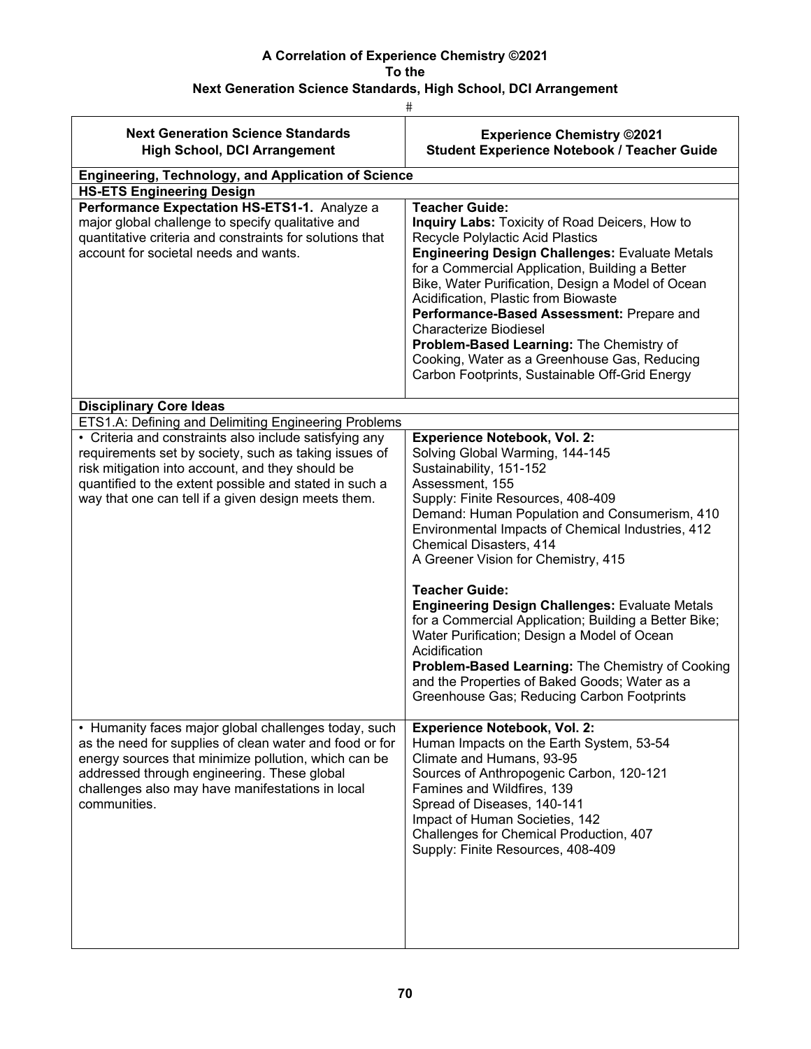**A Correlation of Experience Chemistry ©2021**
**To the**
**Next Generation Science Standards, High School, DCI Arrangement**

#

| Next Generation Science Standards High School, DCI Arrangement | Experience Chemistry ©2021 Student Experience Notebook / Teacher Guide |
|---|---|
| **Engineering, Technology, and Application of Science** | |
| **HS-ETS Engineering Design** | |
| **Performance Expectation HS-ETS1-1.** Analyze a major global challenge to specify qualitative and quantitative criteria and constraints for solutions that account for societal needs and wants. | **Teacher Guide:**<br>**Inquiry Labs:** Toxicity of Road Deicers, How to Recycle Polylactic Acid Plastics<br>**Engineering Design Challenges:** Evaluate Metals for a Commercial Application, Building a Better Bike, Water Purification, Design a Model of Ocean Acidification, Plastic from Biowaste<br>**Performance-Based Assessment:** Prepare and Characterize Biodiesel<br>**Problem-Based Learning:** The Chemistry of Cooking, Water as a Greenhouse Gas, Reducing Carbon Footprints, Sustainable Off-Grid Energy |
| **Disciplinary Core Ideas** | |
| ETS1.A: Defining and Delimiting Engineering Problems | |
| • Criteria and constraints also include satisfying any requirements set by society, such as taking issues of risk mitigation into account, and they should be quantified to the extent possible and stated in such a way that one can tell if a given design meets them. | **Experience Notebook, Vol. 2:**<br>Solving Global Warming, 144-145<br>Sustainability, 151-152<br>Assessment, 155<br>Supply: Finite Resources, 408-409<br>Demand: Human Population and Consumerism, 410<br>Environmental Impacts of Chemical Industries, 412<br>Chemical Disasters, 414<br>A Greener Vision for Chemistry, 415<br><br>**Teacher Guide:**<br>**Engineering Design Challenges:** Evaluate Metals for a Commercial Application; Building a Better Bike; Water Purification; Design a Model of Ocean Acidification<br>**Problem-Based Learning:** The Chemistry of Cooking and the Properties of Baked Goods; Water as a Greenhouse Gas; Reducing Carbon Footprints |
| • Humanity faces major global challenges today, such as the need for supplies of clean water and food or for energy sources that minimize pollution, which can be addressed through engineering. These global challenges also may have manifestations in local communities. | **Experience Notebook, Vol. 2:**<br>Human Impacts on the Earth System, 53-54<br>Climate and Humans, 93-95<br>Sources of Anthropogenic Carbon, 120-121<br>Famines and Wildfires, 139<br>Spread of Diseases, 140-141<br>Impact of Human Societies, 142<br>Challenges for Chemical Production, 407<br>Supply: Finite Resources, 408-409 |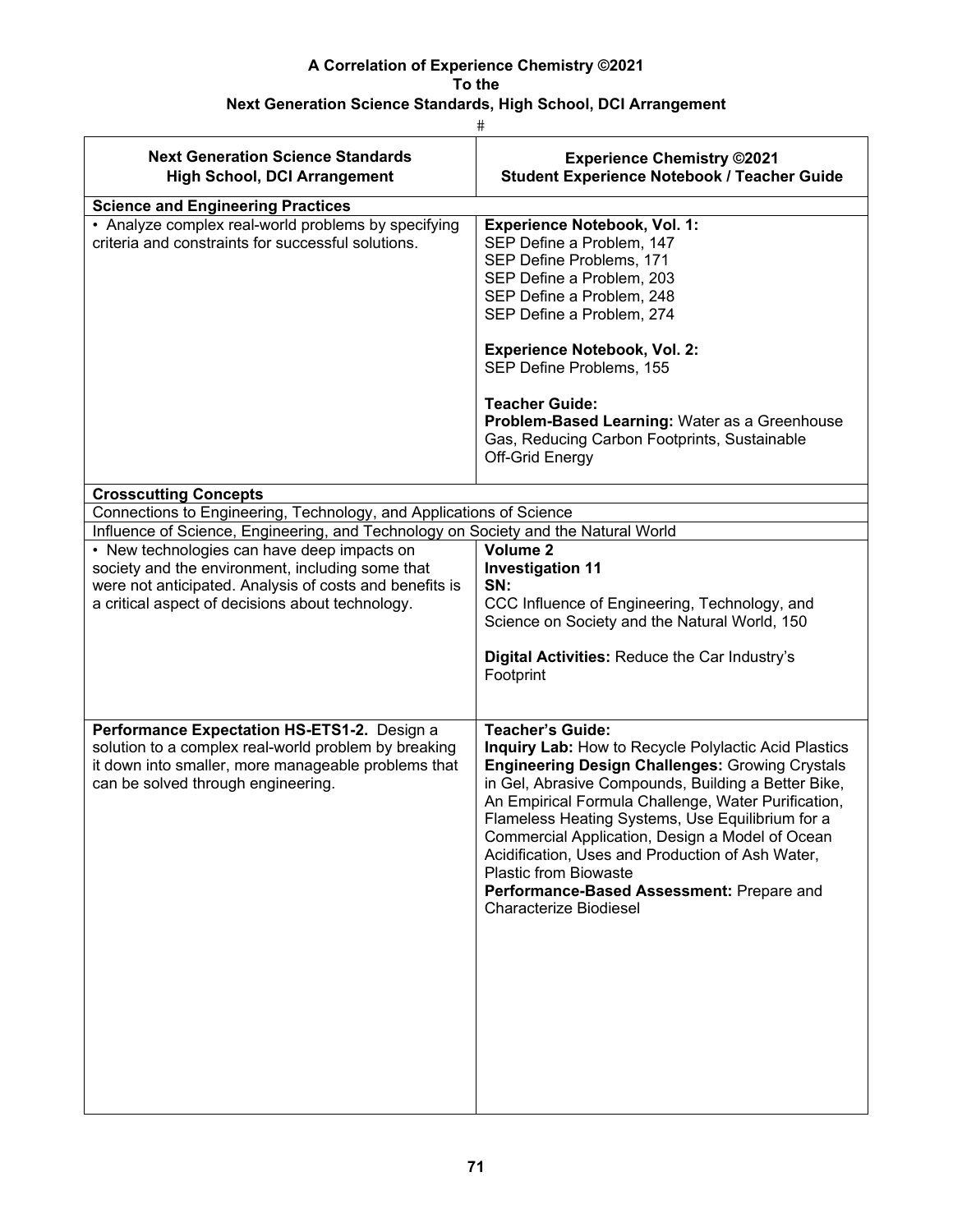**A Correlation of Experience Chemistry ©2021**
**To the**
**Next Generation Science Standards, High School, DCI Arrangement**

#

| Next Generation Science Standards<br>High School, DCI Arrangement | Experience Chemistry ©2021<br>Student Experience Notebook / Teacher Guide |
|---|---|
| **Science and Engineering Practices** | |
| • Analyze complex real-world problems by specifying criteria and constraints for successful solutions. | **Experience Notebook, Vol. 1:**<br>SEP Define a Problem, 147<br>SEP Define Problems, 171<br>SEP Define a Problem, 203<br>SEP Define a Problem, 248<br>SEP Define a Problem, 274<br><br>**Experience Notebook, Vol. 2:**<br>SEP Define Problems, 155<br><br>**Teacher Guide:**<br>**Problem-Based Learning:** Water as a Greenhouse Gas, Reducing Carbon Footprints, Sustainable Off-Grid Energy |
| **Crosscutting Concepts** | |
| Connections to Engineering, Technology, and Applications of Science | |
| Influence of Science, Engineering, and Technology on Society and the Natural World | |
| • New technologies can have deep impacts on society and the environment, including some that were not anticipated. Analysis of costs and benefits is a critical aspect of decisions about technology. | **Volume 2**<br>**Investigation 11**<br>**SN:**<br>CCC Influence of Engineering, Technology, and Science on Society and the Natural World, 150<br><br>**Digital Activities:** Reduce the Car Industry's Footprint |
| **Performance Expectation HS-ETS1-2.** Design a solution to a complex real-world problem by breaking it down into smaller, more manageable problems that can be solved through engineering. | **Teacher's Guide:**<br>**Inquiry Lab:** How to Recycle Polylactic Acid Plastics<br>**Engineering Design Challenges:** Growing Crystals in Gel, Abrasive Compounds, Building a Better Bike, An Empirical Formula Challenge, Water Purification, Flameless Heating Systems, Use Equilibrium for a Commercial Application, Design a Model of Ocean Acidification, Uses and Production of Ash Water, Plastic from Biowaste<br>**Performance-Based Assessment:** Prepare and Characterize Biodiesel |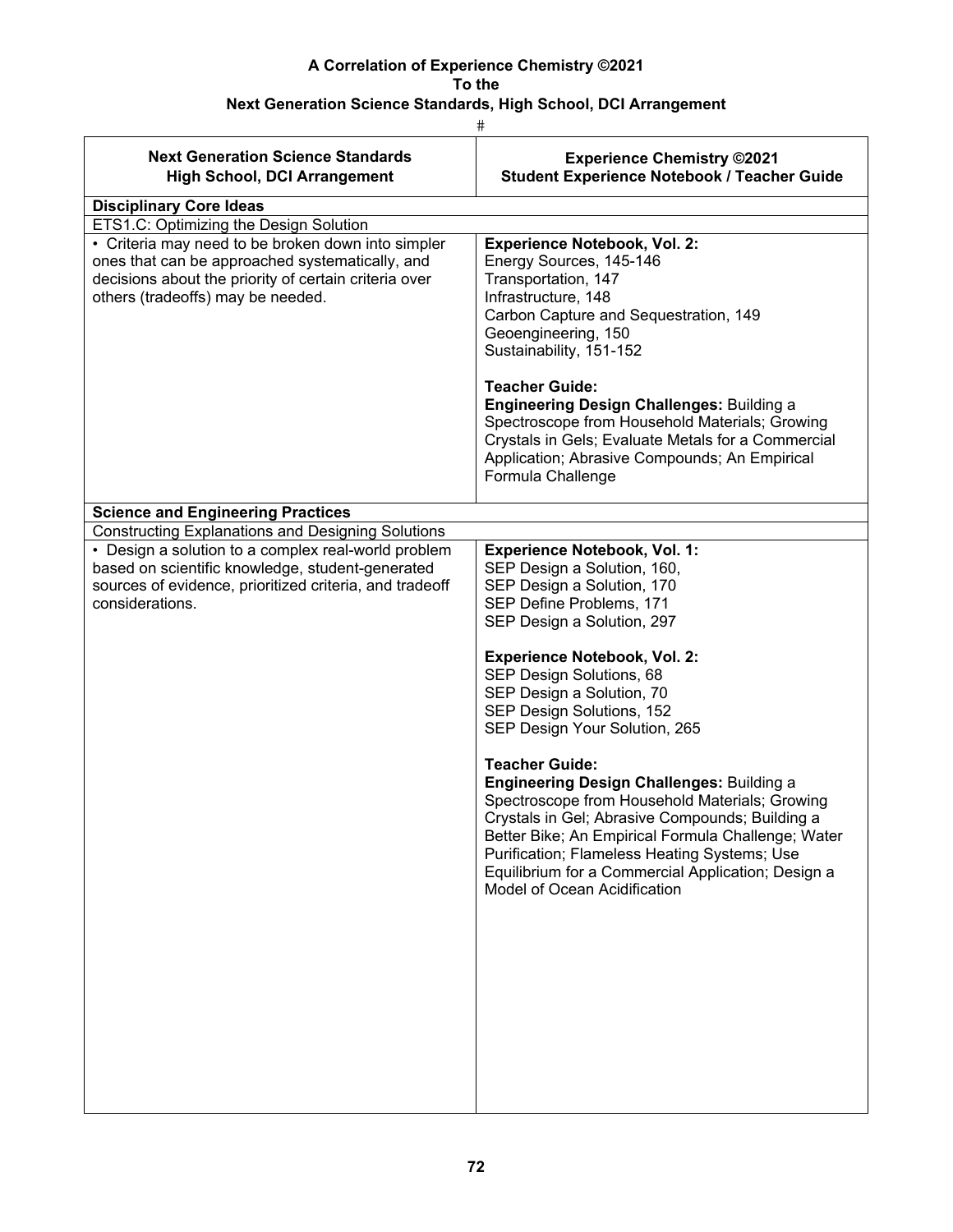**A Correlation of Experience Chemistry ©2021**
**To the**
**Next Generation Science Standards, High School, DCI Arrangement**

#

| Next Generation Science Standards High School, DCI Arrangement | Experience Chemistry ©2021 Student Experience Notebook / Teacher Guide |
|---|---|
| **Disciplinary Core Ideas** | |
| ETS1.C: Optimizing the Design Solution | |
| • Criteria may need to be broken down into simpler ones that can be approached systematically, and decisions about the priority of certain criteria over others (tradeoffs) may be needed. | **Experience Notebook, Vol. 2:**<br>Energy Sources, 145-146<br>Transportation, 147<br>Infrastructure, 148<br>Carbon Capture and Sequestration, 149<br>Geoengineering, 150<br>Sustainability, 151-152<br><br>**Teacher Guide:**<br>**Engineering Design Challenges:** Building a Spectroscope from Household Materials; Growing Crystals in Gels; Evaluate Metals for a Commercial Application; Abrasive Compounds; An Empirical Formula Challenge |
| **Science and Engineering Practices** | |
| Constructing Explanations and Designing Solutions | |
| • Design a solution to a complex real-world problem based on scientific knowledge, student-generated sources of evidence, prioritized criteria, and tradeoff considerations. | **Experience Notebook, Vol. 1:**<br>SEP Design a Solution, 160,<br>SEP Design a Solution, 170<br>SEP Define Problems, 171<br>SEP Design a Solution, 297<br><br>**Experience Notebook, Vol. 2:**<br>SEP Design Solutions, 68<br>SEP Design a Solution, 70<br>SEP Design Solutions, 152<br>SEP Design Your Solution, 265<br><br>**Teacher Guide:**<br>**Engineering Design Challenges:** Building a Spectroscope from Household Materials; Growing Crystals in Gel; Abrasive Compounds; Building a Better Bike; An Empirical Formula Challenge; Water Purification; Flameless Heating Systems; Use Equilibrium for a Commercial Application; Design a Model of Ocean Acidification |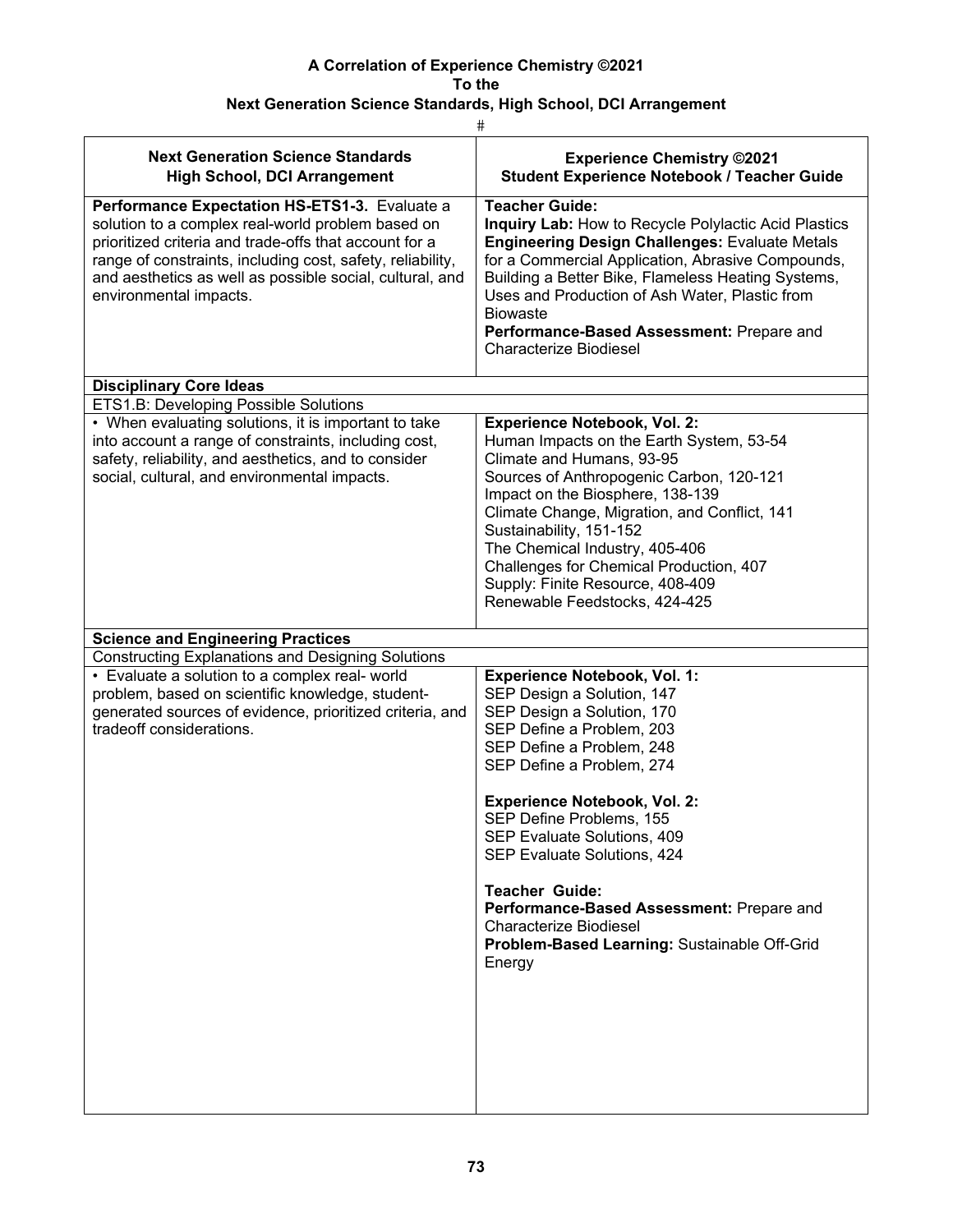**A Correlation of Experience Chemistry ©2021**
**To the**
**Next Generation Science Standards, High School, DCI Arrangement**

| Next Generation Science Standards<br>High School, DCI Arrangement | Experience Chemistry ©2021<br>Student Experience Notebook / Teacher Guide |
|---|---|
| **Performance Expectation HS-ETS1-3.** Evaluate a solution to a complex real-world problem based on prioritized criteria and trade-offs that account for a range of constraints, including cost, safety, reliability, and aesthetics as well as possible social, cultural, and environmental impacts. | **Teacher Guide:**<br>**Inquiry Lab:** How to Recycle Polylactic Acid Plastics<br>**Engineering Design Challenges:** Evaluate Metals for a Commercial Application, Abrasive Compounds, Building a Better Bike, Flameless Heating Systems, Uses and Production of Ash Water, Plastic from Biowaste<br>**Performance-Based Assessment:** Prepare and Characterize Biodiesel |
| **Disciplinary Core Ideas** | |
| ETS1.B: Developing Possible Solutions | |
| • When evaluating solutions, it is important to take into account a range of constraints, including cost, safety, reliability, and aesthetics, and to consider social, cultural, and environmental impacts. | **Experience Notebook, Vol. 2:**<br>Human Impacts on the Earth System, 53-54<br>Climate and Humans, 93-95<br>Sources of Anthropogenic Carbon, 120-121<br>Impact on the Biosphere, 138-139<br>Climate Change, Migration, and Conflict, 141<br>Sustainability, 151-152<br>The Chemical Industry, 405-406<br>Challenges for Chemical Production, 407<br>Supply: Finite Resource, 408-409<br>Renewable Feedstocks, 424-425 |
| **Science and Engineering Practices** | |
| Constructing Explanations and Designing Solutions | |
| • Evaluate a solution to a complex real- world problem, based on scientific knowledge, student-generated sources of evidence, prioritized criteria, and tradeoff considerations. | **Experience Notebook, Vol. 1:**<br>SEP Design a Solution, 147<br>SEP Design a Solution, 170<br>SEP Define a Problem, 203<br>SEP Define a Problem, 248<br>SEP Define a Problem, 274<br><br>**Experience Notebook, Vol. 2:**<br>SEP Define Problems, 155<br>SEP Evaluate Solutions, 409<br>SEP Evaluate Solutions, 424<br><br>**Teacher Guide:**<br>**Performance-Based Assessment:** Prepare and Characterize Biodiesel<br>**Problem-Based Learning:** Sustainable Off-Grid Energy |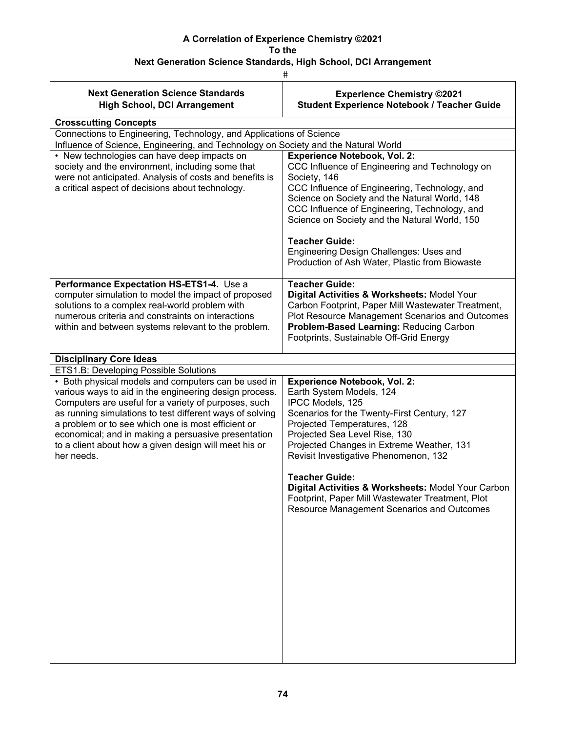**A Correlation of Experience Chemistry ©2021**
**To the**
**Next Generation Science Standards, High School, DCI Arrangement**

#

| Next Generation Science Standards<br>High School, DCI Arrangement | Experience Chemistry ©2021<br>Student Experience Notebook / Teacher Guide |
|---|---|
| **Crosscutting Concepts** | |
| Connections to Engineering, Technology, and Applications of Science | |
| Influence of Science, Engineering, and Technology on Society and the Natural World | |
| • New technologies can have deep impacts on society and the environment, including some that were not anticipated. Analysis of costs and benefits is a critical aspect of decisions about technology. | **Experience Notebook, Vol. 2:**<br>CCC Influence of Engineering and Technology on Society, 146<br>CCC Influence of Engineering, Technology, and Science on Society and the Natural World, 148<br>CCC Influence of Engineering, Technology, and Science on Society and the Natural World, 150<br><br>**Teacher Guide:**<br>Engineering Design Challenges: Uses and Production of Ash Water, Plastic from Biowaste |
| **Performance Expectation HS-ETS1-4.** Use a computer simulation to model the impact of proposed solutions to a complex real-world problem with numerous criteria and constraints on interactions within and between systems relevant to the problem. | **Teacher Guide:**<br>**Digital Activities & Worksheets:** Model Your Carbon Footprint, Paper Mill Wastewater Treatment, Plot Resource Management Scenarios and Outcomes<br>**Problem-Based Learning:** Reducing Carbon Footprints, Sustainable Off-Grid Energy |
| **Disciplinary Core Ideas** | |
| ETS1.B: Developing Possible Solutions | |
| • Both physical models and computers can be used in various ways to aid in the engineering design process. Computers are useful for a variety of purposes, such as running simulations to test different ways of solving a problem or to see which one is most efficient or economical; and in making a persuasive presentation to a client about how a given design will meet his or her needs. | **Experience Notebook, Vol. 2:**<br>Earth System Models, 124<br>IPCC Models, 125<br>Scenarios for the Twenty-First Century, 127<br>Projected Temperatures, 128<br>Projected Sea Level Rise, 130<br>Projected Changes in Extreme Weather, 131<br>Revisit Investigative Phenomenon, 132<br><br>**Teacher Guide:**<br>**Digital Activities & Worksheets:** Model Your Carbon Footprint, Paper Mill Wastewater Treatment, Plot Resource Management Scenarios and Outcomes |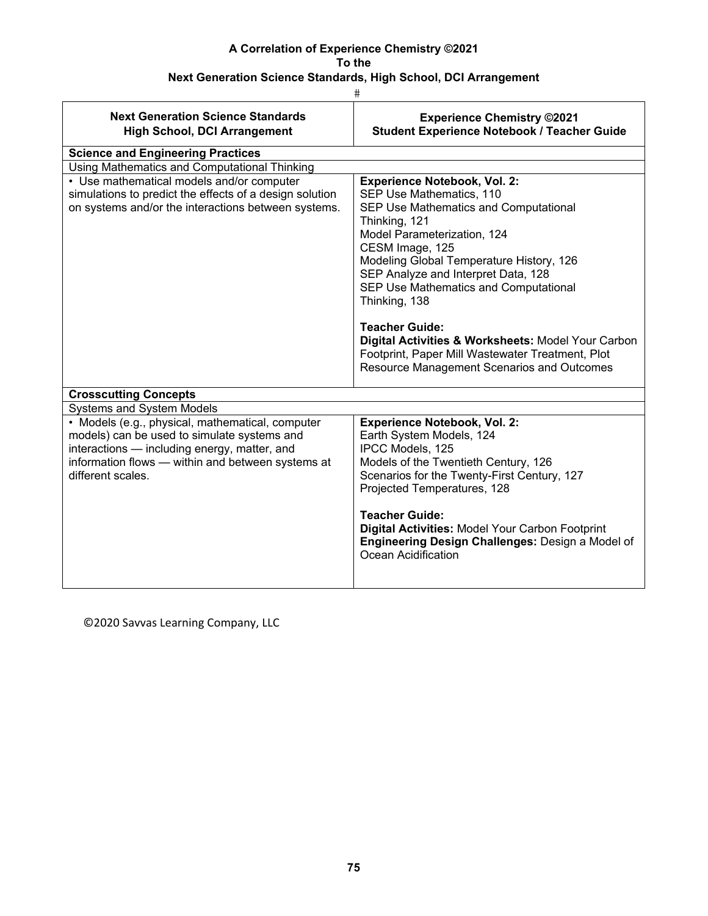**A Correlation of Experience Chemistry ©2021**
**To the**
**Next Generation Science Standards, High School, DCI Arrangement**

#

| Next Generation Science Standards<br>High School, DCI Arrangement | Experience Chemistry ©2021<br>Student Experience Notebook / Teacher Guide |
|---|---|
| **Science and Engineering Practices** | |
| Using Mathematics and Computational Thinking | |
| • Use mathematical models and/or computer simulations to predict the effects of a design solution on systems and/or the interactions between systems. | **Experience Notebook, Vol. 2:**<br>SEP Use Mathematics, 110<br>SEP Use Mathematics and Computational Thinking, 121<br>Model Parameterization, 124<br>CESM Image, 125<br>Modeling Global Temperature History, 126<br>SEP Analyze and Interpret Data, 128<br>SEP Use Mathematics and Computational Thinking, 138<br><br>**Teacher Guide:**<br>**Digital Activities & Worksheets:** Model Your Carbon Footprint, Paper Mill Wastewater Treatment, Plot Resource Management Scenarios and Outcomes |
| **Crosscutting Concepts** | |
| Systems and System Models | |
| • Models (e.g., physical, mathematical, computer models) can be used to simulate systems and interactions — including energy, matter, and information flows — within and between systems at different scales. | **Experience Notebook, Vol. 2:**<br>Earth System Models, 124<br>IPCC Models, 125<br>Models of the Twentieth Century, 126<br>Scenarios for the Twenty-First Century, 127<br>Projected Temperatures, 128<br><br>**Teacher Guide:**<br>**Digital Activities:** Model Your Carbon Footprint<br>**Engineering Design Challenges:** Design a Model of Ocean Acidification |

©2020 Savvas Learning Company, LLC